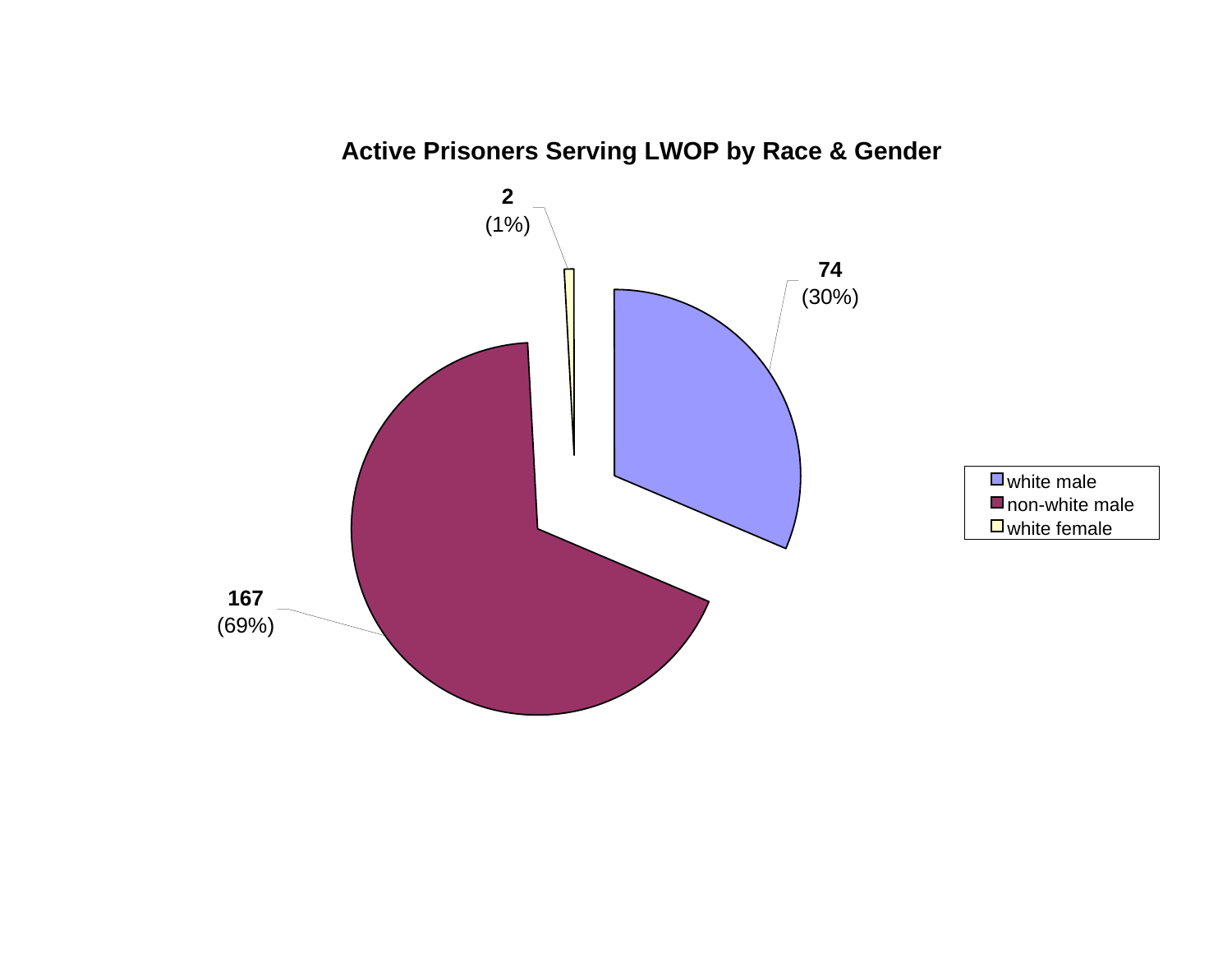## Active Prisoners Serving LWOP by Race & Gender

| Category | Count | Percent |
|---|---|---|
| white male | 74 | (30%) |
| non-white male | 167 | (69%) |
| white female | 2 | (1%) |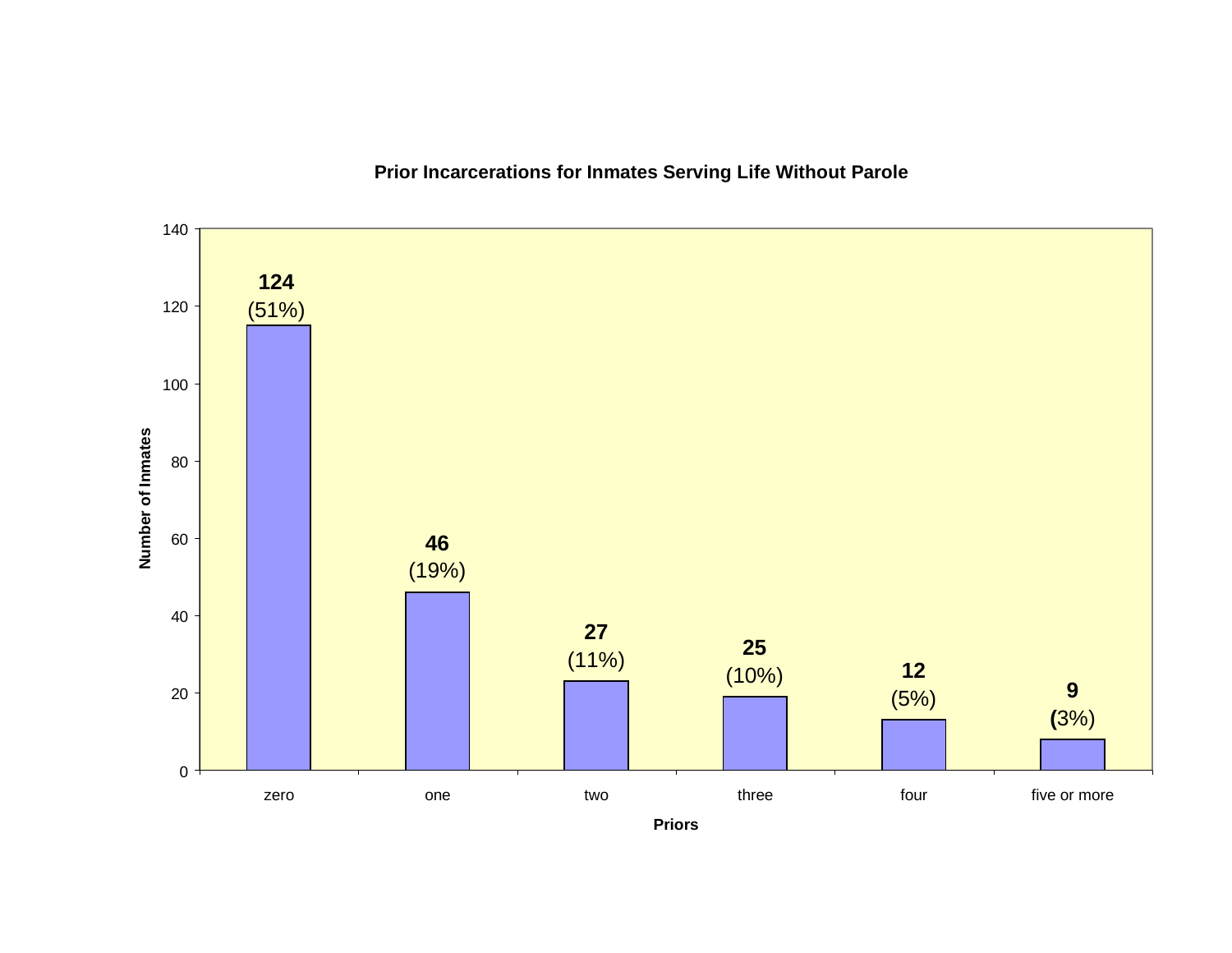**Prior Incarcerations for Inmates Serving Life Without Parole**

| Priors | Number of Inmates | Percent |
|---|---|---|
| zero | 124 | (51%) |
| one | 46 | (19%) |
| two | 27 | (11%) |
| three | 25 | (10%) |
| four | 12 | (5%) |
| five or more | 9 | (3%) |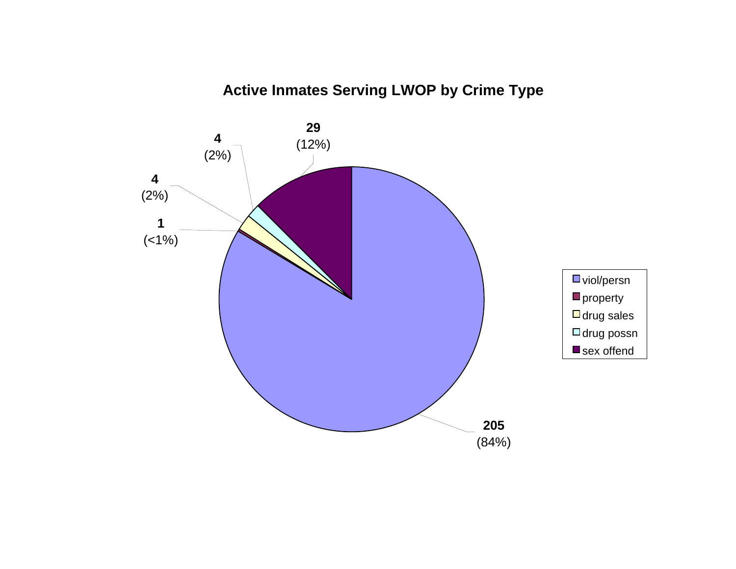## Active Inmates Serving LWOP by Crime Type

| Crime Type | Count | Percent |
|---|---|---|
| viol/persn | 205 | (84%) |
| property | 1 | (<1%) |
| drug sales | 4 | (2%) |
| drug possn | 4 | (2%) |
| sex offend | 29 | (12%) |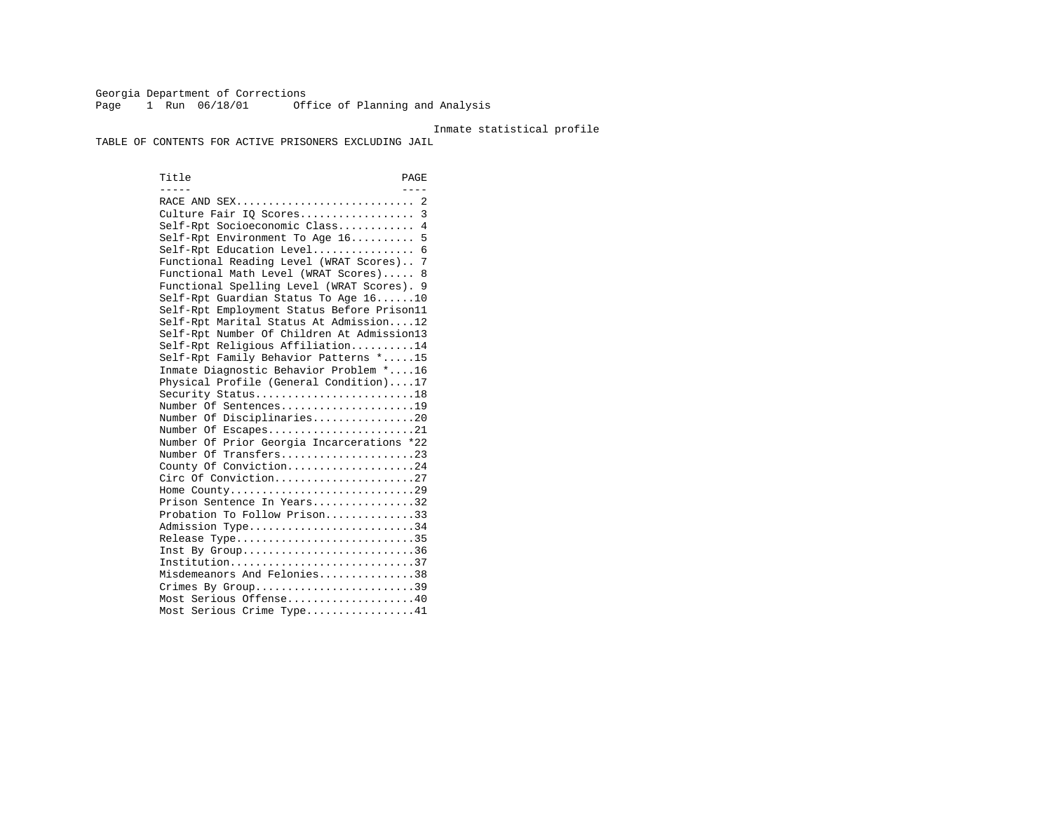Georgia Department of Corrections
Office of Planning and Analysis

Inmate statistical profile

# TABLE OF CONTENTS FOR ACTIVE PRISONERS EXCLUDING JAIL

| Title | PAGE |
|---|---|
| RACE AND SEX | 2 |
| Culture Fair IQ Scores | 3 |
| Self-Rpt Socioeconomic Class | 4 |
| Self-Rpt Environment To Age 16 | 5 |
| Self-Rpt Education Level | 6 |
| Functional Reading Level (WRAT Scores) | 7 |
| Functional Math Level (WRAT Scores) | 8 |
| Functional Spelling Level (WRAT Scores) | 9 |
| Self-Rpt Guardian Status To Age 16 | 10 |
| Self-Rpt Employment Status Before Prison | 11 |
| Self-Rpt Marital Status At Admission | 12 |
| Self-Rpt Number Of Children At Admission | 13 |
| Self-Rpt Religious Affiliation | 14 |
| Self-Rpt Family Behavior Patterns * | 15 |
| Inmate Diagnostic Behavior Problem * | 16 |
| Physical Profile (General Condition) | 17 |
| Security Status | 18 |
| Number Of Sentences | 19 |
| Number Of Disciplinaries | 20 |
| Number Of Escapes | 21 |
| Number Of Prior Georgia Incarcerations * | 22 |
| Number Of Transfers | 23 |
| County Of Conviction | 24 |
| Circ Of Conviction | 27 |
| Home County | 29 |
| Prison Sentence In Years | 32 |
| Probation To Follow Prison | 33 |
| Admission Type | 34 |
| Release Type | 35 |
| Inst By Group | 36 |
| Institution | 37 |
| Misdemeanors And Felonies | 38 |
| Crimes By Group | 39 |
| Most Serious Offense | 40 |
| Most Serious Crime Type | 41 |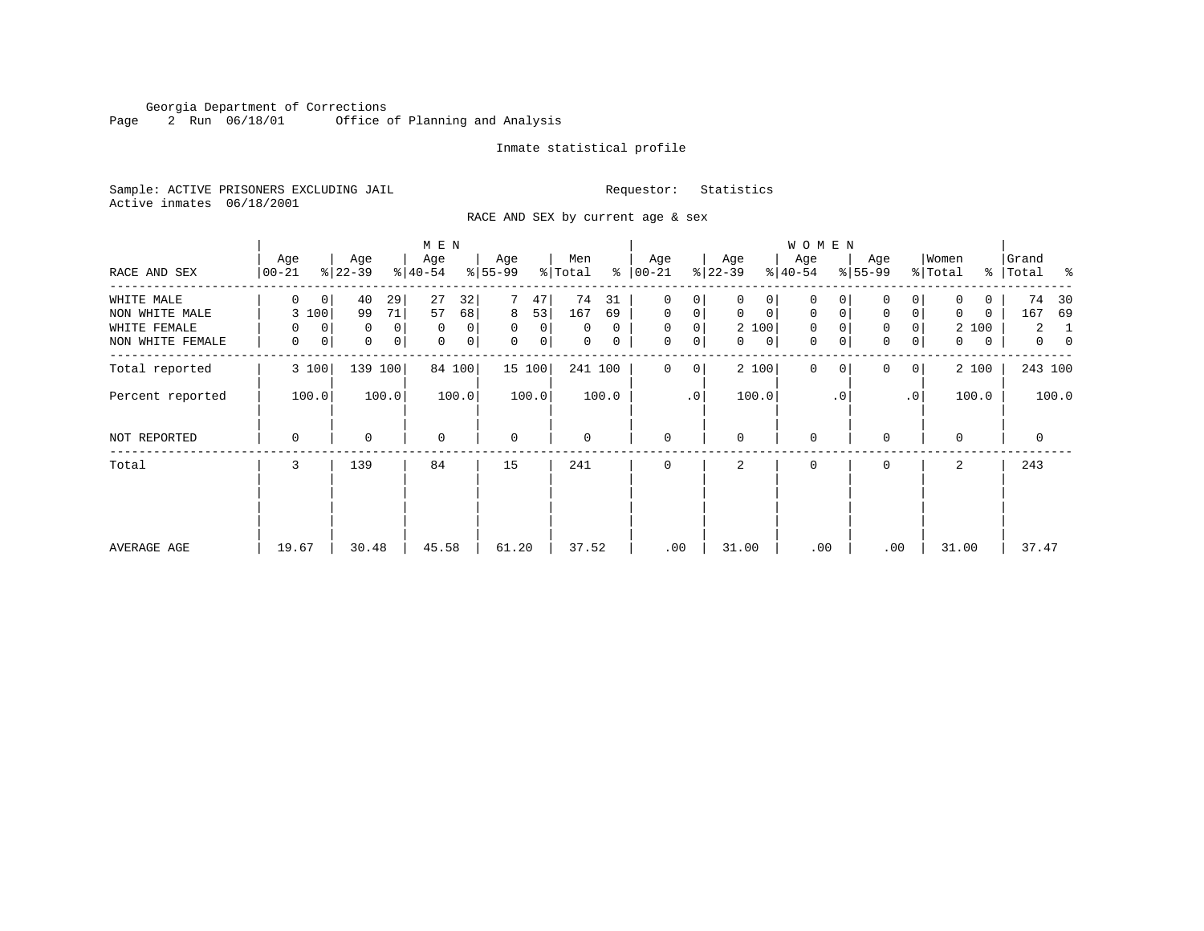Georgia Department of Corrections
Office of Planning and Analysis

Inmate statistical profile

Sample: ACTIVE PRISONERS EXCLUDING JAIL

Requestor: Statistics

Active inmates 06/18/2001

RACE AND SEX by current age & sex

| RACE AND SEX | MEN Age 00-21 | % | MEN Age 22-39 | % | MEN Age 40-54 | % | MEN Age 55-99 | % | Men Total | % | WOMEN Age 00-21 | % | WOMEN Age 22-39 | % | WOMEN Age 40-54 | % | WOMEN Age 55-99 | % | Women Total | % | Grand Total | % |
|---|---|---|---|---|---|---|---|---|---|---|---|---|---|---|---|---|---|---|---|---|---|---|
| WHITE MALE | 0 | 0 | 40 | 29 | 27 | 32 | 7 | 47 | 74 | 31 | 0 | 0 | 0 | 0 | 0 | 0 | 0 | 0 | 0 | 0 | 74 | 30 |
| NON WHITE MALE | 3 | 100 | 99 | 71 | 57 | 68 | 8 | 53 | 167 | 69 | 0 | 0 | 0 | 0 | 0 | 0 | 0 | 0 | 0 | 0 | 167 | 69 |
| WHITE FEMALE | 0 | 0 | 0 | 0 | 0 | 0 | 0 | 0 | 0 | 0 | 0 | 0 | 2 | 100 | 0 | 0 | 0 | 0 | 2 | 100 | 2 | 1 |
| NON WHITE FEMALE | 0 | 0 | 0 | 0 | 0 | 0 | 0 | 0 | 0 | 0 | 0 | 0 | 0 | 0 | 0 | 0 | 0 | 0 | 0 | 0 | 0 | 0 |
| Total reported | 3 | 100 | 139 | 100 | 84 | 100 | 15 | 100 | 241 | 100 | 0 | 0 | 2 | 100 | 0 | 0 | 0 | 0 | 2 | 100 | 243 | 100 |
| Percent reported | | 100.0 | | 100.0 | | 100.0 | | 100.0 | | 100.0 | | .0 | | 100.0 | | .0 | | .0 | | 100.0 | | 100.0 |
| NOT REPORTED | 0 | | 0 | | 0 | | 0 | | 0 | | 0 | | 0 | | 0 | | 0 | | 0 | | 0 | |
| Total | 3 | | 139 | | 84 | | 15 | | 241 | | 0 | | 2 | | 0 | | 0 | | 2 | | 243 | |
| AVERAGE AGE | 19.67 | | 30.48 | | 45.58 | | 61.20 | | 37.52 | | .00 | | 31.00 | | .00 | | .00 | | 31.00 | | 37.47 | |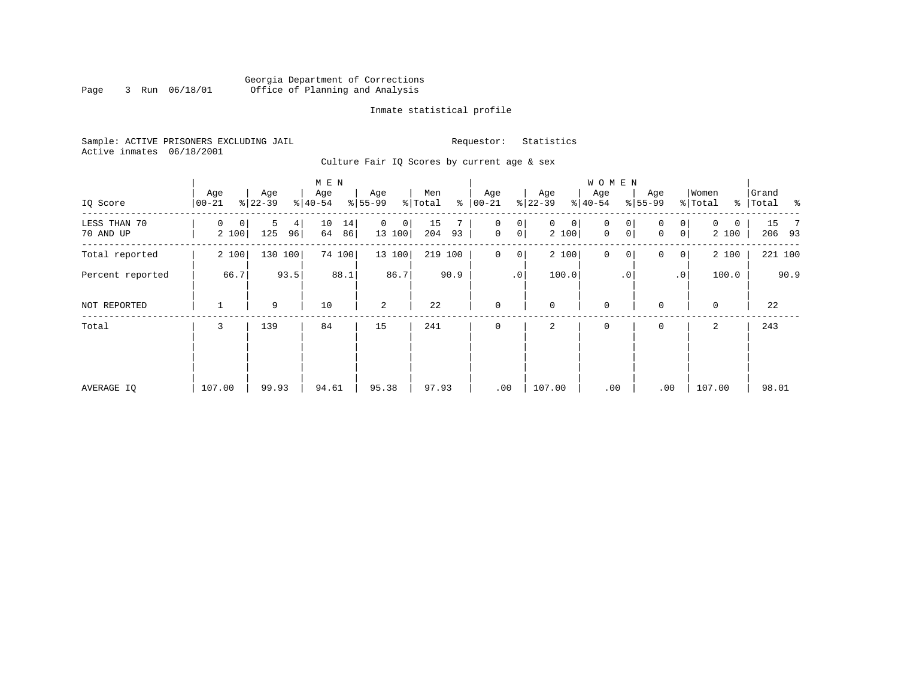Georgia Department of Corrections
Office of Planning and Analysis

Inmate statistical profile

Sample: ACTIVE PRISONERS EXCLUDING JAIL    Requestor: Statistics
Active inmates 06/18/2001

Culture Fair IQ Scores by current age & sex

| IQ Score | MEN Age 00-21 | % | Age 22-39 | % | Age 40-54 | % | Age 55-99 | % | Men Total | % | WOMEN Age 00-21 | % | Age 22-39 | % | Age 40-54 | % | Age 55-99 | % | Women Total | % | Grand Total | % |
|---|---|---|---|---|---|---|---|---|---|---|---|---|---|---|---|---|---|---|---|---|---|---|
| LESS THAN 70 | 0 | 0 | 5 | 4 | 10 | 14 | 0 | 0 | 15 | 7 | 0 | 0 | 0 | 0 | 0 | 0 | 0 | 0 | 0 | 0 | 15 | 7 |
| 70 AND UP | 2 | 100 | 125 | 96 | 64 | 86 | 13 | 100 | 204 | 93 | 0 | 0 | 2 | 100 | 0 | 0 | 0 | 0 | 2 | 100 | 206 | 93 |
| Total reported | 2 | 100 | 130 | 100 | 74 | 100 | 13 | 100 | 219 | 100 | 0 | 0 | 2 | 100 | 0 | 0 | 0 | 0 | 2 | 100 | 221 | 100 |
| Percent reported | | 66.7 | | 93.5 | | 88.1 | | 86.7 | | 90.9 | | .0 | | 100.0 | | .0 | | .0 | | 100.0 | | 90.9 |
| NOT REPORTED | 1 | | 9 | | 10 | | 2 | | 22 | | 0 | | 0 | | 0 | | 0 | | 0 | | 22 | |
| Total | 3 | | 139 | | 84 | | 15 | | 241 | | 0 | | 2 | | 0 | | 0 | | 2 | | 243 | |
| AVERAGE IQ | 107.00 | | 99.93 | | 94.61 | | 95.38 | | 97.93 | | .00 | | 107.00 | | .00 | | .00 | | 107.00 | | 98.01 | |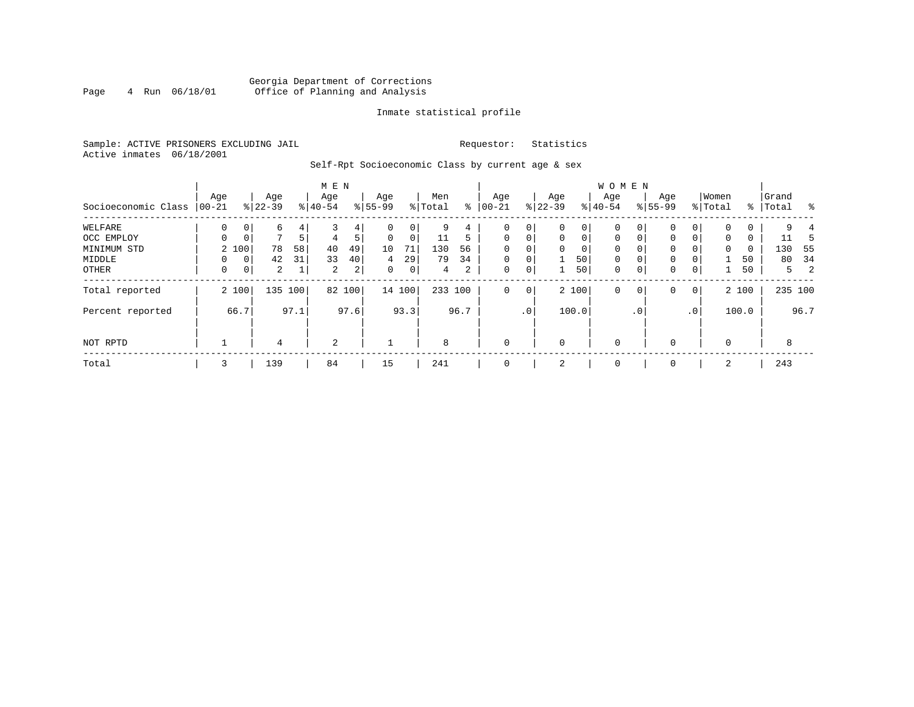Georgia Department of Corrections
Office of Planning and Analysis

Inmate statistical profile

Sample: ACTIVE PRISONERS EXCLUDING JAIL　　　　Requestor: Statistics
Active inmates 06/18/2001

Self-Rpt Socioeconomic Class by current age & sex

| | MEN | | | | | | | | | | WOMEN | | | | | | | | | | | |
|---|---|---|---|---|---|---|---|---|---|---|---|---|---|---|---|---|---|---|---|---|---|---|
| Socioeconomic Class | Age 00-21 | % | Age 22-39 | % | Age 40-54 | % | Age 55-99 | % | Men Total | % | Age 00-21 | % | Age 22-39 | % | Age 40-54 | % | Age 55-99 | % | Women Total | % | Grand Total | % |
| WELFARE | 0 | 0 | 6 | 4 | 3 | 4 | 0 | 0 | 9 | 4 | 0 | 0 | 0 | 0 | 0 | 0 | 0 | 0 | 0 | 0 | 9 | 4 |
| OCC EMPLOY | 0 | 0 | 7 | 5 | 4 | 5 | 0 | 0 | 11 | 5 | 0 | 0 | 0 | 0 | 0 | 0 | 0 | 0 | 0 | 0 | 11 | 5 |
| MINIMUM STD | 2 | 100 | 78 | 58 | 40 | 49 | 10 | 71 | 130 | 56 | 0 | 0 | 0 | 0 | 0 | 0 | 0 | 0 | 0 | 0 | 130 | 55 |
| MIDDLE | 0 | 0 | 42 | 31 | 33 | 40 | 4 | 29 | 79 | 34 | 0 | 0 | 1 | 50 | 0 | 0 | 0 | 0 | 1 | 50 | 80 | 34 |
| OTHER | 0 | 0 | 2 | 1 | 2 | 2 | 0 | 0 | 4 | 2 | 0 | 0 | 1 | 50 | 0 | 0 | 0 | 0 | 1 | 50 | 5 | 2 |
| Total reported | 2 | 100 | 135 | 100 | 82 | 100 | 14 | 100 | 233 | 100 | 0 | 0 | 2 | 100 | 0 | 0 | 0 | 0 | 2 | 100 | 235 | 100 |
| Percent reported | | 66.7 | | 97.1 | | 97.6 | | 93.3 | | 96.7 | | .0 | | 100.0 | | .0 | | .0 | | 100.0 | | 96.7 |
| NOT RPTD | 1 | | 4 | | 2 | | 1 | | 8 | | 0 | | 0 | | 0 | | 0 | | 0 | | 8 | |
| Total | 3 | | 139 | | 84 | | 15 | | 241 | | 0 | | 2 | | 0 | | 0 | | 2 | | 243 | |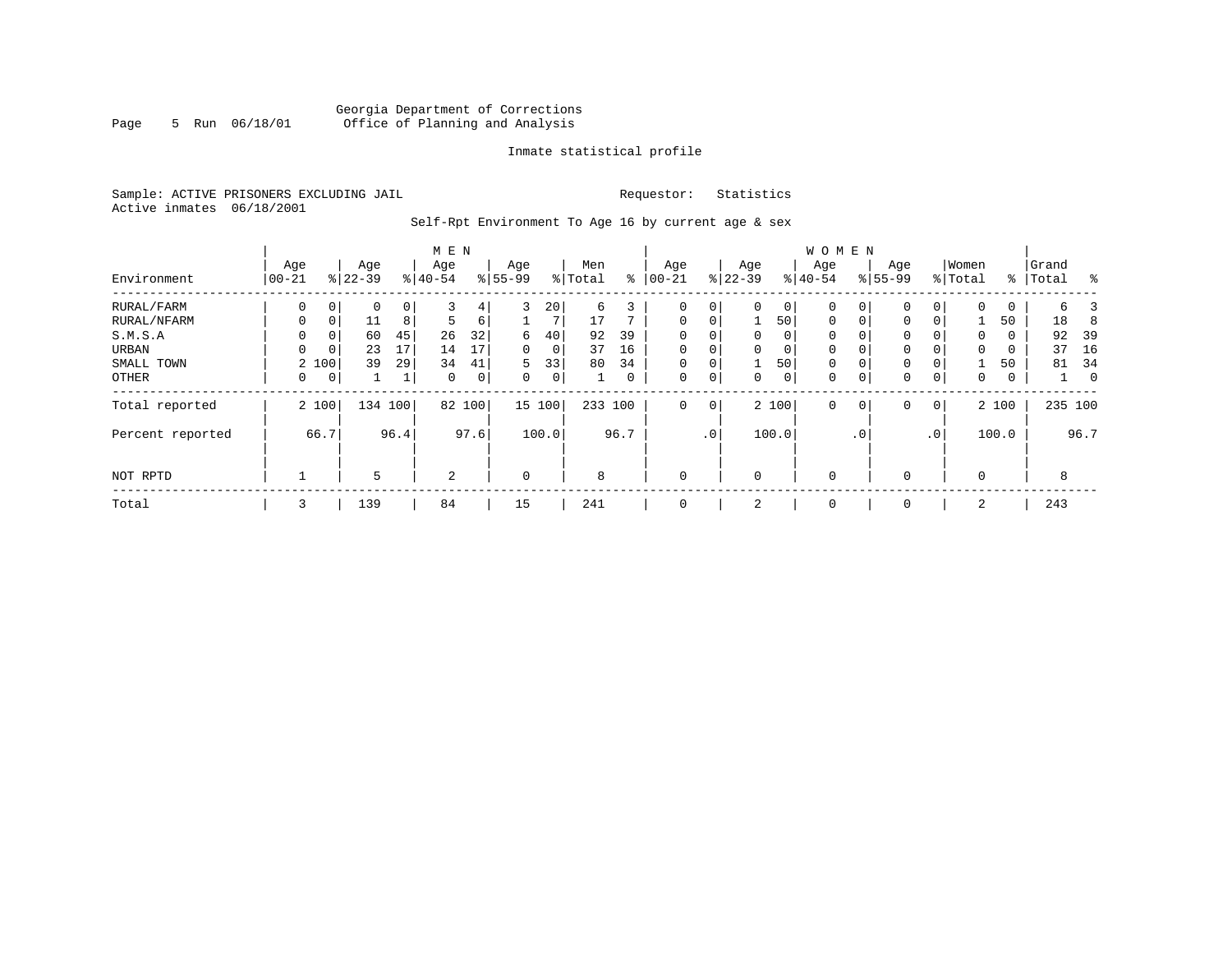Georgia Department of Corrections
Office of Planning and Analysis

Inmate statistical profile

Sample: ACTIVE PRISONERS EXCLUDING JAIL
Active inmates 06/18/2001

Requestor: Statistics

Self-Rpt Environment To Age 16 by current age & sex

| Environment | MEN Age 00-21 | % | Age 22-39 | % | Age 40-54 | % | Age 55-99 | % | Men Total | % | WOMEN Age 00-21 | % | Age 22-39 | % | Age 40-54 | % | Age 55-99 | % | Women Total | % | Grand Total | % |
|---|---|---|---|---|---|---|---|---|---|---|---|---|---|---|---|---|---|---|---|---|---|---|
| RURAL/FARM | 0 | 0 | 0 | 0 | 3 | 4 | 3 | 20 | 6 | 3 | 0 | 0 | 0 | 0 | 0 | 0 | 0 | 0 | 0 | 0 | 6 | 3 |
| RURAL/NFARM | 0 | 0 | 11 | 8 | 5 | 6 | 1 | 7 | 17 | 7 | 0 | 0 | 1 | 50 | 0 | 0 | 0 | 0 | 1 | 50 | 18 | 8 |
| S.M.S.A | 0 | 0 | 60 | 45 | 26 | 32 | 6 | 40 | 92 | 39 | 0 | 0 | 0 | 0 | 0 | 0 | 0 | 0 | 0 | 0 | 92 | 39 |
| URBAN | 0 | 0 | 23 | 17 | 14 | 17 | 0 | 0 | 37 | 16 | 0 | 0 | 0 | 0 | 0 | 0 | 0 | 0 | 0 | 0 | 37 | 16 |
| SMALL TOWN | 2 | 100 | 39 | 29 | 34 | 41 | 5 | 33 | 80 | 34 | 0 | 0 | 1 | 50 | 0 | 0 | 0 | 0 | 1 | 50 | 81 | 34 |
| OTHER | 0 | 0 | 1 | 1 | 0 | 0 | 0 | 0 | 1 | 0 | 0 | 0 | 0 | 0 | 0 | 0 | 0 | 0 | 0 | 0 | 1 | 0 |
| Total reported | 2 | 100 | 134 | 100 | 82 | 100 | 15 | 100 | 233 | 100 | 0 | 0 | 2 | 100 | 0 | 0 | 0 | 0 | 2 | 100 | 235 | 100 |
| Percent reported | | 66.7 | | 96.4 | | 97.6 | | 100.0 | | 96.7 | | .0 | | 100.0 | | .0 | | .0 | | 100.0 | | 96.7 |
| NOT RPTD | 1 | | 5 | | 2 | | 0 | | 8 | | 0 | | 0 | | 0 | | 0 | | 0 | | 8 | |
| Total | 3 | | 139 | | 84 | | 15 | | 241 | | 0 | | 2 | | 0 | | 0 | | 2 | | 243 | |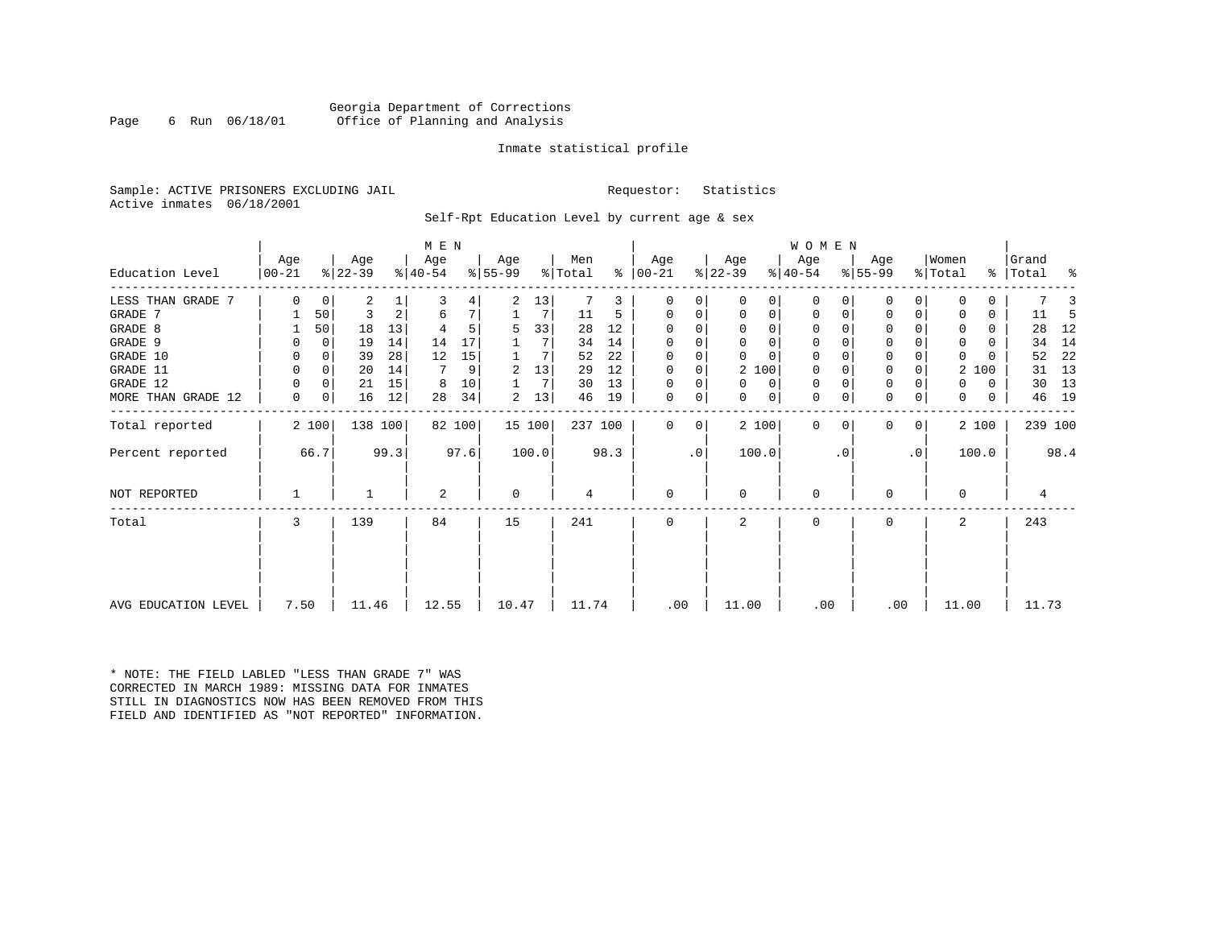Georgia Department of Corrections
Office of Planning and Analysis

Inmate statistical profile

Sample: ACTIVE PRISONERS EXCLUDING JAIL    Requestor: Statistics
Active inmates 06/18/2001

Self-Rpt Education Level by current age & sex

| Education Level | MEN Age 00-21 | % | Age 22-39 | % | Age 40-54 | % | Age 55-99 | % | Men Total | % | WOMEN Age 00-21 | % | Age 22-39 | % | Age 40-54 | % | Age 55-99 | % | Women Total | % | Grand Total | % |
|---|---|---|---|---|---|---|---|---|---|---|---|---|---|---|---|---|---|---|---|---|---|---|
| LESS THAN GRADE 7 | 0 | 0 | 2 | 1 | 3 | 4 | 2 | 13 | 7 | 3 | 0 | 0 | 0 | 0 | 0 | 0 | 0 | 0 | 0 | 0 | 7 | 3 |
| GRADE 7 | 1 | 50 | 3 | 2 | 6 | 7 | 1 | 7 | 11 | 5 | 0 | 0 | 0 | 0 | 0 | 0 | 0 | 0 | 0 | 0 | 11 | 5 |
| GRADE 8 | 1 | 50 | 18 | 13 | 4 | 5 | 5 | 33 | 28 | 12 | 0 | 0 | 0 | 0 | 0 | 0 | 0 | 0 | 0 | 0 | 28 | 12 |
| GRADE 9 | 0 | 0 | 19 | 14 | 14 | 17 | 1 | 7 | 34 | 14 | 0 | 0 | 0 | 0 | 0 | 0 | 0 | 0 | 0 | 0 | 34 | 14 |
| GRADE 10 | 0 | 0 | 39 | 28 | 12 | 15 | 1 | 7 | 52 | 22 | 0 | 0 | 0 | 0 | 0 | 0 | 0 | 0 | 0 | 0 | 52 | 22 |
| GRADE 11 | 0 | 0 | 20 | 14 | 7 | 9 | 2 | 13 | 29 | 12 | 0 | 0 | 2 | 100 | 0 | 0 | 0 | 0 | 2 | 100 | 31 | 13 |
| GRADE 12 | 0 | 0 | 21 | 15 | 8 | 10 | 1 | 7 | 30 | 13 | 0 | 0 | 0 | 0 | 0 | 0 | 0 | 0 | 0 | 0 | 30 | 13 |
| MORE THAN GRADE 12 | 0 | 0 | 16 | 12 | 28 | 34 | 2 | 13 | 46 | 19 | 0 | 0 | 0 | 0 | 0 | 0 | 0 | 0 | 0 | 0 | 46 | 19 |
| Total reported | 2 | 100 | 138 | 100 | 82 | 100 | 15 | 100 | 237 | 100 | 0 | 0 | 2 | 100 | 0 | 0 | 0 | 0 | 2 | 100 | 239 | 100 |
| Percent reported | | 66.7 | | 99.3 | | 97.6 | | 100.0 | | 98.3 | | .0 | | 100.0 | | .0 | | .0 | | 100.0 | | 98.4 |
| NOT REPORTED | 1 | | 1 | | 2 | | 0 | | 4 | | 0 | | 0 | | 0 | | 0 | | 0 | | 4 | |
| Total | 3 | | 139 | | 84 | | 15 | | 241 | | 0 | | 2 | | 0 | | 0 | | 2 | | 243 | |
| AVG EDUCATION LEVEL | 7.50 | | 11.46 | | 12.55 | | 10.47 | | 11.74 | | .00 | | 11.00 | | .00 | | .00 | | 11.00 | | 11.73 | |

* NOTE: THE FIELD LABLED "LESS THAN GRADE 7" WAS CORRECTED IN MARCH 1989: MISSING DATA FOR INMATES STILL IN DIAGNOSTICS NOW HAS BEEN REMOVED FROM THIS FIELD AND IDENTIFIED AS "NOT REPORTED" INFORMATION.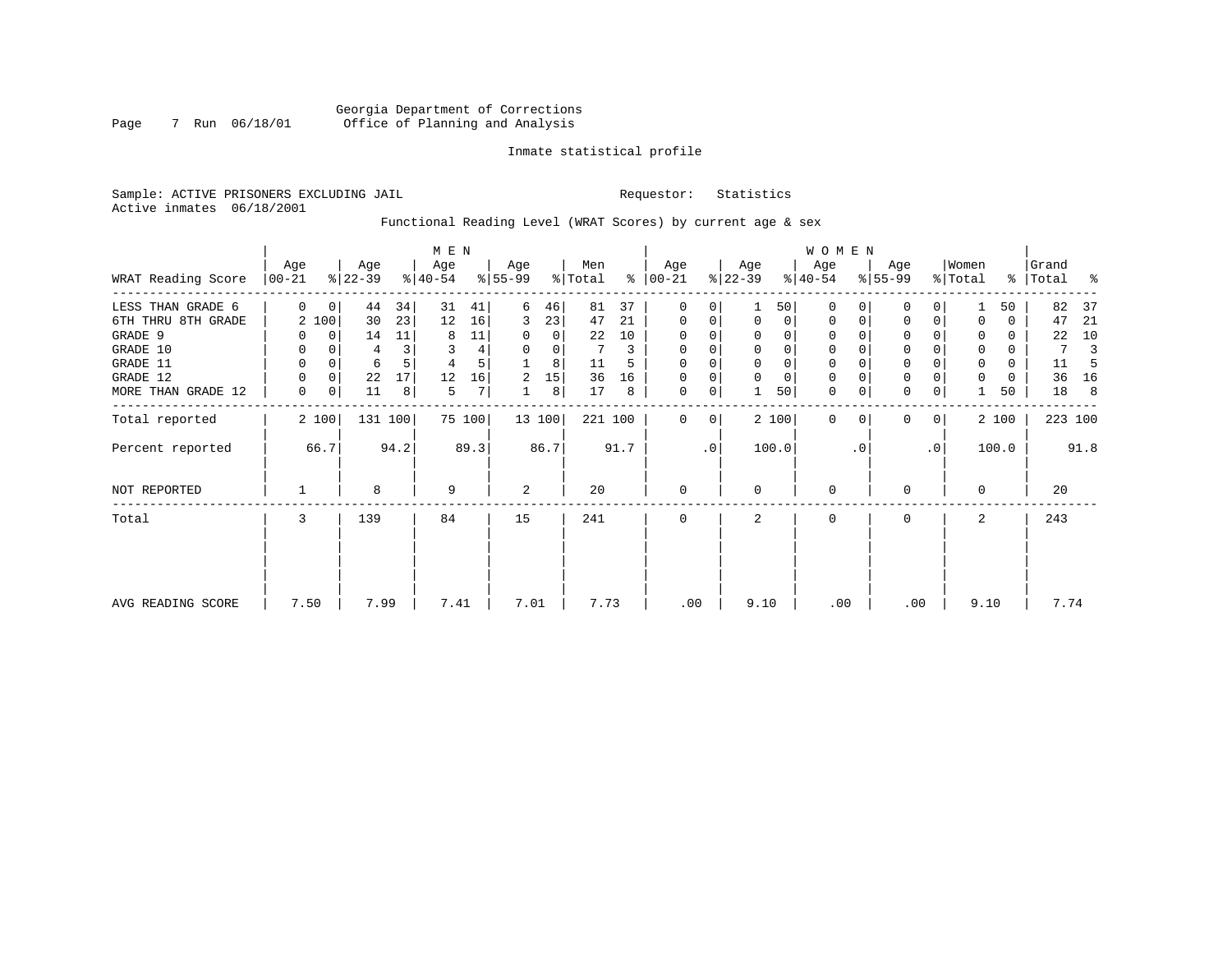Georgia Department of Corrections
Office of Planning and Analysis

Inmate statistical profile

Sample: ACTIVE PRISONERS EXCLUDING JAIL

Requestor: Statistics

Active inmates 06/18/2001

Functional Reading Level (WRAT Scores) by current age & sex

| WRAT Reading Score | MEN Age 00-21 | % | Age 22-39 | % | Age 40-54 | % | Age 55-99 | % | Men Total | % | WOMEN Age 00-21 | % | Age 22-39 | % | Age 40-54 | % | Age 55-99 | % | Women Total | % | Grand Total | % |
|---|---|---|---|---|---|---|---|---|---|---|---|---|---|---|---|---|---|---|---|---|---|---|
| LESS THAN GRADE 6 | 0 | 0 | 44 | 34 | 31 | 41 | 6 | 46 | 81 | 37 | 0 | 0 | 1 | 50 | 0 | 0 | 0 | 0 | 1 | 50 | 82 | 37 |
| 6TH THRU 8TH GRADE | 2 | 100 | 30 | 23 | 12 | 16 | 3 | 23 | 47 | 21 | 0 | 0 | 0 | 0 | 0 | 0 | 0 | 0 | 0 | 0 | 47 | 21 |
| GRADE 9 | 0 | 0 | 14 | 11 | 8 | 11 | 0 | 0 | 22 | 10 | 0 | 0 | 0 | 0 | 0 | 0 | 0 | 0 | 0 | 0 | 22 | 10 |
| GRADE 10 | 0 | 0 | 4 | 3 | 3 | 4 | 0 | 0 | 7 | 3 | 0 | 0 | 0 | 0 | 0 | 0 | 0 | 0 | 0 | 0 | 7 | 3 |
| GRADE 11 | 0 | 0 | 6 | 5 | 4 | 5 | 1 | 8 | 11 | 5 | 0 | 0 | 0 | 0 | 0 | 0 | 0 | 0 | 0 | 0 | 11 | 5 |
| GRADE 12 | 0 | 0 | 22 | 17 | 12 | 16 | 2 | 15 | 36 | 16 | 0 | 0 | 0 | 0 | 0 | 0 | 0 | 0 | 0 | 0 | 36 | 16 |
| MORE THAN GRADE 12 | 0 | 0 | 11 | 8 | 5 | 7 | 1 | 8 | 17 | 8 | 0 | 0 | 1 | 50 | 0 | 0 | 0 | 0 | 1 | 50 | 18 | 8 |
| Total reported | 2 | 100 | 131 | 100 | 75 | 100 | 13 | 100 | 221 | 100 | 0 | 0 | 2 | 100 | 0 | 0 | 0 | 0 | 2 | 100 | 223 | 100 |
| Percent reported | | 66.7 | | 94.2 | | 89.3 | | 86.7 | | 91.7 | | .0 | | 100.0 | | .0 | | .0 | | 100.0 | | 91.8 |
| NOT REPORTED | 1 | | 8 | | 9 | | 2 | | 20 | | 0 | | 0 | | 0 | | 0 | | 0 | | 20 | |
| Total | 3 | | 139 | | 84 | | 15 | | 241 | | 0 | | 2 | | 0 | | 0 | | 2 | | 243 | |
| AVG READING SCORE | 7.50 | | 7.99 | | 7.41 | | 7.01 | | 7.73 | | .00 | | 9.10 | | .00 | | .00 | | 9.10 | | 7.74 | |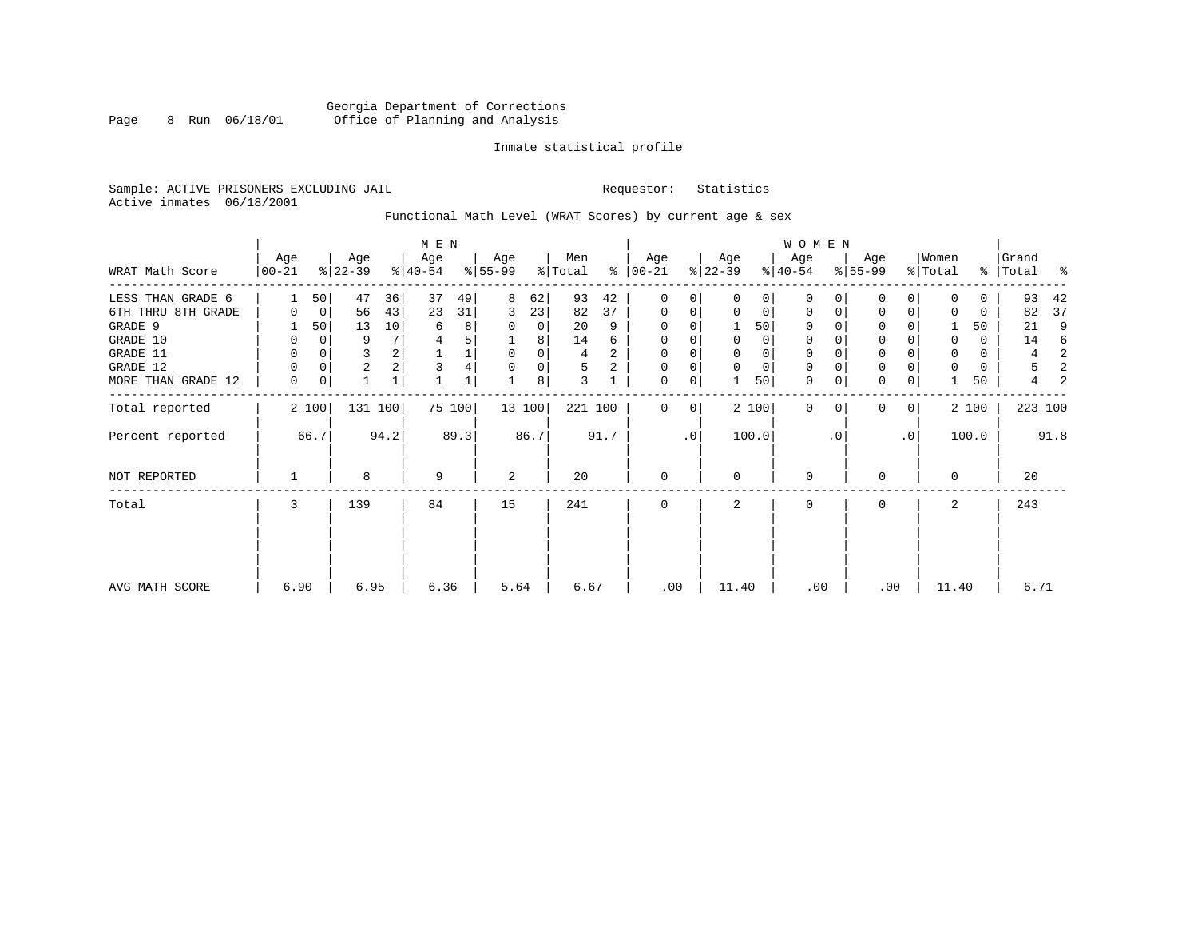Georgia Department of Corrections
Office of Planning and Analysis

Inmate statistical profile

Sample: ACTIVE PRISONERS EXCLUDING JAIL

Requestor: Statistics

Active inmates 06/18/2001

Functional Math Level (WRAT Scores) by current age & sex

| WRAT Math Score | MEN Age 00-21 | % | Age 22-39 | % | Age 40-54 | % | Age 55-99 | % | Men Total | % | WOMEN Age 00-21 | % | Age 22-39 | % | Age 40-54 | % | Age 55-99 | % | Women Total | % | Grand Total | % |
|---|---|---|---|---|---|---|---|---|---|---|---|---|---|---|---|---|---|---|---|---|---|---|
| LESS THAN GRADE 6 | 1 | 50 | 47 | 36 | 37 | 49 | 8 | 62 | 93 | 42 | 0 | 0 | 0 | 0 | 0 | 0 | 0 | 0 | 0 | 0 | 93 | 42 |
| 6TH THRU 8TH GRADE | 0 | 0 | 56 | 43 | 23 | 31 | 3 | 23 | 82 | 37 | 0 | 0 | 0 | 0 | 0 | 0 | 0 | 0 | 0 | 0 | 82 | 37 |
| GRADE 9 | 1 | 50 | 13 | 10 | 6 | 8 | 0 | 0 | 20 | 9 | 0 | 0 | 1 | 50 | 0 | 0 | 0 | 0 | 1 | 50 | 21 | 9 |
| GRADE 10 | 0 | 0 | 9 | 7 | 4 | 5 | 1 | 8 | 14 | 6 | 0 | 0 | 0 | 0 | 0 | 0 | 0 | 0 | 0 | 0 | 14 | 6 |
| GRADE 11 | 0 | 0 | 3 | 2 | 1 | 1 | 0 | 0 | 4 | 2 | 0 | 0 | 0 | 0 | 0 | 0 | 0 | 0 | 0 | 0 | 4 | 2 |
| GRADE 12 | 0 | 0 | 2 | 2 | 3 | 4 | 0 | 0 | 5 | 2 | 0 | 0 | 0 | 0 | 0 | 0 | 0 | 0 | 0 | 0 | 5 | 2 |
| MORE THAN GRADE 12 | 0 | 0 | 1 | 1 | 1 | 1 | 1 | 8 | 3 | 1 | 0 | 0 | 1 | 50 | 0 | 0 | 0 | 0 | 1 | 50 | 4 | 2 |
| Total reported | 2 | 100 | 131 | 100 | 75 | 100 | 13 | 100 | 221 | 100 | 0 | 0 | 2 | 100 | 0 | 0 | 0 | 0 | 2 | 100 | 223 | 100 |
| Percent reported | | 66.7 | | 94.2 | | 89.3 | | 86.7 | | 91.7 | | .0 | | 100.0 | | .0 | | .0 | | 100.0 | | 91.8 |
| NOT REPORTED | 1 | | 8 | | 9 | | 2 | | 20 | | 0 | | 0 | | 0 | | 0 | | 0 | | 20 | |
| Total | 3 | | 139 | | 84 | | 15 | | 241 | | 0 | | 2 | | 0 | | 0 | | 2 | | 243 | |
| AVG MATH SCORE | 6.90 | | 6.95 | | 6.36 | | 5.64 | | 6.67 | | .00 | | 11.40 | | .00 | | .00 | | 11.40 | | 6.71 | |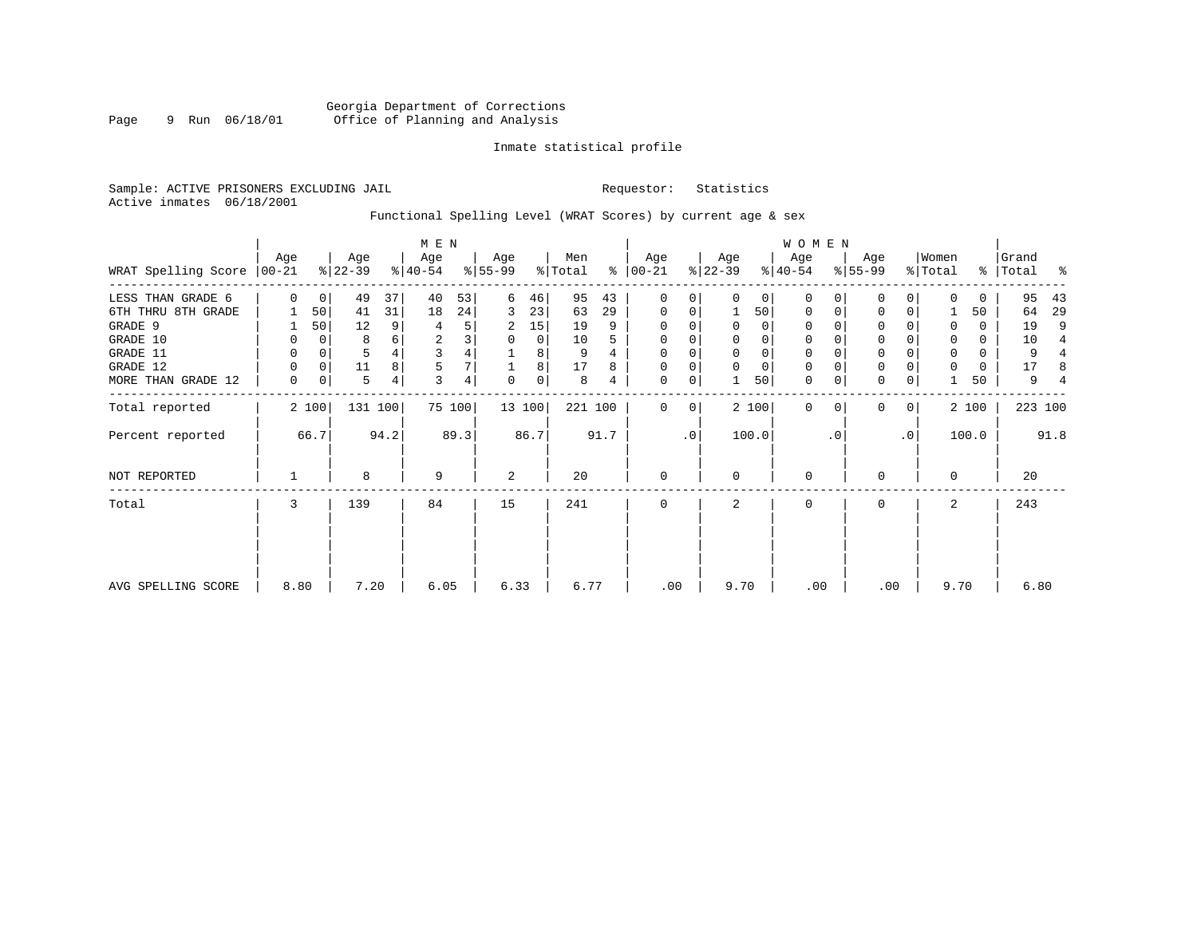Georgia Department of Corrections
Office of Planning and Analysis

Inmate statistical profile

Sample: ACTIVE PRISONERS EXCLUDING JAIL

Active inmates 06/18/2001

Requestor: Statistics

Functional Spelling Level (WRAT Scores) by current age & sex

| | MEN | | | | | | | | | | WOMEN | | | | | | | | | | | |
|---|---|---|---|---|---|---|---|---|---|---|---|---|---|---|---|---|---|---|---|---|---|---|
| WRAT Spelling Score | Age 00-21 | % | Age 22-39 | % | Age 40-54 | % | Age 55-99 | % | Men Total | % | Age 00-21 | % | Age 22-39 | % | Age 40-54 | % | Age 55-99 | % | Women Total | % | Grand Total | % |
| LESS THAN GRADE 6 | 0 | 0 | 49 | 37 | 40 | 53 | 6 | 46 | 95 | 43 | 0 | 0 | 0 | 0 | 0 | 0 | 0 | 0 | 0 | 0 | 95 | 43 |
| 6TH THRU 8TH GRADE | 1 | 50 | 41 | 31 | 18 | 24 | 3 | 23 | 63 | 29 | 0 | 0 | 1 | 50 | 0 | 0 | 0 | 0 | 1 | 50 | 64 | 29 |
| GRADE 9 | 1 | 50 | 12 | 9 | 4 | 5 | 2 | 15 | 19 | 9 | 0 | 0 | 0 | 0 | 0 | 0 | 0 | 0 | 0 | 0 | 19 | 9 |
| GRADE 10 | 0 | 0 | 8 | 6 | 2 | 3 | 0 | 0 | 10 | 5 | 0 | 0 | 0 | 0 | 0 | 0 | 0 | 0 | 0 | 0 | 10 | 4 |
| GRADE 11 | 0 | 0 | 5 | 4 | 3 | 4 | 1 | 8 | 9 | 4 | 0 | 0 | 0 | 0 | 0 | 0 | 0 | 0 | 0 | 0 | 9 | 4 |
| GRADE 12 | 0 | 0 | 11 | 8 | 5 | 7 | 1 | 8 | 17 | 8 | 0 | 0 | 0 | 0 | 0 | 0 | 0 | 0 | 0 | 0 | 17 | 8 |
| MORE THAN GRADE 12 | 0 | 0 | 5 | 4 | 3 | 4 | 0 | 0 | 8 | 4 | 0 | 0 | 1 | 50 | 0 | 0 | 0 | 0 | 1 | 50 | 9 | 4 |
| Total reported | 2 | 100 | 131 | 100 | 75 | 100 | 13 | 100 | 221 | 100 | 0 | 0 | 2 | 100 | 0 | 0 | 0 | 0 | 2 | 100 | 223 | 100 |
| Percent reported | | 66.7 | | 94.2 | | 89.3 | | 86.7 | | 91.7 | | .0 | | 100.0 | | .0 | | .0 | | 100.0 | | 91.8 |
| NOT REPORTED | 1 | | 8 | | 9 | | 2 | | 20 | | 0 | | 0 | | 0 | | 0 | | 0 | | 20 | |
| Total | 3 | | 139 | | 84 | | 15 | | 241 | | 0 | | 2 | | 0 | | 0 | | 2 | | 243 | |
| AVG SPELLING SCORE | 8.80 | | 7.20 | | 6.05 | | 6.33 | | 6.77 | | .00 | | 9.70 | | .00 | | .00 | | 9.70 | | 6.80 | |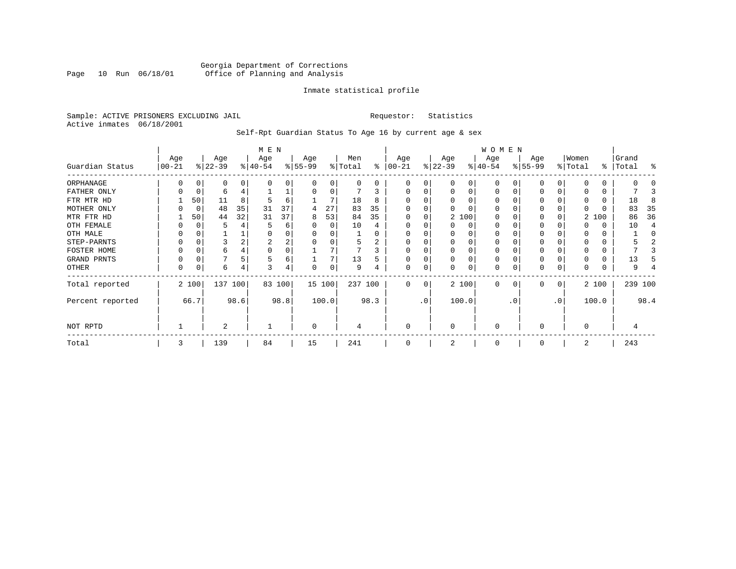Georgia Department of Corrections
Office of Planning and Analysis

Inmate statistical profile

Sample: ACTIVE PRISONERS EXCLUDING JAIL　　　　Requestor: Statistics
Active inmates 06/18/2001

Self-Rpt Guardian Status To Age 16 by current age & sex

| Guardian Status | MEN Age 00-21 | % | Age 22-39 | % | Age 40-54 | % | Age 55-99 | % | Men Total | % | WOMEN Age 00-21 | % | Age 22-39 | % | Age 40-54 | % | Age 55-99 | % | Women Total | % | Grand Total | % |
|---|---|---|---|---|---|---|---|---|---|---|---|---|---|---|---|---|---|---|---|---|---|---|
| ORPHANAGE | 0 | 0 | 0 | 0 | 0 | 0 | 0 | 0 | 0 | 0 | 0 | 0 | 0 | 0 | 0 | 0 | 0 | 0 | 0 | 0 | 0 | 0 |
| FATHER ONLY | 0 | 0 | 6 | 4 | 1 | 1 | 0 | 0 | 7 | 3 | 0 | 0 | 0 | 0 | 0 | 0 | 0 | 0 | 0 | 0 | 7 | 3 |
| FTR MTR HD | 1 | 50 | 11 | 8 | 5 | 6 | 1 | 7 | 18 | 8 | 0 | 0 | 0 | 0 | 0 | 0 | 0 | 0 | 0 | 0 | 18 | 8 |
| MOTHER ONLY | 0 | 0 | 48 | 35 | 31 | 37 | 4 | 27 | 83 | 35 | 0 | 0 | 0 | 0 | 0 | 0 | 0 | 0 | 0 | 0 | 83 | 35 |
| MTR FTR HD | 1 | 50 | 44 | 32 | 31 | 37 | 8 | 53 | 84 | 35 | 0 | 0 | 2 | 100 | 0 | 0 | 0 | 0 | 2 | 100 | 86 | 36 |
| OTH FEMALE | 0 | 0 | 5 | 4 | 5 | 6 | 0 | 0 | 10 | 4 | 0 | 0 | 0 | 0 | 0 | 0 | 0 | 0 | 0 | 0 | 10 | 4 |
| OTH MALE | 0 | 0 | 1 | 1 | 0 | 0 | 0 | 0 | 1 | 0 | 0 | 0 | 0 | 0 | 0 | 0 | 0 | 0 | 0 | 0 | 1 | 0 |
| STEP-PARNTS | 0 | 0 | 3 | 2 | 2 | 2 | 0 | 0 | 5 | 2 | 0 | 0 | 0 | 0 | 0 | 0 | 0 | 0 | 0 | 0 | 5 | 2 |
| FOSTER HOME | 0 | 0 | 6 | 4 | 0 | 0 | 1 | 7 | 7 | 3 | 0 | 0 | 0 | 0 | 0 | 0 | 0 | 0 | 0 | 0 | 7 | 3 |
| GRAND PRNTS | 0 | 0 | 7 | 5 | 5 | 6 | 1 | 7 | 13 | 5 | 0 | 0 | 0 | 0 | 0 | 0 | 0 | 0 | 0 | 0 | 13 | 5 |
| OTHER | 0 | 0 | 6 | 4 | 3 | 4 | 0 | 0 | 9 | 4 | 0 | 0 | 0 | 0 | 0 | 0 | 0 | 0 | 0 | 0 | 9 | 4 |
| Total reported | 2 | 100 | 137 | 100 | 83 | 100 | 15 | 100 | 237 | 100 | 0 | 0 | 2 | 100 | 0 | 0 | 0 | 0 | 2 | 100 | 239 | 100 |
| Percent reported | | 66.7 | | 98.6 | | 98.8 | | 100.0 | | 98.3 | | .0 | | 100.0 | | .0 | | .0 | | 100.0 | | 98.4 |
| NOT RPTD | 1 | | 2 | | 1 | | 0 | | 4 | | 0 | | 0 | | 0 | | 0 | | 0 | | 4 | |
| Total | 3 | | 139 | | 84 | | 15 | | 241 | | 0 | | 2 | | 0 | | 0 | | 2 | | 243 | |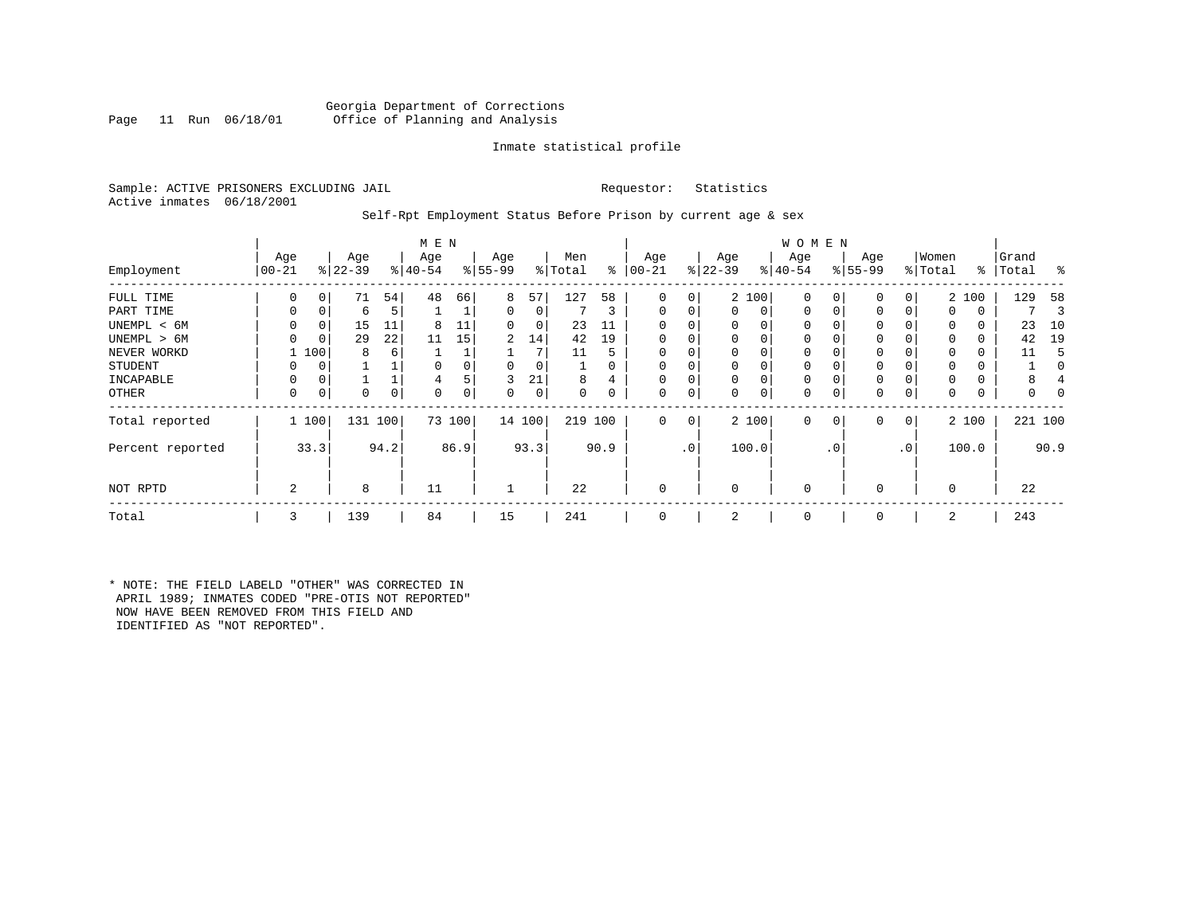Georgia Department of Corrections
Office of Planning and Analysis

Inmate statistical profile

Sample: ACTIVE PRISONERS EXCLUDING JAIL　　　　Requestor: Statistics
Active inmates 06/18/2001

Self-Rpt Employment Status Before Prison by current age & sex

| Employment | MEN Age 00-21 | % | Age 22-39 | % | Age 40-54 | % | Age 55-99 | % | Men Total | % | WOMEN Age 00-21 | % | Age 22-39 | % | Age 40-54 | % | Age 55-99 | % | Women Total | % | Grand Total | % |
|---|---|---|---|---|---|---|---|---|---|---|---|---|---|---|---|---|---|---|---|---|---|---|
| FULL TIME | 0 | 0 | 71 | 54 | 48 | 66 | 8 | 57 | 127 | 58 | 0 | 0 | 2 | 100 | 0 | 0 | 0 | 0 | 2 | 100 | 129 | 58 |
| PART TIME | 0 | 0 | 6 | 5 | 1 | 1 | 0 | 0 | 7 | 3 | 0 | 0 | 0 | 0 | 0 | 0 | 0 | 0 | 0 | 0 | 7 | 3 |
| UNEMPL < 6M | 0 | 0 | 15 | 11 | 8 | 11 | 0 | 0 | 23 | 11 | 0 | 0 | 0 | 0 | 0 | 0 | 0 | 0 | 0 | 0 | 23 | 10 |
| UNEMPL > 6M | 0 | 0 | 29 | 22 | 11 | 15 | 2 | 14 | 42 | 19 | 0 | 0 | 0 | 0 | 0 | 0 | 0 | 0 | 0 | 0 | 42 | 19 |
| NEVER WORKD | 1 | 100 | 8 | 6 | 1 | 1 | 1 | 7 | 11 | 5 | 0 | 0 | 0 | 0 | 0 | 0 | 0 | 0 | 0 | 0 | 11 | 5 |
| STUDENT | 0 | 0 | 1 | 1 | 0 | 0 | 0 | 0 | 1 | 0 | 0 | 0 | 0 | 0 | 0 | 0 | 0 | 0 | 0 | 0 | 1 | 0 |
| INCAPABLE | 0 | 0 | 1 | 1 | 4 | 5 | 3 | 21 | 8 | 4 | 0 | 0 | 0 | 0 | 0 | 0 | 0 | 0 | 0 | 0 | 8 | 4 |
| OTHER | 0 | 0 | 0 | 0 | 0 | 0 | 0 | 0 | 0 | 0 | 0 | 0 | 0 | 0 | 0 | 0 | 0 | 0 | 0 | 0 | 0 | 0 |
| Total reported | 1 | 100 | 131 | 100 | 73 | 100 | 14 | 100 | 219 | 100 | 0 | 0 | 2 | 100 | 0 | 0 | 0 | 0 | 2 | 100 | 221 | 100 |
| Percent reported | | 33.3 | | 94.2 | | 86.9 | | 93.3 | | 90.9 | | .0 | | 100.0 | | .0 | | .0 | | 100.0 | | 90.9 |
| NOT RPTD | 2 | | 8 | | 11 | | 1 | | 22 | | 0 | | 0 | | 0 | | 0 | | 0 | | 22 | |
| Total | 3 | | 139 | | 84 | | 15 | | 241 | | 0 | | 2 | | 0 | | 0 | | 2 | | 243 | |

* NOTE: THE FIELD LABELD "OTHER" WAS CORRECTED IN APRIL 1989; INMATES CODED "PRE-OTIS NOT REPORTED" NOW HAVE BEEN REMOVED FROM THIS FIELD AND IDENTIFIED AS "NOT REPORTED".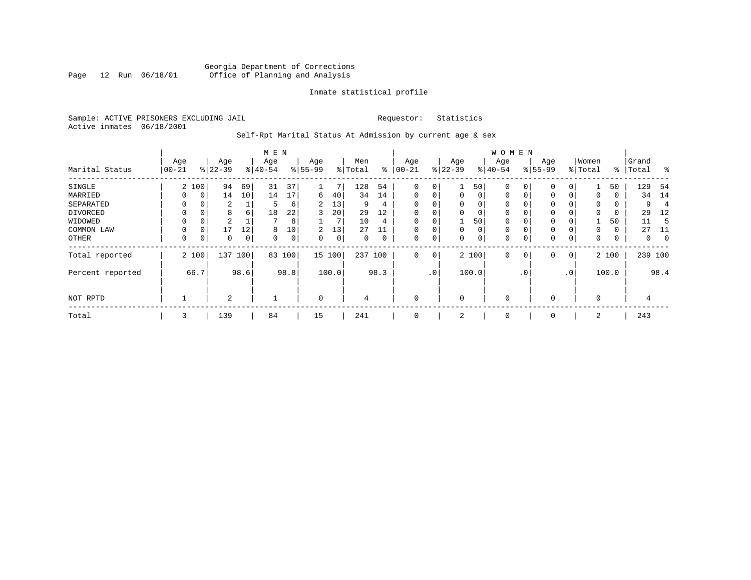Georgia Department of Corrections
Office of Planning and Analysis

Inmate statistical profile

Sample: ACTIVE PRISONERS EXCLUDING JAIL    Requestor: Statistics
Active inmates 06/18/2001

Self-Rpt Marital Status At Admission by current age & sex

| Marital Status | MEN Age 00-21 | % | Age 22-39 | % | Age 40-54 | % | Age 55-99 | % | Men Total | % | WOMEN Age 00-21 | % | Age 22-39 | % | Age 40-54 | % | Age 55-99 | % | Women Total | % | Grand Total | % |
|---|---|---|---|---|---|---|---|---|---|---|---|---|---|---|---|---|---|---|---|---|---|---|
| SINGLE | 2 | 100 | 94 | 69 | 31 | 37 | 1 | 7 | 128 | 54 | 0 | 0 | 1 | 50 | 0 | 0 | 0 | 0 | 1 | 50 | 129 | 54 |
| MARRIED | 0 | 0 | 14 | 10 | 14 | 17 | 6 | 40 | 34 | 14 | 0 | 0 | 0 | 0 | 0 | 0 | 0 | 0 | 0 | 0 | 34 | 14 |
| SEPARATED | 0 | 0 | 2 | 1 | 5 | 6 | 2 | 13 | 9 | 4 | 0 | 0 | 0 | 0 | 0 | 0 | 0 | 0 | 0 | 0 | 9 | 4 |
| DIVORCED | 0 | 0 | 8 | 6 | 18 | 22 | 3 | 20 | 29 | 12 | 0 | 0 | 0 | 0 | 0 | 0 | 0 | 0 | 0 | 0 | 29 | 12 |
| WIDOWED | 0 | 0 | 2 | 1 | 7 | 8 | 1 | 7 | 10 | 4 | 0 | 0 | 1 | 50 | 0 | 0 | 0 | 0 | 1 | 50 | 11 | 5 |
| COMMON LAW | 0 | 0 | 17 | 12 | 8 | 10 | 2 | 13 | 27 | 11 | 0 | 0 | 0 | 0 | 0 | 0 | 0 | 0 | 0 | 0 | 27 | 11 |
| OTHER | 0 | 0 | 0 | 0 | 0 | 0 | 0 | 0 | 0 | 0 | 0 | 0 | 0 | 0 | 0 | 0 | 0 | 0 | 0 | 0 | 0 | 0 |
| Total reported | 2 | 100 | 137 | 100 | 83 | 100 | 15 | 100 | 237 | 100 | 0 | 0 | 2 | 100 | 0 | 0 | 0 | 0 | 2 | 100 | 239 | 100 |
| Percent reported | | 66.7 | | 98.6 | | 98.8 | | 100.0 | | 98.3 | | .0 | | 100.0 | | .0 | | .0 | | 100.0 | | 98.4 |
| NOT RPTD | 1 | | 2 | | 1 | | 0 | | 4 | | 0 | | 0 | | 0 | | 0 | | 0 | | 4 | |
| Total | 3 | | 139 | | 84 | | 15 | | 241 | | 0 | | 2 | | 0 | | 0 | | 2 | | 243 | |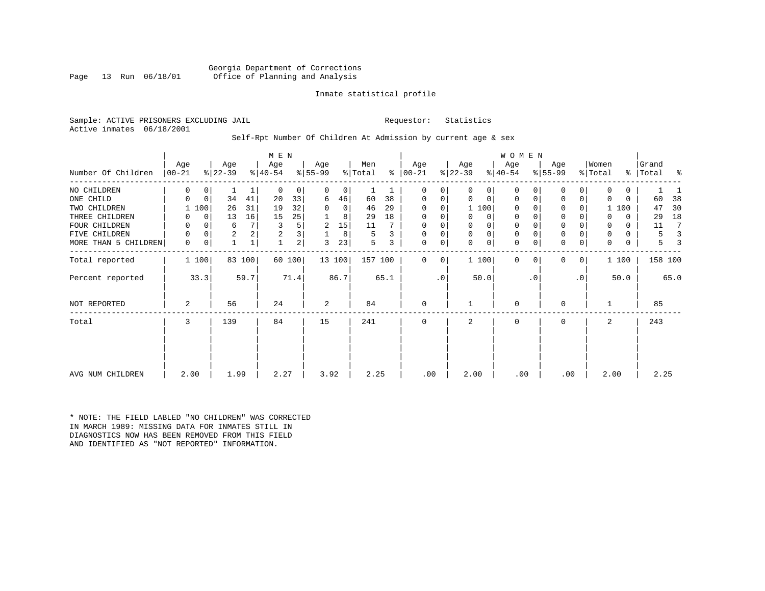Georgia Department of Corrections
Office of Planning and Analysis

Inmate statistical profile

Sample: ACTIVE PRISONERS EXCLUDING JAIL    Requestor: Statistics
Active inmates 06/18/2001

Self-Rpt Number Of Children At Admission by current age & sex

| Number Of Children | MEN Age 00-21 | % | Age 22-39 | % | Age 40-54 | % | Age 55-99 | % | Men Total | % | WOMEN Age 00-21 | % | Age 22-39 | % | Age 40-54 | % | Age 55-99 | % | Women Total | % | Grand Total | % |
|---|---|---|---|---|---|---|---|---|---|---|---|---|---|---|---|---|---|---|---|---|---|---|
| NO CHILDREN | 0 | 0 | 1 | 1 | 0 | 0 | 0 | 0 | 1 | 1 | 0 | 0 | 0 | 0 | 0 | 0 | 0 | 0 | 0 | 0 | 1 | 1 |
| ONE CHILD | 0 | 0 | 34 | 41 | 20 | 33 | 6 | 46 | 60 | 38 | 0 | 0 | 0 | 0 | 0 | 0 | 0 | 0 | 0 | 0 | 60 | 38 |
| TWO CHILDREN | 1 | 100 | 26 | 31 | 19 | 32 | 0 | 0 | 46 | 29 | 0 | 0 | 1 | 100 | 0 | 0 | 0 | 0 | 1 | 100 | 47 | 30 |
| THREE CHILDREN | 0 | 0 | 13 | 16 | 15 | 25 | 1 | 8 | 29 | 18 | 0 | 0 | 0 | 0 | 0 | 0 | 0 | 0 | 0 | 0 | 29 | 18 |
| FOUR CHILDREN | 0 | 0 | 6 | 7 | 3 | 5 | 2 | 15 | 11 | 7 | 0 | 0 | 0 | 0 | 0 | 0 | 0 | 0 | 0 | 0 | 11 | 7 |
| FIVE CHILDREN | 0 | 0 | 2 | 2 | 2 | 3 | 1 | 8 | 5 | 3 | 0 | 0 | 0 | 0 | 0 | 0 | 0 | 0 | 0 | 0 | 5 | 3 |
| MORE THAN 5 CHILDREN | 0 | 0 | 1 | 1 | 1 | 2 | 3 | 23 | 5 | 3 | 0 | 0 | 0 | 0 | 0 | 0 | 0 | 0 | 0 | 0 | 5 | 3 |
| Total reported | 1 | 100 | 83 | 100 | 60 | 100 | 13 | 100 | 157 | 100 | 0 | 0 | 1 | 100 | 0 | 0 | 0 | 0 | 1 | 100 | 158 | 100 |
| Percent reported | | 33.3 | | 59.7 | | 71.4 | | 86.7 | | 65.1 | | .0 | | 50.0 | | .0 | | .0 | | 50.0 | | 65.0 |
| NOT REPORTED | 2 | | 56 | | 24 | | 2 | | 84 | | 0 | | 1 | | 0 | | 0 | | 1 | | 85 | |
| Total | 3 | | 139 | | 84 | | 15 | | 241 | | 0 | | 2 | | 0 | | 0 | | 2 | | 243 | |
| AVG NUM CHILDREN | 2.00 | | 1.99 | | 2.27 | | 3.92 | | 2.25 | | .00 | | 2.00 | | .00 | | .00 | | 2.00 | | 2.25 | |

* NOTE: THE FIELD LABLED "NO CHILDREN" WAS CORRECTED IN MARCH 1989: MISSING DATA FOR INMATES STILL IN DIAGNOSTICS NOW HAS BEEN REMOVED FROM THIS FIELD AND IDENTIFIED AS "NOT REPORTED" INFORMATION.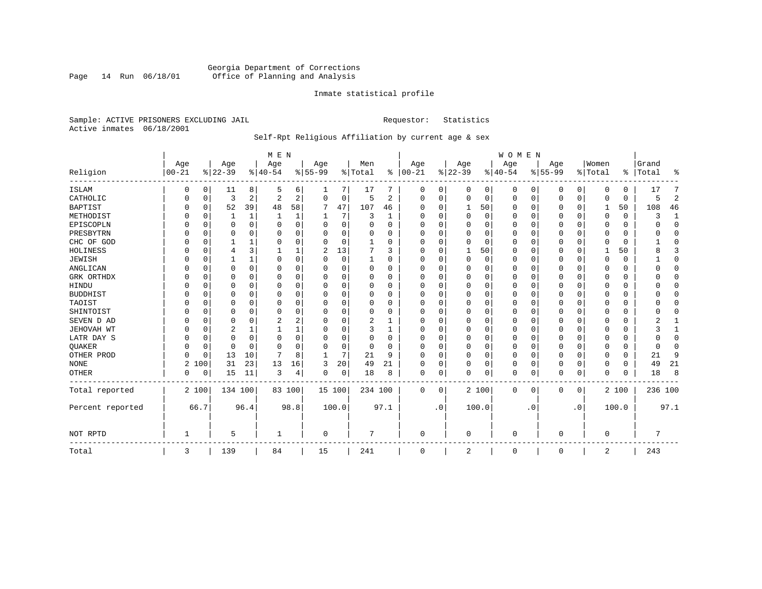Georgia Department of Corrections
Office of Planning and Analysis

Inmate statistical profile

Sample: ACTIVE PRISONERS EXCLUDING JAIL     Requestor: Statistics
Active inmates 06/18/2001

Self-Rpt Religious Affiliation by current age & sex

| Religion | MEN Age 00-21 | % | Age 22-39 | % | Age 40-54 | % | Age 55-99 | % | Men Total | % | WOMEN Age 00-21 | % | Age 22-39 | % | Age 40-54 | % | Age 55-99 | % | Women Total | % | Grand Total | % |
|---|---|---|---|---|---|---|---|---|---|---|---|---|---|---|---|---|---|---|---|---|---|---|
| ISLAM | 0 | 0 | 11 | 8 | 5 | 6 | 1 | 7 | 17 | 7 | 0 | 0 | 0 | 0 | 0 | 0 | 0 | 0 | 0 | 0 | 17 | 7 |
| CATHOLIC | 0 | 0 | 3 | 2 | 2 | 2 | 0 | 0 | 5 | 2 | 0 | 0 | 0 | 0 | 0 | 0 | 0 | 0 | 0 | 0 | 5 | 2 |
| BAPTIST | 0 | 0 | 52 | 39 | 48 | 58 | 7 | 47 | 107 | 46 | 0 | 0 | 1 | 50 | 0 | 0 | 0 | 0 | 1 | 50 | 108 | 46 |
| METHODIST | 0 | 0 | 1 | 1 | 1 | 1 | 1 | 7 | 3 | 1 | 0 | 0 | 0 | 0 | 0 | 0 | 0 | 0 | 0 | 0 | 3 | 1 |
| EPISCOPLN | 0 | 0 | 0 | 0 | 0 | 0 | 0 | 0 | 0 | 0 | 0 | 0 | 0 | 0 | 0 | 0 | 0 | 0 | 0 | 0 | 0 | 0 |
| PRESBYTRN | 0 | 0 | 0 | 0 | 0 | 0 | 0 | 0 | 0 | 0 | 0 | 0 | 0 | 0 | 0 | 0 | 0 | 0 | 0 | 0 | 0 | 0 |
| CHC OF GOD | 0 | 0 | 1 | 1 | 0 | 0 | 0 | 0 | 1 | 0 | 0 | 0 | 0 | 0 | 0 | 0 | 0 | 0 | 0 | 0 | 1 | 0 |
| HOLINESS | 0 | 0 | 4 | 3 | 1 | 1 | 2 | 13 | 7 | 3 | 0 | 0 | 1 | 50 | 0 | 0 | 0 | 0 | 1 | 50 | 8 | 3 |
| JEWISH | 0 | 0 | 1 | 1 | 0 | 0 | 0 | 0 | 1 | 0 | 0 | 0 | 0 | 0 | 0 | 0 | 0 | 0 | 0 | 0 | 1 | 0 |
| ANGLICAN | 0 | 0 | 0 | 0 | 0 | 0 | 0 | 0 | 0 | 0 | 0 | 0 | 0 | 0 | 0 | 0 | 0 | 0 | 0 | 0 | 0 | 0 |
| GRK ORTHDX | 0 | 0 | 0 | 0 | 0 | 0 | 0 | 0 | 0 | 0 | 0 | 0 | 0 | 0 | 0 | 0 | 0 | 0 | 0 | 0 | 0 | 0 |
| HINDU | 0 | 0 | 0 | 0 | 0 | 0 | 0 | 0 | 0 | 0 | 0 | 0 | 0 | 0 | 0 | 0 | 0 | 0 | 0 | 0 | 0 | 0 |
| BUDDHIST | 0 | 0 | 0 | 0 | 0 | 0 | 0 | 0 | 0 | 0 | 0 | 0 | 0 | 0 | 0 | 0 | 0 | 0 | 0 | 0 | 0 | 0 |
| TAOIST | 0 | 0 | 0 | 0 | 0 | 0 | 0 | 0 | 0 | 0 | 0 | 0 | 0 | 0 | 0 | 0 | 0 | 0 | 0 | 0 | 0 | 0 |
| SHINTOIST | 0 | 0 | 0 | 0 | 0 | 0 | 0 | 0 | 0 | 0 | 0 | 0 | 0 | 0 | 0 | 0 | 0 | 0 | 0 | 0 | 0 | 0 |
| SEVEN D AD | 0 | 0 | 0 | 0 | 2 | 2 | 0 | 0 | 2 | 1 | 0 | 0 | 0 | 0 | 0 | 0 | 0 | 0 | 0 | 0 | 2 | 1 |
| JEHOVAH WT | 0 | 0 | 2 | 1 | 1 | 1 | 0 | 0 | 3 | 1 | 0 | 0 | 0 | 0 | 0 | 0 | 0 | 0 | 0 | 0 | 3 | 1 |
| LATR DAY S | 0 | 0 | 0 | 0 | 0 | 0 | 0 | 0 | 0 | 0 | 0 | 0 | 0 | 0 | 0 | 0 | 0 | 0 | 0 | 0 | 0 | 0 |
| QUAKER | 0 | 0 | 0 | 0 | 0 | 0 | 0 | 0 | 0 | 0 | 0 | 0 | 0 | 0 | 0 | 0 | 0 | 0 | 0 | 0 | 0 | 0 |
| OTHER PROD | 0 | 0 | 13 | 10 | 7 | 8 | 1 | 7 | 21 | 9 | 0 | 0 | 0 | 0 | 0 | 0 | 0 | 0 | 0 | 0 | 21 | 9 |
| NONE | 2 | 100 | 31 | 23 | 13 | 16 | 3 | 20 | 49 | 21 | 0 | 0 | 0 | 0 | 0 | 0 | 0 | 0 | 0 | 0 | 49 | 21 |
| OTHER | 0 | 0 | 15 | 11 | 3 | 4 | 0 | 0 | 18 | 8 | 0 | 0 | 0 | 0 | 0 | 0 | 0 | 0 | 0 | 0 | 18 | 8 |
| Total reported | 2 | 100 | 134 | 100 | 83 | 100 | 15 | 100 | 234 | 100 | 0 | 0 | 2 | 100 | 0 | 0 | 0 | 0 | 2 | 100 | 236 | 100 |
| Percent reported | | 66.7 | | 96.4 | | 98.8 | | 100.0 | | 97.1 | | .0 | | 100.0 | | .0 | | .0 | | 100.0 | | 97.1 |
| NOT RPTD | 1 | | 5 | | 1 | | 0 | | 7 | | 0 | | 0 | | 0 | | 0 | | 0 | | 7 | |
| Total | 3 | | 139 | | 84 | | 15 | | 241 | | 0 | | 2 | | 0 | | 0 | | 2 | | 243 | |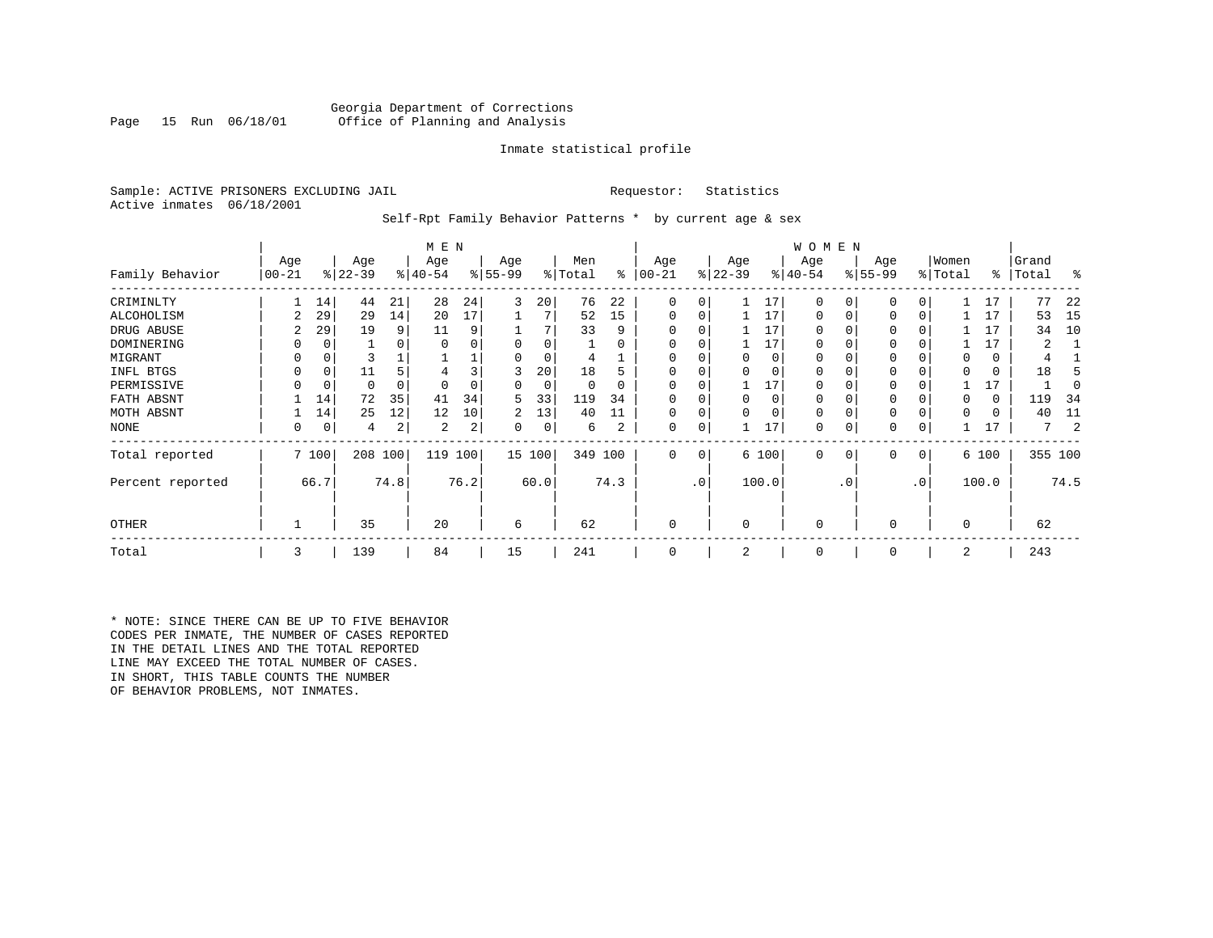Georgia Department of Corrections
Office of Planning and Analysis

Inmate statistical profile

Sample: ACTIVE PRISONERS EXCLUDING JAIL                Requestor: Statistics
Active inmates 06/18/2001

Self-Rpt Family Behavior Patterns * by current age & sex

| Family Behavior | MEN Age 00-21 | % | Age 22-39 | % | Age 40-54 | % | Age 55-99 | % | Men Total | % | WOMEN Age 00-21 | % | Age 22-39 | % | Age 40-54 | % | Age 55-99 | % | Women Total | % | Grand Total | % |
|---|---|---|---|---|---|---|---|---|---|---|---|---|---|---|---|---|---|---|---|---|---|---|
| CRIMINLTY | 1 | 14 | 44 | 21 | 28 | 24 | 3 | 20 | 76 | 22 | 0 | 0 | 1 | 17 | 0 | 0 | 0 | 0 | 1 | 17 | 77 | 22 |
| ALCOHOLISM | 2 | 29 | 29 | 14 | 20 | 17 | 1 | 7 | 52 | 15 | 0 | 0 | 1 | 17 | 0 | 0 | 0 | 0 | 1 | 17 | 53 | 15 |
| DRUG ABUSE | 2 | 29 | 19 | 9 | 11 | 9 | 1 | 7 | 33 | 9 | 0 | 0 | 1 | 17 | 0 | 0 | 0 | 0 | 1 | 17 | 34 | 10 |
| DOMINERING | 0 | 0 | 1 | 0 | 0 | 0 | 0 | 0 | 1 | 0 | 0 | 0 | 1 | 17 | 0 | 0 | 0 | 0 | 1 | 17 | 2 | 1 |
| MIGRANT | 0 | 0 | 3 | 1 | 1 | 1 | 0 | 0 | 4 | 1 | 0 | 0 | 0 | 0 | 0 | 0 | 0 | 0 | 0 | 0 | 4 | 1 |
| INFL BTGS | 0 | 0 | 11 | 5 | 4 | 3 | 3 | 20 | 18 | 5 | 0 | 0 | 0 | 0 | 0 | 0 | 0 | 0 | 0 | 0 | 18 | 5 |
| PERMISSIVE | 0 | 0 | 0 | 0 | 0 | 0 | 0 | 0 | 0 | 0 | 0 | 0 | 1 | 17 | 0 | 0 | 0 | 0 | 1 | 17 | 1 | 0 |
| FATH ABSNT | 1 | 14 | 72 | 35 | 41 | 34 | 5 | 33 | 119 | 34 | 0 | 0 | 0 | 0 | 0 | 0 | 0 | 0 | 0 | 0 | 119 | 34 |
| MOTH ABSNT | 1 | 14 | 25 | 12 | 12 | 10 | 2 | 13 | 40 | 11 | 0 | 0 | 0 | 0 | 0 | 0 | 0 | 0 | 0 | 0 | 40 | 11 |
| NONE | 0 | 0 | 4 | 2 | 2 | 2 | 0 | 0 | 6 | 2 | 0 | 0 | 1 | 17 | 0 | 0 | 0 | 0 | 1 | 17 | 7 | 2 |
| Total reported | 7 | 100 | 208 | 100 | 119 | 100 | 15 | 100 | 349 | 100 | 0 | 0 | 6 | 100 | 0 | 0 | 0 | 0 | 6 | 100 | 355 | 100 |
| Percent reported | | 66.7 | | 74.8 | | 76.2 | | 60.0 | | 74.3 | | .0 | | 100.0 | | .0 | | .0 | | 100.0 | | 74.5 |
| OTHER | 1 | | 35 | | 20 | | 6 | | 62 | | 0 | | 0 | | 0 | | 0 | | 0 | | 62 | |
| Total | 3 | | 139 | | 84 | | 15 | | 241 | | 0 | | 2 | | 0 | | 0 | | 2 | | 243 | |

* NOTE: SINCE THERE CAN BE UP TO FIVE BEHAVIOR CODES PER INMATE, THE NUMBER OF CASES REPORTED IN THE DETAIL LINES AND THE TOTAL REPORTED LINE MAY EXCEED THE TOTAL NUMBER OF CASES. IN SHORT, THIS TABLE COUNTS THE NUMBER OF BEHAVIOR PROBLEMS, NOT INMATES.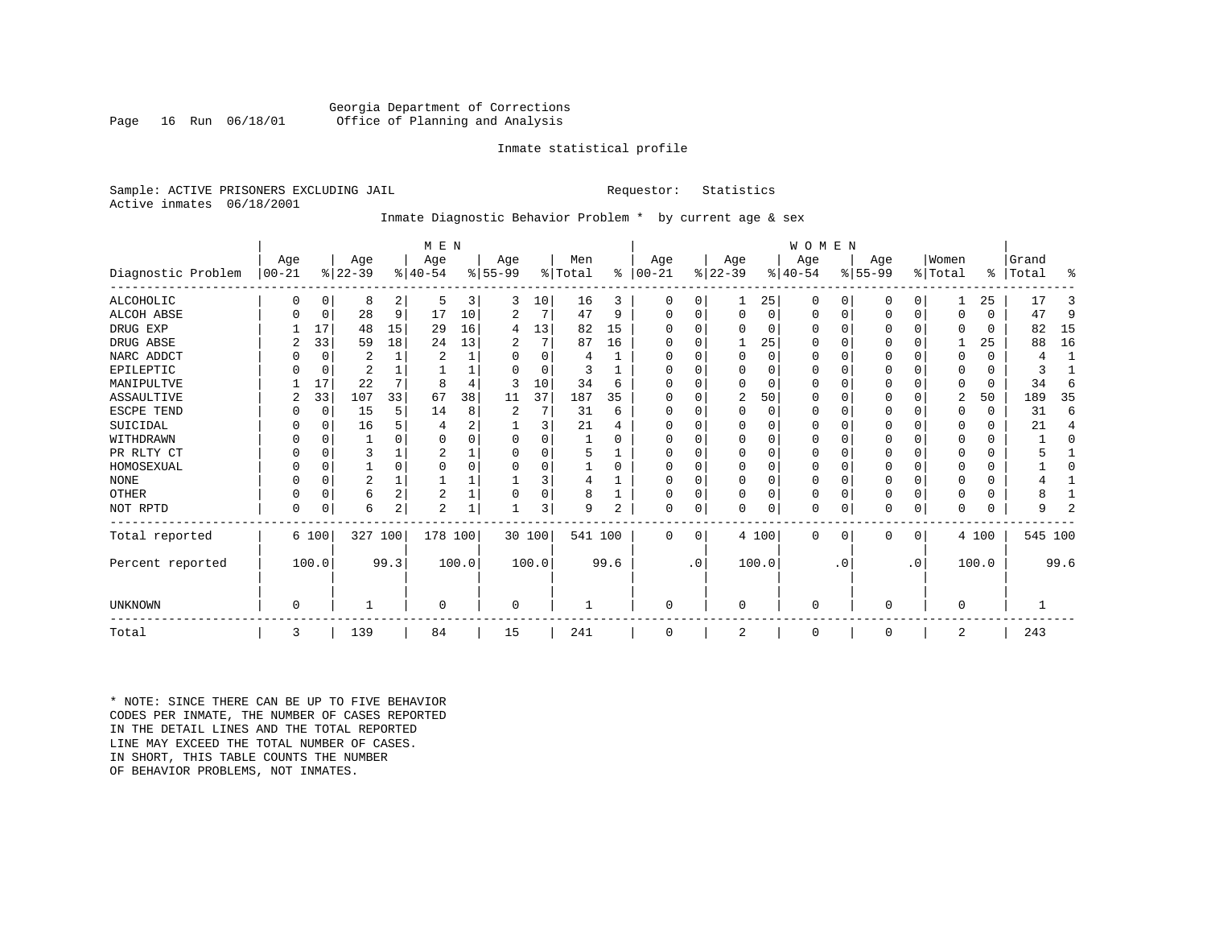Georgia Department of Corrections
Office of Planning and Analysis

Inmate statistical profile

Sample: ACTIVE PRISONERS EXCLUDING JAIL                    Requestor: Statistics
Active inmates 06/18/2001

Inmate Diagnostic Behavior Problem * by current age & sex

| Diagnostic Problem | MEN Age 00-21 | % | Age 22-39 | % | Age 40-54 | % | Age 55-99 | % | Men Total | % | WOMEN Age 00-21 | % | Age 22-39 | % | Age 40-54 | % | Age 55-99 | % | Women Total | % | Grand Total | % |
|---|---|---|---|---|---|---|---|---|---|---|---|---|---|---|---|---|---|---|---|---|---|---|
| ALCOHOLIC | 0 | 0 | 8 | 2 | 5 | 3 | 3 | 10 | 16 | 3 | 0 | 0 | 1 | 25 | 0 | 0 | 0 | 0 | 1 | 25 | 17 | 3 |
| ALCOH ABSE | 0 | 0 | 28 | 9 | 17 | 10 | 2 | 7 | 47 | 9 | 0 | 0 | 0 | 0 | 0 | 0 | 0 | 0 | 0 | 0 | 47 | 9 |
| DRUG EXP | 1 | 17 | 48 | 15 | 29 | 16 | 4 | 13 | 82 | 15 | 0 | 0 | 0 | 0 | 0 | 0 | 0 | 0 | 0 | 0 | 82 | 15 |
| DRUG ABSE | 2 | 33 | 59 | 18 | 24 | 13 | 2 | 7 | 87 | 16 | 0 | 0 | 1 | 25 | 0 | 0 | 0 | 0 | 1 | 25 | 88 | 16 |
| NARC ADDCT | 0 | 0 | 2 | 1 | 2 | 1 | 0 | 0 | 4 | 1 | 0 | 0 | 0 | 0 | 0 | 0 | 0 | 0 | 0 | 0 | 4 | 1 |
| EPILEPTIC | 0 | 0 | 2 | 1 | 1 | 1 | 0 | 0 | 3 | 1 | 0 | 0 | 0 | 0 | 0 | 0 | 0 | 0 | 0 | 0 | 3 | 1 |
| MANIPULTVE | 1 | 17 | 22 | 7 | 8 | 4 | 3 | 10 | 34 | 6 | 0 | 0 | 0 | 0 | 0 | 0 | 0 | 0 | 0 | 0 | 34 | 6 |
| ASSAULTIVE | 2 | 33 | 107 | 33 | 67 | 38 | 11 | 37 | 187 | 35 | 0 | 0 | 2 | 50 | 0 | 0 | 0 | 0 | 2 | 50 | 189 | 35 |
| ESCPE TEND | 0 | 0 | 15 | 5 | 14 | 8 | 2 | 7 | 31 | 6 | 0 | 0 | 0 | 0 | 0 | 0 | 0 | 0 | 0 | 0 | 31 | 6 |
| SUICIDAL | 0 | 0 | 16 | 5 | 4 | 2 | 1 | 3 | 21 | 4 | 0 | 0 | 0 | 0 | 0 | 0 | 0 | 0 | 0 | 0 | 21 | 4 |
| WITHDRAWN | 0 | 0 | 1 | 0 | 0 | 0 | 0 | 0 | 1 | 0 | 0 | 0 | 0 | 0 | 0 | 0 | 0 | 0 | 0 | 0 | 1 | 0 |
| PR RLTY CT | 0 | 0 | 3 | 1 | 2 | 1 | 0 | 0 | 5 | 1 | 0 | 0 | 0 | 0 | 0 | 0 | 0 | 0 | 0 | 0 | 5 | 1 |
| HOMOSEXUAL | 0 | 0 | 1 | 0 | 0 | 0 | 0 | 0 | 1 | 0 | 0 | 0 | 0 | 0 | 0 | 0 | 0 | 0 | 0 | 0 | 1 | 0 |
| NONE | 0 | 0 | 2 | 1 | 1 | 1 | 1 | 3 | 4 | 1 | 0 | 0 | 0 | 0 | 0 | 0 | 0 | 0 | 0 | 0 | 4 | 1 |
| OTHER | 0 | 0 | 6 | 2 | 2 | 1 | 0 | 0 | 8 | 1 | 0 | 0 | 0 | 0 | 0 | 0 | 0 | 0 | 0 | 0 | 8 | 1 |
| NOT RPTD | 0 | 0 | 6 | 2 | 2 | 1 | 1 | 3 | 9 | 2 | 0 | 0 | 0 | 0 | 0 | 0 | 0 | 0 | 0 | 0 | 9 | 2 |
| Total reported | 6 | 100 | 327 | 100 | 178 | 100 | 30 | 100 | 541 | 100 | 0 | 0 | 4 | 100 | 0 | 0 | 0 | 0 | 4 | 100 | 545 | 100 |
| Percent reported | | 100.0 | | 99.3 | | 100.0 | | 100.0 | | 99.6 | | .0 | | 100.0 | | .0 | | .0 | | 100.0 | | 99.6 |
| UNKNOWN | 0 | | 1 | | 0 | | 0 | | 1 | | 0 | | 0 | | 0 | | 0 | | 0 | | 1 | |
| Total | 3 | | 139 | | 84 | | 15 | | 241 | | 0 | | 2 | | 0 | | 0 | | 2 | | 243 | |

* NOTE: SINCE THERE CAN BE UP TO FIVE BEHAVIOR CODES PER INMATE, THE NUMBER OF CASES REPORTED IN THE DETAIL LINES AND THE TOTAL REPORTED LINE MAY EXCEED THE TOTAL NUMBER OF CASES. IN SHORT, THIS TABLE COUNTS THE NUMBER OF BEHAVIOR PROBLEMS, NOT INMATES.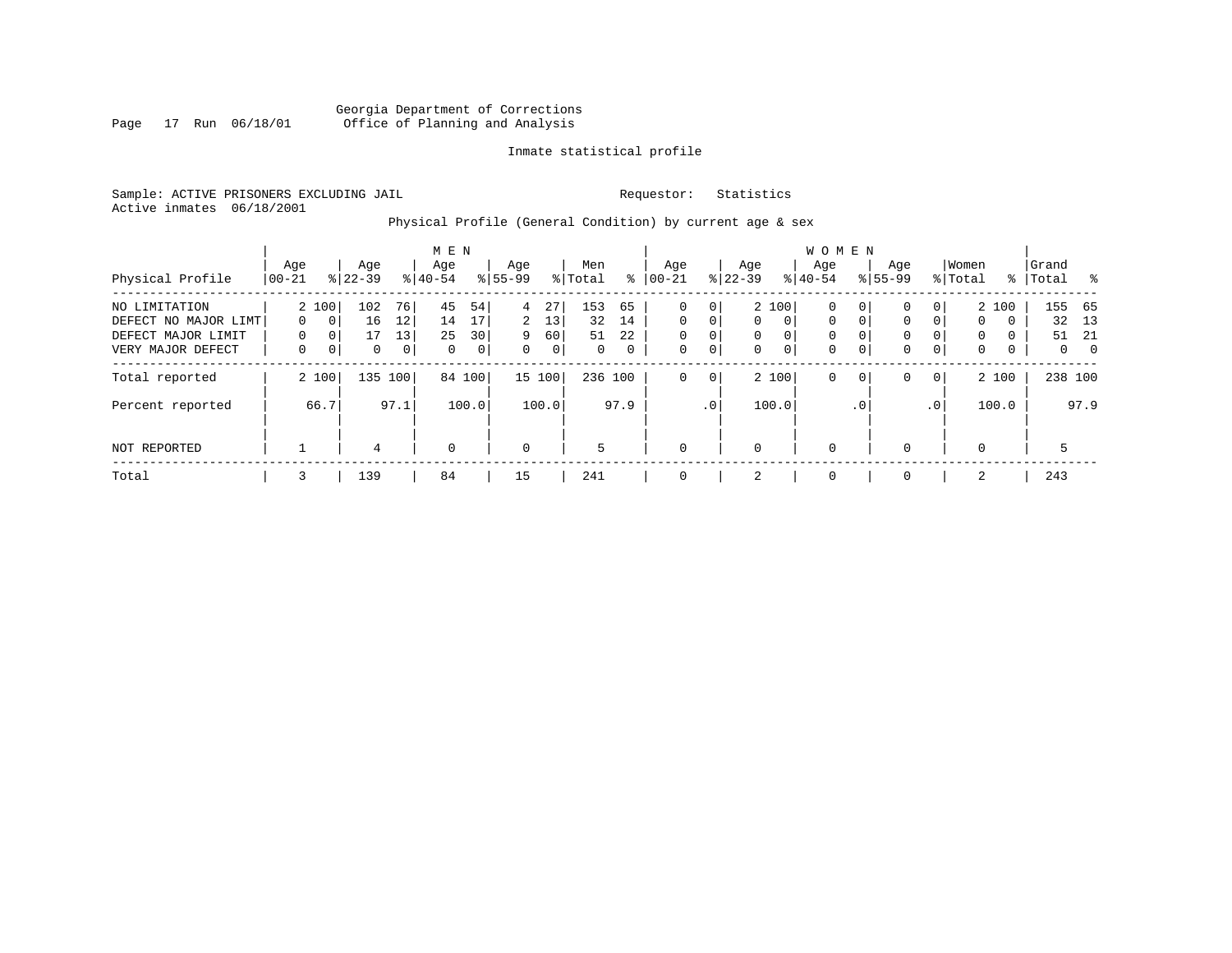Georgia Department of Corrections
Office of Planning and Analysis

Inmate statistical profile

Sample: ACTIVE PRISONERS EXCLUDING JAIL                    Requestor: Statistics
Active inmates 06/18/2001

Physical Profile (General Condition) by current age & sex

| | MEN | | | | | | | | | | WOMEN | | | | | | | | | | | |
|---|---|---|---|---|---|---|---|---|---|---|---|---|---|---|---|---|---|---|---|---|---|---|
| Physical Profile | Age 00-21 | % | Age 22-39 | % | Age 40-54 | % | Age 55-99 | % | Men Total | % | Age 00-21 | % | Age 22-39 | % | Age 40-54 | % | Age 55-99 | % | Women Total | % | Grand Total | % |
| NO LIMITATION | 2 | 100 | 102 | 76 | 45 | 54 | 4 | 27 | 153 | 65 | 0 | 0 | 2 | 100 | 0 | 0 | 0 | 0 | 2 | 100 | 155 | 65 |
| DEFECT NO MAJOR LIMT | 0 | 0 | 16 | 12 | 14 | 17 | 2 | 13 | 32 | 14 | 0 | 0 | 0 | 0 | 0 | 0 | 0 | 0 | 0 | 0 | 32 | 13 |
| DEFECT MAJOR LIMIT | 0 | 0 | 17 | 13 | 25 | 30 | 9 | 60 | 51 | 22 | 0 | 0 | 0 | 0 | 0 | 0 | 0 | 0 | 0 | 0 | 51 | 21 |
| VERY MAJOR DEFECT | 0 | 0 | 0 | 0 | 0 | 0 | 0 | 0 | 0 | 0 | 0 | 0 | 0 | 0 | 0 | 0 | 0 | 0 | 0 | 0 | 0 | 0 |
| Total reported | 2 | 100 | 135 | 100 | 84 | 100 | 15 | 100 | 236 | 100 | 0 | 0 | 2 | 100 | 0 | 0 | 0 | 0 | 2 | 100 | 238 | 100 |
| Percent reported | | 66.7 | | 97.1 | | 100.0 | | 100.0 | | 97.9 | | .0 | | 100.0 | | .0 | | .0 | | 100.0 | | 97.9 |
| NOT REPORTED | 1 | | 4 | | 0 | | 0 | | 5 | | 0 | | 0 | | 0 | | 0 | | 0 | | 5 | |
| Total | 3 | | 139 | | 84 | | 15 | | 241 | | 0 | | 2 | | 0 | | 0 | | 2 | | 243 | |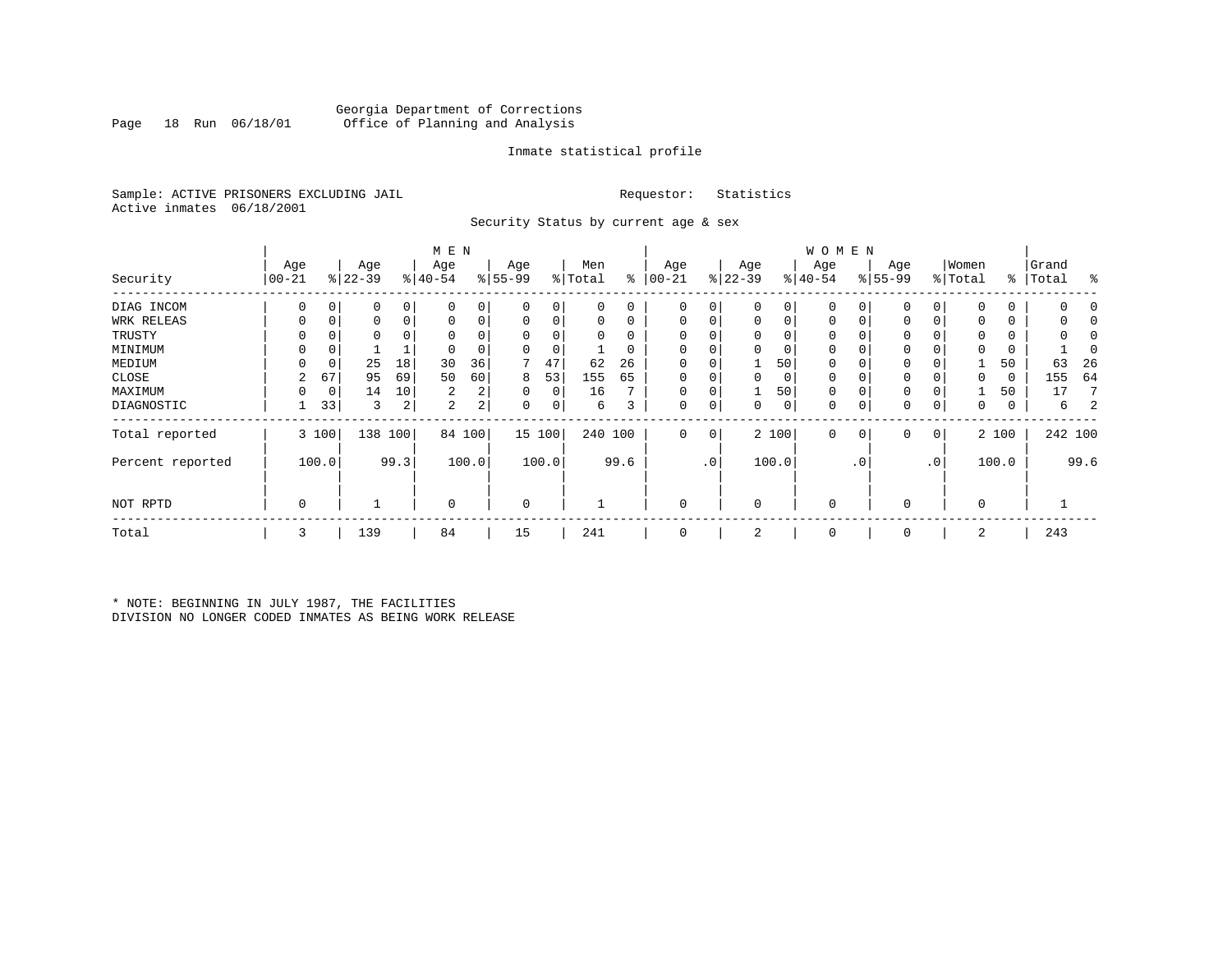Georgia Department of Corrections
Office of Planning and Analysis

Inmate statistical profile

Sample: ACTIVE PRISONERS EXCLUDING JAIL  Requestor: Statistics
Active inmates 06/18/2001

Security Status by current age & sex

| Security | MEN Age 00-21 | % | Age 22-39 | % | Age 40-54 | % | Age 55-99 | % | Men Total | % | WOMEN Age 00-21 | % | Age 22-39 | % | Age 40-54 | % | Age 55-99 | % | Women Total | % | Grand Total | % |
|---|---|---|---|---|---|---|---|---|---|---|---|---|---|---|---|---|---|---|---|---|---|---|
| DIAG INCOM | 0 | 0 | 0 | 0 | 0 | 0 | 0 | 0 | 0 | 0 | 0 | 0 | 0 | 0 | 0 | 0 | 0 | 0 | 0 | 0 | 0 | 0 |
| WRK RELEAS | 0 | 0 | 0 | 0 | 0 | 0 | 0 | 0 | 0 | 0 | 0 | 0 | 0 | 0 | 0 | 0 | 0 | 0 | 0 | 0 | 0 | 0 |
| TRUSTY | 0 | 0 | 0 | 0 | 0 | 0 | 0 | 0 | 0 | 0 | 0 | 0 | 0 | 0 | 0 | 0 | 0 | 0 | 0 | 0 | 0 | 0 |
| MINIMUM | 0 | 0 | 1 | 1 | 0 | 0 | 0 | 0 | 1 | 0 | 0 | 0 | 0 | 0 | 0 | 0 | 0 | 0 | 0 | 0 | 1 | 0 |
| MEDIUM | 0 | 0 | 25 | 18 | 30 | 36 | 7 | 47 | 62 | 26 | 0 | 0 | 1 | 50 | 0 | 0 | 0 | 0 | 1 | 50 | 63 | 26 |
| CLOSE | 2 | 67 | 95 | 69 | 50 | 60 | 8 | 53 | 155 | 65 | 0 | 0 | 0 | 0 | 0 | 0 | 0 | 0 | 0 | 0 | 155 | 64 |
| MAXIMUM | 0 | 0 | 14 | 10 | 2 | 2 | 0 | 0 | 16 | 7 | 0 | 0 | 1 | 50 | 0 | 0 | 0 | 0 | 1 | 50 | 17 | 7 |
| DIAGNOSTIC | 1 | 33 | 3 | 2 | 2 | 2 | 0 | 0 | 6 | 3 | 0 | 0 | 0 | 0 | 0 | 0 | 0 | 0 | 0 | 0 | 6 | 2 |
| Total reported | 3 | 100 | 138 | 100 | 84 | 100 | 15 | 100 | 240 | 100 | 0 | 0 | 2 | 100 | 0 | 0 | 0 | 0 | 2 | 100 | 242 | 100 |
| Percent reported | | 100.0 | | 99.3 | | 100.0 | | 100.0 | | 99.6 | | .0 | | 100.0 | | .0 | | .0 | | 100.0 | | 99.6 |
| NOT RPTD | 0 | | 1 | | 0 | | 0 | | 1 | | 0 | | 0 | | 0 | | 0 | | 0 | | 1 | |
| Total | 3 | | 139 | | 84 | | 15 | | 241 | | 0 | | 2 | | 0 | | 0 | | 2 | | 243 | |

* NOTE: BEGINNING IN JULY 1987, THE FACILITIES DIVISION NO LONGER CODED INMATES AS BEING WORK RELEASE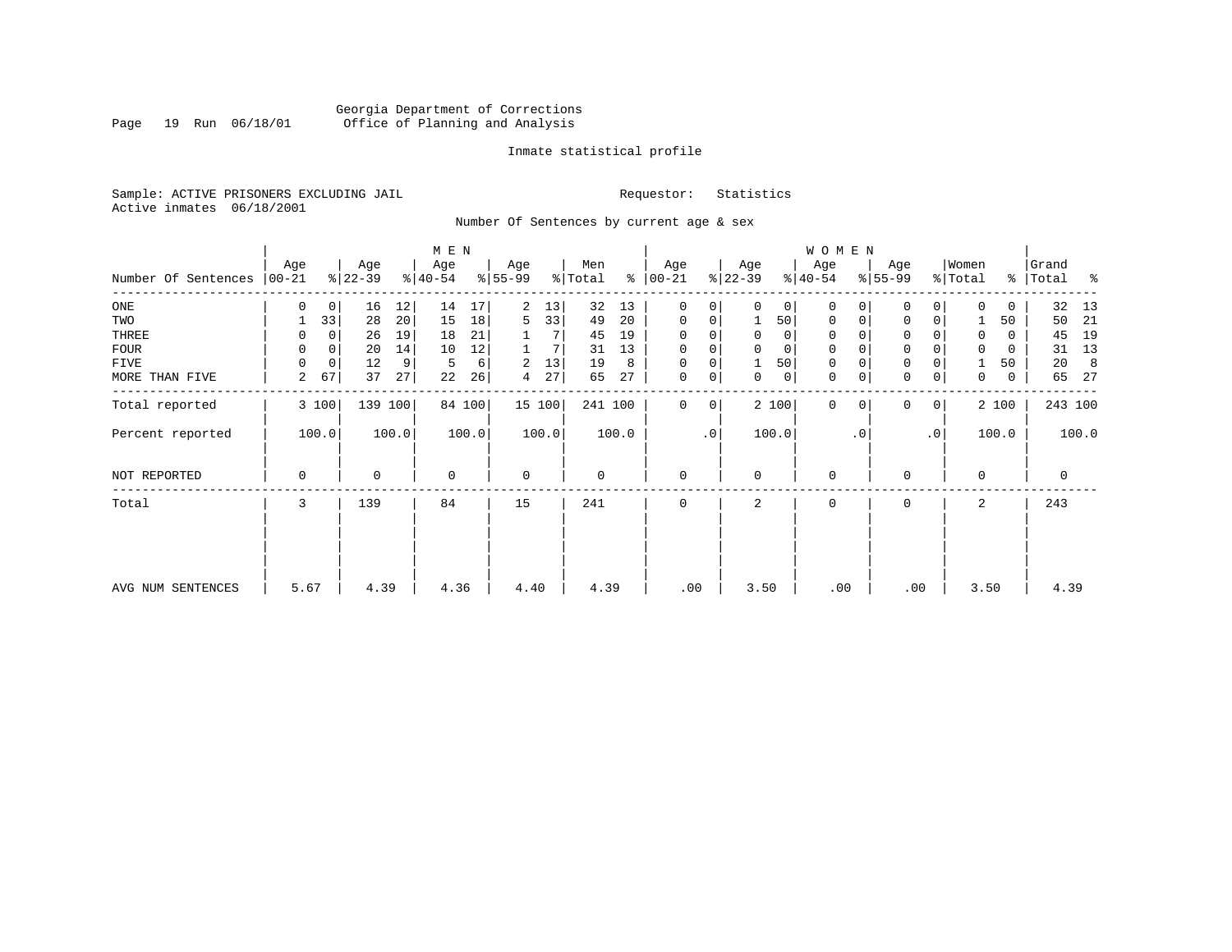Georgia Department of Corrections
Office of Planning and Analysis

Inmate statistical profile

Sample: ACTIVE PRISONERS EXCLUDING JAIL
Active inmates 06/18/2001

Requestor: Statistics

Number Of Sentences by current age & sex

| Number Of Sentences | MEN Age 00-21 | % | Age 22-39 | % | Age 40-54 | % | Age 55-99 | % | Men Total | % | WOMEN Age 00-21 | % | Age 22-39 | % | Age 40-54 | % | Age 55-99 | % | Women Total | % | Grand Total | % |
|---|---|---|---|---|---|---|---|---|---|---|---|---|---|---|---|---|---|---|---|---|---|---|
| ONE | 0 | 0 | 16 | 12 | 14 | 17 | 2 | 13 | 32 | 13 | 0 | 0 | 0 | 0 | 0 | 0 | 0 | 0 | 0 | 0 | 32 | 13 |
| TWO | 1 | 33 | 28 | 20 | 15 | 18 | 5 | 33 | 49 | 20 | 0 | 0 | 1 | 50 | 0 | 0 | 0 | 0 | 1 | 50 | 50 | 21 |
| THREE | 0 | 0 | 26 | 19 | 18 | 21 | 1 | 7 | 45 | 19 | 0 | 0 | 0 | 0 | 0 | 0 | 0 | 0 | 0 | 0 | 45 | 19 |
| FOUR | 0 | 0 | 20 | 14 | 10 | 12 | 1 | 7 | 31 | 13 | 0 | 0 | 0 | 0 | 0 | 0 | 0 | 0 | 0 | 0 | 31 | 13 |
| FIVE | 0 | 0 | 12 | 9 | 5 | 6 | 2 | 13 | 19 | 8 | 0 | 0 | 1 | 50 | 0 | 0 | 0 | 0 | 1 | 50 | 20 | 8 |
| MORE THAN FIVE | 2 | 67 | 37 | 27 | 22 | 26 | 4 | 27 | 65 | 27 | 0 | 0 | 0 | 0 | 0 | 0 | 0 | 0 | 0 | 0 | 65 | 27 |
| Total reported | 3 | 100 | 139 | 100 | 84 | 100 | 15 | 100 | 241 | 100 | 0 | 0 | 2 | 100 | 0 | 0 | 0 | 0 | 2 | 100 | 243 | 100 |
| Percent reported | | 100.0 | | 100.0 | | 100.0 | | 100.0 | | 100.0 | | .0 | | 100.0 | | .0 | | .0 | | 100.0 | | 100.0 |
| NOT REPORTED | 0 | | 0 | | 0 | | 0 | | 0 | | 0 | | 0 | | 0 | | 0 | | 0 | | 0 | |
| Total | 3 | | 139 | | 84 | | 15 | | 241 | | 0 | | 2 | | 0 | | 0 | | 2 | | 243 | |
| AVG NUM SENTENCES | 5.67 | | 4.39 | | 4.36 | | 4.40 | | 4.39 | | .00 | | 3.50 | | .00 | | .00 | | 3.50 | | 4.39 | |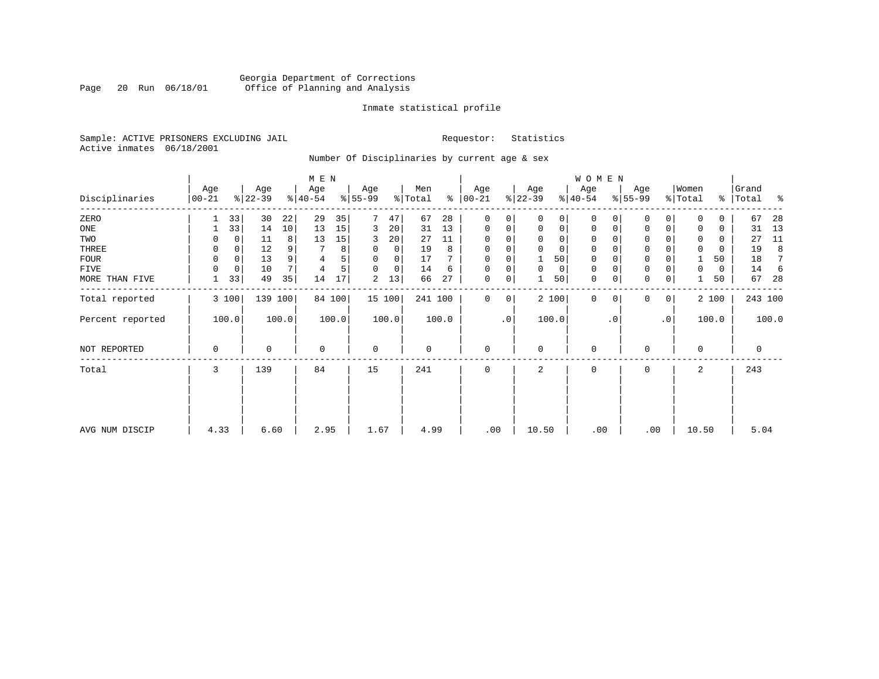Georgia Department of Corrections
Office of Planning and Analysis

Inmate statistical profile

Sample: ACTIVE PRISONERS EXCLUDING JAIL    Requestor: Statistics
Active inmates 06/18/2001

Number Of Disciplinaries by current age & sex

| Disciplinaries | MEN Age 00-21 | % | Age 22-39 | % | Age 40-54 | % | Age 55-99 | % | Men Total | % | WOMEN Age 00-21 | % | Age 22-39 | % | Age 40-54 | % | Age 55-99 | % | Women Total | % | Grand Total | % |
|---|---|---|---|---|---|---|---|---|---|---|---|---|---|---|---|---|---|---|---|---|---|---|
| ZERO | 1 | 33 | 30 | 22 | 29 | 35 | 7 | 47 | 67 | 28 | 0 | 0 | 0 | 0 | 0 | 0 | 0 | 0 | 0 | 0 | 67 | 28 |
| ONE | 1 | 33 | 14 | 10 | 13 | 15 | 3 | 20 | 31 | 13 | 0 | 0 | 0 | 0 | 0 | 0 | 0 | 0 | 0 | 0 | 31 | 13 |
| TWO | 0 | 0 | 11 | 8 | 13 | 15 | 3 | 20 | 27 | 11 | 0 | 0 | 0 | 0 | 0 | 0 | 0 | 0 | 0 | 0 | 27 | 11 |
| THREE | 0 | 0 | 12 | 9 | 7 | 8 | 0 | 0 | 19 | 8 | 0 | 0 | 0 | 0 | 0 | 0 | 0 | 0 | 0 | 0 | 19 | 8 |
| FOUR | 0 | 0 | 13 | 9 | 4 | 5 | 0 | 0 | 17 | 7 | 0 | 0 | 1 | 50 | 0 | 0 | 0 | 0 | 1 | 50 | 18 | 7 |
| FIVE | 0 | 0 | 10 | 7 | 4 | 5 | 0 | 0 | 14 | 6 | 0 | 0 | 0 | 0 | 0 | 0 | 0 | 0 | 0 | 0 | 14 | 6 |
| MORE THAN FIVE | 1 | 33 | 49 | 35 | 14 | 17 | 2 | 13 | 66 | 27 | 0 | 0 | 1 | 50 | 0 | 0 | 0 | 0 | 1 | 50 | 67 | 28 |
| Total reported | 3 | 100 | 139 | 100 | 84 | 100 | 15 | 100 | 241 | 100 | 0 | 0 | 2 | 100 | 0 | 0 | 0 | 0 | 2 | 100 | 243 | 100 |
| Percent reported | | 100.0 | | 100.0 | | 100.0 | | 100.0 | | 100.0 | | .0 | | 100.0 | | .0 | | .0 | | 100.0 | | 100.0 |
| NOT REPORTED | 0 | | 0 | | 0 | | 0 | | 0 | | 0 | | 0 | | 0 | | 0 | | 0 | | 0 | |
| Total | 3 | | 139 | | 84 | | 15 | | 241 | | 0 | | 2 | | 0 | | 0 | | 2 | | 243 | |
| AVG NUM DISCIP | 4.33 | | 6.60 | | 2.95 | | 1.67 | | 4.99 | | .00 | | 10.50 | | .00 | | .00 | | 10.50 | | 5.04 | |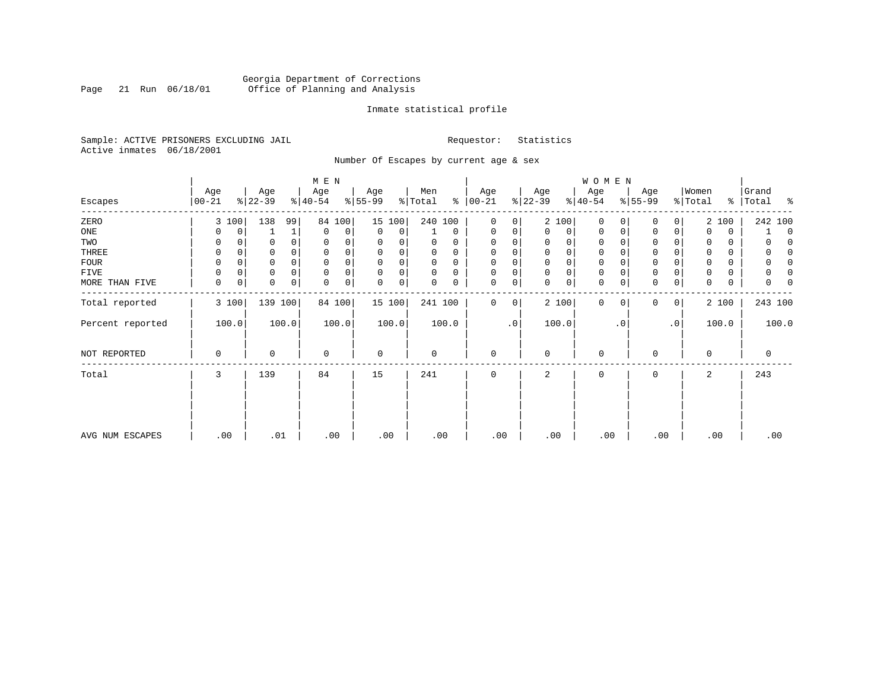Georgia Department of Corrections
Office of Planning and Analysis

Inmate statistical profile

Sample: ACTIVE PRISONERS EXCLUDING JAIL

Requestor: Statistics

Active inmates 06/18/2001

Number Of Escapes by current age & sex

| Escapes | MEN Age 00-21 | % | Age 22-39 | % | Age 40-54 | % | Age 55-99 | % | Men Total | % | WOMEN Age 00-21 | % | Age 22-39 | % | Age 40-54 | % | Age 55-99 | % | Women Total | % | Grand Total | % |
|---|---|---|---|---|---|---|---|---|---|---|---|---|---|---|---|---|---|---|---|---|---|---|
| ZERO | 3 | 100 | 138 | 99 | 84 | 100 | 15 | 100 | 240 | 100 | 0 | 0 | 2 | 100 | 0 | 0 | 0 | 0 | 2 | 100 | 242 | 100 |
| ONE | 0 | 0 | 1 | 1 | 0 | 0 | 0 | 0 | 1 | 0 | 0 | 0 | 0 | 0 | 0 | 0 | 0 | 0 | 0 | 0 | 1 | 0 |
| TWO | 0 | 0 | 0 | 0 | 0 | 0 | 0 | 0 | 0 | 0 | 0 | 0 | 0 | 0 | 0 | 0 | 0 | 0 | 0 | 0 | 0 | 0 |
| THREE | 0 | 0 | 0 | 0 | 0 | 0 | 0 | 0 | 0 | 0 | 0 | 0 | 0 | 0 | 0 | 0 | 0 | 0 | 0 | 0 | 0 | 0 |
| FOUR | 0 | 0 | 0 | 0 | 0 | 0 | 0 | 0 | 0 | 0 | 0 | 0 | 0 | 0 | 0 | 0 | 0 | 0 | 0 | 0 | 0 | 0 |
| FIVE | 0 | 0 | 0 | 0 | 0 | 0 | 0 | 0 | 0 | 0 | 0 | 0 | 0 | 0 | 0 | 0 | 0 | 0 | 0 | 0 | 0 | 0 |
| MORE THAN FIVE | 0 | 0 | 0 | 0 | 0 | 0 | 0 | 0 | 0 | 0 | 0 | 0 | 0 | 0 | 0 | 0 | 0 | 0 | 0 | 0 | 0 | 0 |
| Total reported | 3 | 100 | 139 | 100 | 84 | 100 | 15 | 100 | 241 | 100 | 0 | 0 | 2 | 100 | 0 | 0 | 0 | 0 | 2 | 100 | 243 | 100 |
| Percent reported | 100.0 | | 100.0 | | 100.0 | | 100.0 | | 100.0 | | .0 | | 100.0 | | .0 | | .0 | | 100.0 | | 100.0 | |
| NOT REPORTED | 0 | | 0 | | 0 | | 0 | | 0 | | 0 | | 0 | | 0 | | 0 | | 0 | | 0 | |
| Total | 3 | | 139 | | 84 | | 15 | | 241 | | 0 | | 2 | | 0 | | 0 | | 2 | | 243 | |
| AVG NUM ESCAPES | .00 | | .01 | | .00 | | .00 | | .00 | | .00 | | .00 | | .00 | | .00 | | .00 | | .00 | |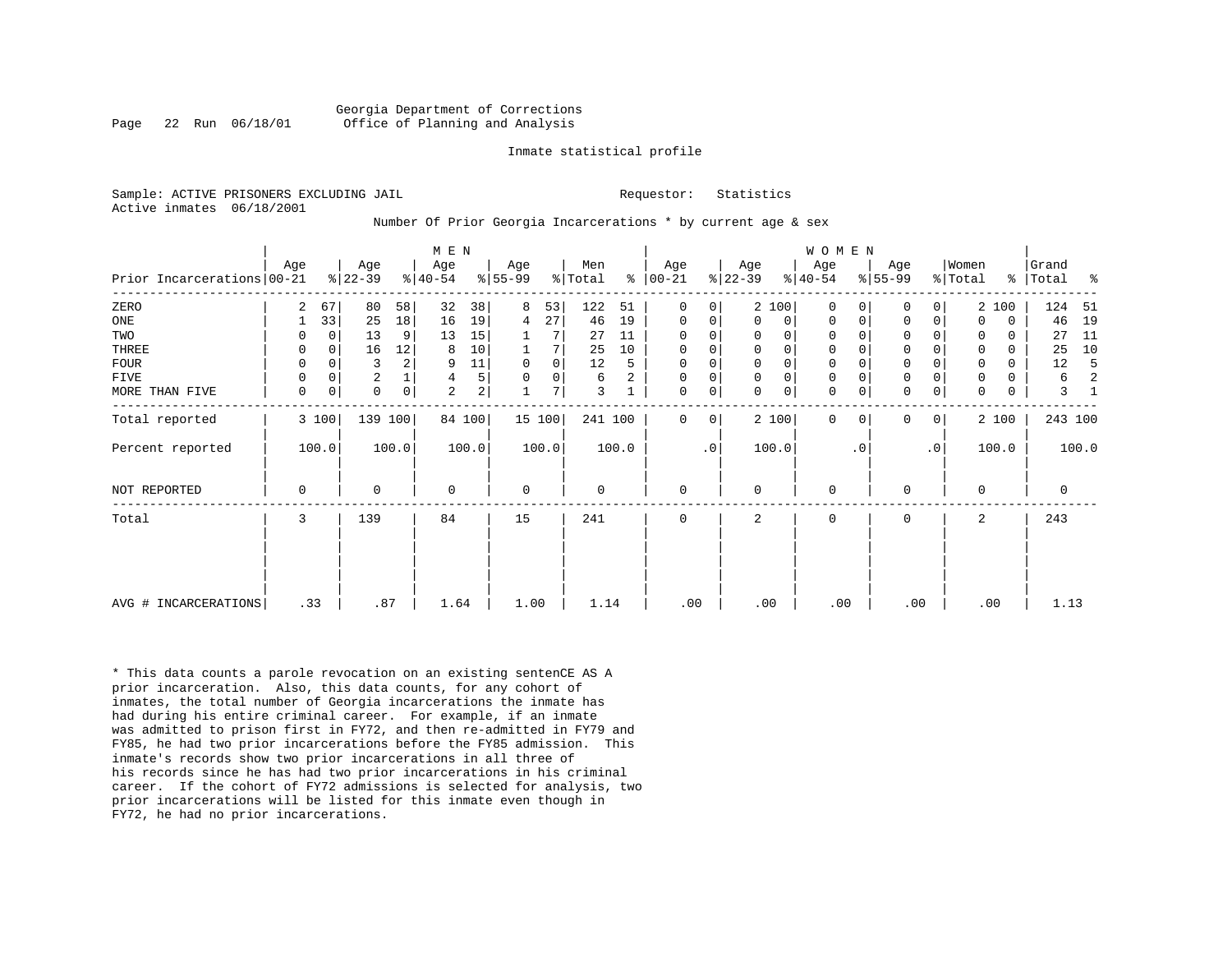Georgia Department of Corrections
Office of Planning and Analysis

Inmate statistical profile

Sample: ACTIVE PRISONERS EXCLUDING JAIL　　　　Requestor: Statistics
Active inmates 06/18/2001

Number Of Prior Georgia Incarcerations * by current age & sex

| Prior Incarcerations | MEN Age 00-21 | % | Age 22-39 | % | Age 40-54 | % | Age 55-99 | % | Men Total | % | WOMEN Age 00-21 | % | Age 22-39 | % | Age 40-54 | % | Age 55-99 | % | Women Total | % | Grand Total | % |
|---|---|---|---|---|---|---|---|---|---|---|---|---|---|---|---|---|---|---|---|---|---|---|
| ZERO | 2 | 67 | 80 | 58 | 32 | 38 | 8 | 53 | 122 | 51 | 0 | 0 | 2 | 100 | 0 | 0 | 0 | 0 | 2 | 100 | 124 | 51 |
| ONE | 1 | 33 | 25 | 18 | 16 | 19 | 4 | 27 | 46 | 19 | 0 | 0 | 0 | 0 | 0 | 0 | 0 | 0 | 0 | 0 | 46 | 19 |
| TWO | 0 | 0 | 13 | 9 | 13 | 15 | 1 | 7 | 27 | 11 | 0 | 0 | 0 | 0 | 0 | 0 | 0 | 0 | 0 | 0 | 27 | 11 |
| THREE | 0 | 0 | 16 | 12 | 8 | 10 | 1 | 7 | 25 | 10 | 0 | 0 | 0 | 0 | 0 | 0 | 0 | 0 | 0 | 0 | 25 | 10 |
| FOUR | 0 | 0 | 3 | 2 | 9 | 11 | 0 | 0 | 12 | 5 | 0 | 0 | 0 | 0 | 0 | 0 | 0 | 0 | 0 | 0 | 12 | 5 |
| FIVE | 0 | 0 | 2 | 1 | 4 | 5 | 0 | 0 | 6 | 2 | 0 | 0 | 0 | 0 | 0 | 0 | 0 | 0 | 0 | 0 | 6 | 2 |
| MORE THAN FIVE | 0 | 0 | 0 | 0 | 2 | 2 | 1 | 7 | 3 | 1 | 0 | 0 | 0 | 0 | 0 | 0 | 0 | 0 | 0 | 0 | 3 | 1 |
| Total reported | 3 | 100 | 139 | 100 | 84 | 100 | 15 | 100 | 241 | 100 | 0 | 0 | 2 | 100 | 0 | 0 | 0 | 0 | 2 | 100 | 243 | 100 |
| Percent reported | 100.0 | | 100.0 | | 100.0 | | 100.0 | | 100.0 | | .0 | | 100.0 | | .0 | | .0 | | 100.0 | | 100.0 | |
| NOT REPORTED | 0 | | 0 | | 0 | | 0 | | 0 | | 0 | | 0 | | 0 | | 0 | | 0 | | 0 | |
| Total | 3 | | 139 | | 84 | | 15 | | 241 | | 0 | | 2 | | 0 | | 0 | | 2 | | 243 | |
| AVG # INCARCERATIONS | .33 | | .87 | | 1.64 | | 1.00 | | 1.14 | | .00 | | .00 | | .00 | | .00 | | .00 | | 1.13 | |

* This data counts a parole revocation on an existing sentenCE AS A prior incarceration. Also, this data counts, for any cohort of inmates, the total number of Georgia incarcerations the inmate has had during his entire criminal career. For example, if an inmate was admitted to prison first in FY72, and then re-admitted in FY79 and FY85, he had two prior incarcerations before the FY85 admission. This inmate's records show two prior incarcerations in all three of his records since he has had two prior incarcerations in his criminal career. If the cohort of FY72 admissions is selected for analysis, two prior incarcerations will be listed for this inmate even though in FY72, he had no prior incarcerations.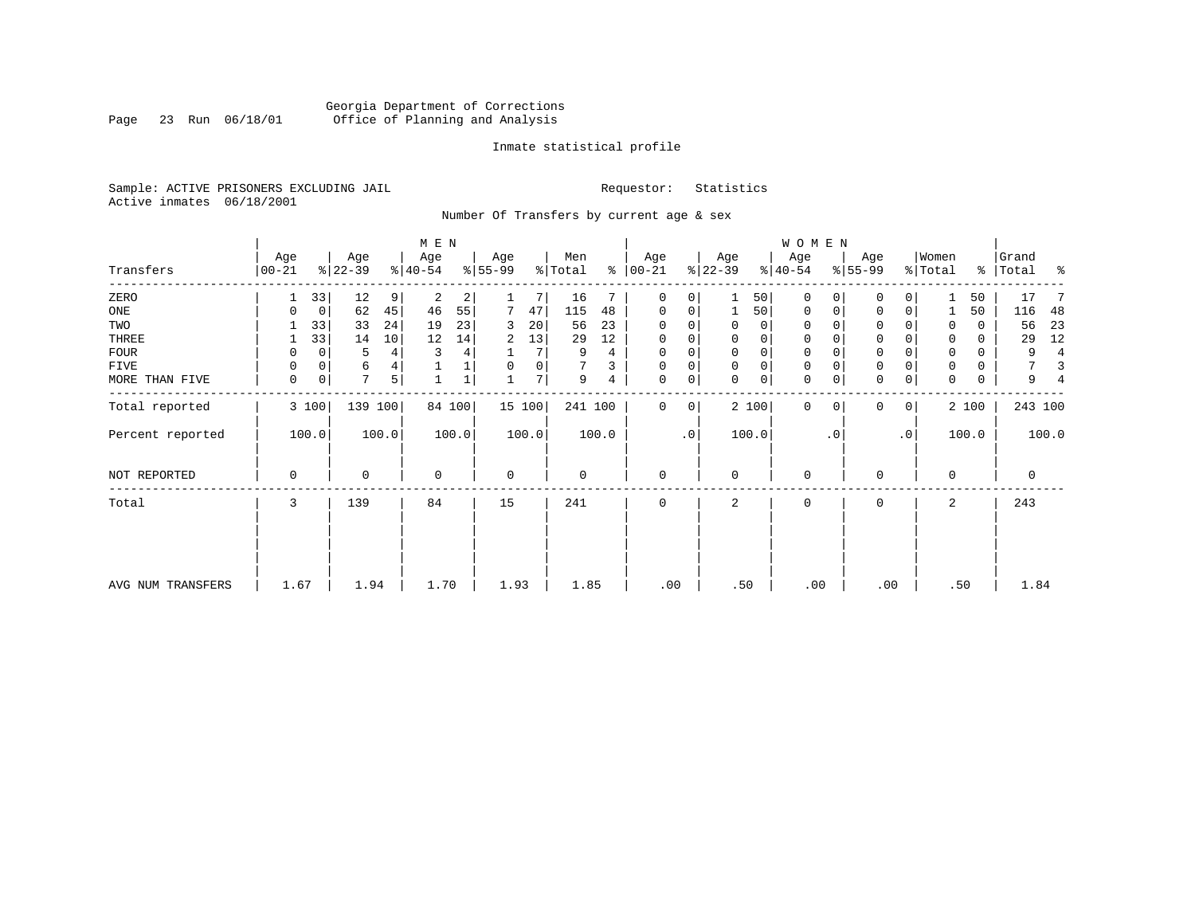Georgia Department of Corrections
Office of Planning and Analysis

Inmate statistical profile

Sample: ACTIVE PRISONERS EXCLUDING JAIL    Requestor: Statistics
Active inmates 06/18/2001

Number Of Transfers by current age & sex

| Transfers | MEN Age 00-21 | % | Age 22-39 | % | Age 40-54 | % | Age 55-99 | % | Men Total | % | WOMEN Age 00-21 | % | Age 22-39 | % | Age 40-54 | % | Age 55-99 | % | Women Total | % | Grand Total | % |
|---|---|---|---|---|---|---|---|---|---|---|---|---|---|---|---|---|---|---|---|---|---|---|
| ZERO | 1 | 33 | 12 | 9 | 2 | 2 | 1 | 7 | 16 | 7 | 0 | 0 | 1 | 50 | 0 | 0 | 0 | 0 | 1 | 50 | 17 | 7 |
| ONE | 0 | 0 | 62 | 45 | 46 | 55 | 7 | 47 | 115 | 48 | 0 | 0 | 1 | 50 | 0 | 0 | 0 | 0 | 1 | 50 | 116 | 48 |
| TWO | 1 | 33 | 33 | 24 | 19 | 23 | 3 | 20 | 56 | 23 | 0 | 0 | 0 | 0 | 0 | 0 | 0 | 0 | 0 | 0 | 56 | 23 |
| THREE | 1 | 33 | 14 | 10 | 12 | 14 | 2 | 13 | 29 | 12 | 0 | 0 | 0 | 0 | 0 | 0 | 0 | 0 | 0 | 0 | 29 | 12 |
| FOUR | 0 | 0 | 5 | 4 | 3 | 4 | 1 | 7 | 9 | 4 | 0 | 0 | 0 | 0 | 0 | 0 | 0 | 0 | 0 | 0 | 9 | 4 |
| FIVE | 0 | 0 | 6 | 4 | 1 | 1 | 0 | 0 | 7 | 3 | 0 | 0 | 0 | 0 | 0 | 0 | 0 | 0 | 0 | 0 | 7 | 3 |
| MORE THAN FIVE | 0 | 0 | 7 | 5 | 1 | 1 | 1 | 7 | 9 | 4 | 0 | 0 | 0 | 0 | 0 | 0 | 0 | 0 | 0 | 0 | 9 | 4 |
| Total reported | 3 | 100 | 139 | 100 | 84 | 100 | 15 | 100 | 241 | 100 | 0 | 0 | 2 | 100 | 0 | 0 | 0 | 0 | 2 | 100 | 243 | 100 |
| Percent reported | | 100.0 | | 100.0 | | 100.0 | | 100.0 | | 100.0 | | .0 | | 100.0 | | .0 | | .0 | | 100.0 | | 100.0 |
| NOT REPORTED | 0 | | 0 | | 0 | | 0 | | 0 | | 0 | | 0 | | 0 | | 0 | | 0 | | 0 | |
| Total | 3 | | 139 | | 84 | | 15 | | 241 | | 0 | | 2 | | 0 | | 0 | | 2 | | 243 | |
| AVG NUM TRANSFERS | 1.67 | | 1.94 | | 1.70 | | 1.93 | | 1.85 | | .00 | | .50 | | .00 | | .00 | | .50 | | 1.84 | |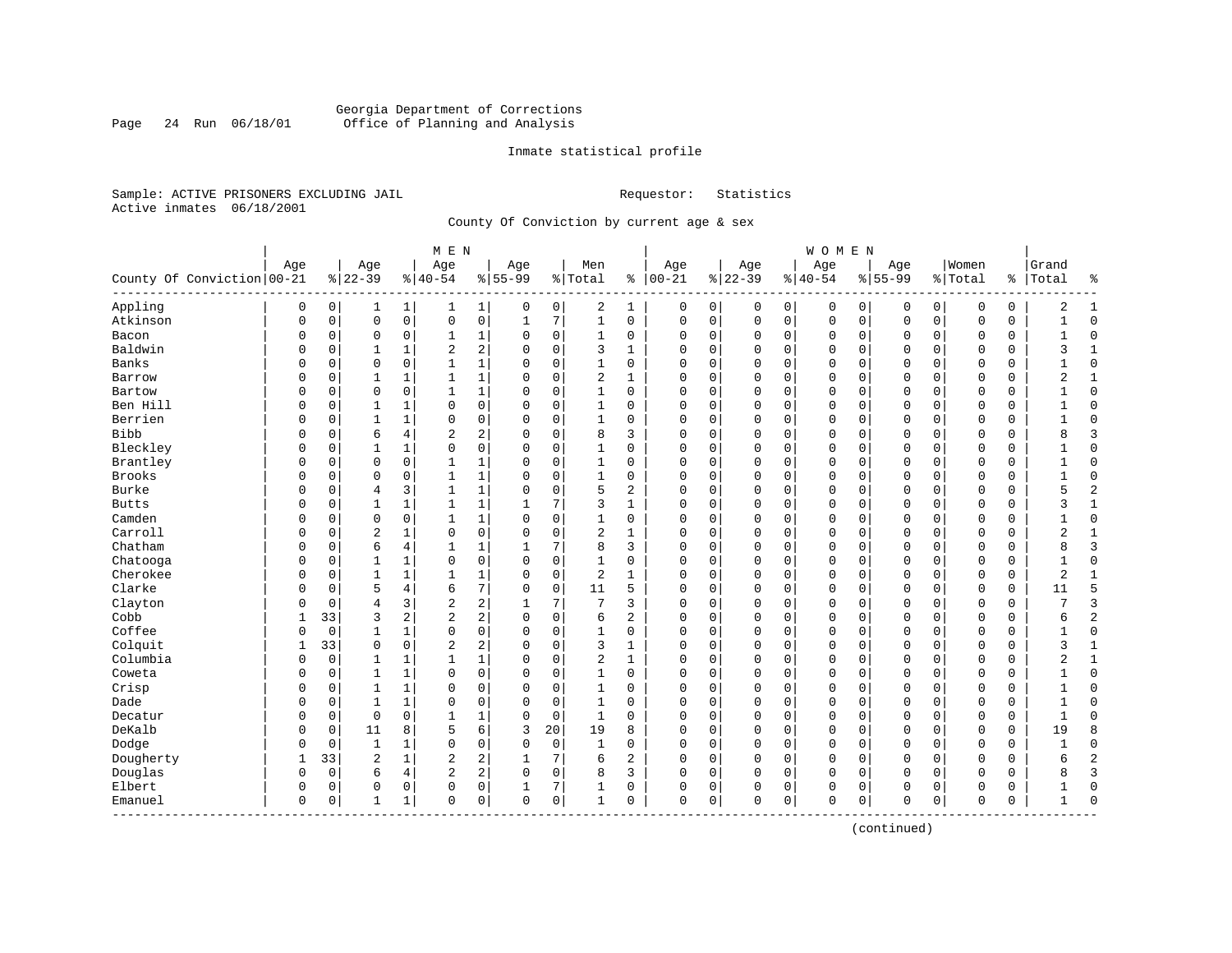Georgia Department of Corrections
Office of Planning and Analysis

Inmate statistical profile

Sample: ACTIVE PRISONERS EXCLUDING JAIL                Requestor: Statistics
Active inmates 06/18/2001

County Of Conviction by current age & sex

| County Of Conviction | MEN Age 00-21 | % | Age 22-39 | % | Age 40-54 | % | Age 55-99 | % | Men Total | % | WOMEN Age 00-21 | % | Age 22-39 | % | Age 40-54 | % | Age 55-99 | % | Women Total | % | Grand Total | % |
|---|---|---|---|---|---|---|---|---|---|---|---|---|---|---|---|---|---|---|---|---|---|---|
| Appling | 0 | 0 | 1 | 1 | 1 | 1 | 0 | 0 | 2 | 1 | 0 | 0 | 0 | 0 | 0 | 0 | 0 | 0 | 0 | 0 | 2 | 1 |
| Atkinson | 0 | 0 | 0 | 0 | 0 | 0 | 1 | 7 | 1 | 0 | 0 | 0 | 0 | 0 | 0 | 0 | 0 | 0 | 0 | 0 | 1 | 0 |
| Bacon | 0 | 0 | 0 | 0 | 1 | 1 | 0 | 0 | 1 | 0 | 0 | 0 | 0 | 0 | 0 | 0 | 0 | 0 | 0 | 0 | 1 | 0 |
| Baldwin | 0 | 0 | 1 | 1 | 2 | 2 | 0 | 0 | 3 | 1 | 0 | 0 | 0 | 0 | 0 | 0 | 0 | 0 | 0 | 0 | 3 | 1 |
| Banks | 0 | 0 | 0 | 0 | 1 | 1 | 0 | 0 | 1 | 0 | 0 | 0 | 0 | 0 | 0 | 0 | 0 | 0 | 0 | 0 | 1 | 0 |
| Barrow | 0 | 0 | 1 | 1 | 1 | 1 | 0 | 0 | 2 | 1 | 0 | 0 | 0 | 0 | 0 | 0 | 0 | 0 | 0 | 0 | 2 | 1 |
| Bartow | 0 | 0 | 0 | 0 | 1 | 1 | 0 | 0 | 1 | 0 | 0 | 0 | 0 | 0 | 0 | 0 | 0 | 0 | 0 | 0 | 1 | 0 |
| Ben Hill | 0 | 0 | 1 | 1 | 0 | 0 | 0 | 0 | 1 | 0 | 0 | 0 | 0 | 0 | 0 | 0 | 0 | 0 | 0 | 0 | 1 | 0 |
| Berrien | 0 | 0 | 1 | 1 | 0 | 0 | 0 | 0 | 1 | 0 | 0 | 0 | 0 | 0 | 0 | 0 | 0 | 0 | 0 | 0 | 1 | 0 |
| Bibb | 0 | 0 | 6 | 4 | 2 | 2 | 0 | 0 | 8 | 3 | 0 | 0 | 0 | 0 | 0 | 0 | 0 | 0 | 0 | 0 | 8 | 3 |
| Bleckley | 0 | 0 | 1 | 1 | 0 | 0 | 0 | 0 | 1 | 0 | 0 | 0 | 0 | 0 | 0 | 0 | 0 | 0 | 0 | 0 | 1 | 0 |
| Brantley | 0 | 0 | 0 | 0 | 1 | 1 | 0 | 0 | 1 | 0 | 0 | 0 | 0 | 0 | 0 | 0 | 0 | 0 | 0 | 0 | 1 | 0 |
| Brooks | 0 | 0 | 0 | 0 | 1 | 1 | 0 | 0 | 1 | 0 | 0 | 0 | 0 | 0 | 0 | 0 | 0 | 0 | 0 | 0 | 1 | 0 |
| Burke | 0 | 0 | 4 | 3 | 1 | 1 | 0 | 0 | 5 | 2 | 0 | 0 | 0 | 0 | 0 | 0 | 0 | 0 | 0 | 0 | 5 | 2 |
| Butts | 0 | 0 | 1 | 1 | 1 | 1 | 1 | 7 | 3 | 1 | 0 | 0 | 0 | 0 | 0 | 0 | 0 | 0 | 0 | 0 | 3 | 1 |
| Camden | 0 | 0 | 0 | 0 | 1 | 1 | 0 | 0 | 1 | 0 | 0 | 0 | 0 | 0 | 0 | 0 | 0 | 0 | 0 | 0 | 1 | 0 |
| Carroll | 0 | 0 | 2 | 1 | 0 | 0 | 0 | 0 | 2 | 1 | 0 | 0 | 0 | 0 | 0 | 0 | 0 | 0 | 0 | 0 | 2 | 1 |
| Chatham | 0 | 0 | 6 | 4 | 1 | 1 | 1 | 7 | 8 | 3 | 0 | 0 | 0 | 0 | 0 | 0 | 0 | 0 | 0 | 0 | 8 | 3 |
| Chatooga | 0 | 0 | 1 | 1 | 0 | 0 | 0 | 0 | 1 | 0 | 0 | 0 | 0 | 0 | 0 | 0 | 0 | 0 | 0 | 0 | 1 | 0 |
| Cherokee | 0 | 0 | 1 | 1 | 1 | 1 | 0 | 0 | 2 | 1 | 0 | 0 | 0 | 0 | 0 | 0 | 0 | 0 | 0 | 0 | 2 | 1 |
| Clarke | 0 | 0 | 5 | 4 | 6 | 7 | 0 | 0 | 11 | 5 | 0 | 0 | 0 | 0 | 0 | 0 | 0 | 0 | 0 | 0 | 11 | 5 |
| Clayton | 0 | 0 | 4 | 3 | 2 | 2 | 1 | 7 | 7 | 3 | 0 | 0 | 0 | 0 | 0 | 0 | 0 | 0 | 0 | 0 | 7 | 3 |
| Cobb | 1 | 33 | 3 | 2 | 2 | 2 | 0 | 0 | 6 | 2 | 0 | 0 | 0 | 0 | 0 | 0 | 0 | 0 | 0 | 0 | 6 | 2 |
| Coffee | 0 | 0 | 1 | 1 | 0 | 0 | 0 | 0 | 1 | 0 | 0 | 0 | 0 | 0 | 0 | 0 | 0 | 0 | 0 | 0 | 1 | 0 |
| Colquit | 1 | 33 | 0 | 0 | 2 | 2 | 0 | 0 | 3 | 1 | 0 | 0 | 0 | 0 | 0 | 0 | 0 | 0 | 0 | 0 | 3 | 1 |
| Columbia | 0 | 0 | 1 | 1 | 1 | 1 | 0 | 0 | 2 | 1 | 0 | 0 | 0 | 0 | 0 | 0 | 0 | 0 | 0 | 0 | 2 | 1 |
| Coweta | 0 | 0 | 1 | 1 | 0 | 0 | 0 | 0 | 1 | 0 | 0 | 0 | 0 | 0 | 0 | 0 | 0 | 0 | 0 | 0 | 1 | 0 |
| Crisp | 0 | 0 | 1 | 1 | 0 | 0 | 0 | 0 | 1 | 0 | 0 | 0 | 0 | 0 | 0 | 0 | 0 | 0 | 0 | 0 | 1 | 0 |
| Dade | 0 | 0 | 1 | 1 | 0 | 0 | 0 | 0 | 1 | 0 | 0 | 0 | 0 | 0 | 0 | 0 | 0 | 0 | 0 | 0 | 1 | 0 |
| Decatur | 0 | 0 | 0 | 0 | 1 | 1 | 0 | 0 | 1 | 0 | 0 | 0 | 0 | 0 | 0 | 0 | 0 | 0 | 0 | 0 | 1 | 0 |
| DeKalb | 0 | 0 | 11 | 8 | 5 | 6 | 3 | 20 | 19 | 8 | 0 | 0 | 0 | 0 | 0 | 0 | 0 | 0 | 0 | 0 | 19 | 8 |
| Dodge | 0 | 0 | 1 | 1 | 0 | 0 | 0 | 0 | 1 | 0 | 0 | 0 | 0 | 0 | 0 | 0 | 0 | 0 | 0 | 0 | 1 | 0 |
| Dougherty | 1 | 33 | 2 | 1 | 2 | 2 | 1 | 7 | 6 | 2 | 0 | 0 | 0 | 0 | 0 | 0 | 0 | 0 | 0 | 0 | 6 | 2 |
| Douglas | 0 | 0 | 6 | 4 | 2 | 2 | 0 | 0 | 8 | 3 | 0 | 0 | 0 | 0 | 0 | 0 | 0 | 0 | 0 | 0 | 8 | 3 |
| Elbert | 0 | 0 | 0 | 0 | 0 | 0 | 1 | 7 | 1 | 0 | 0 | 0 | 0 | 0 | 0 | 0 | 0 | 0 | 0 | 0 | 1 | 0 |
| Emanuel | 0 | 0 | 1 | 1 | 0 | 0 | 0 | 0 | 1 | 0 | 0 | 0 | 0 | 0 | 0 | 0 | 0 | 0 | 0 | 0 | 1 | 0 |

(continued)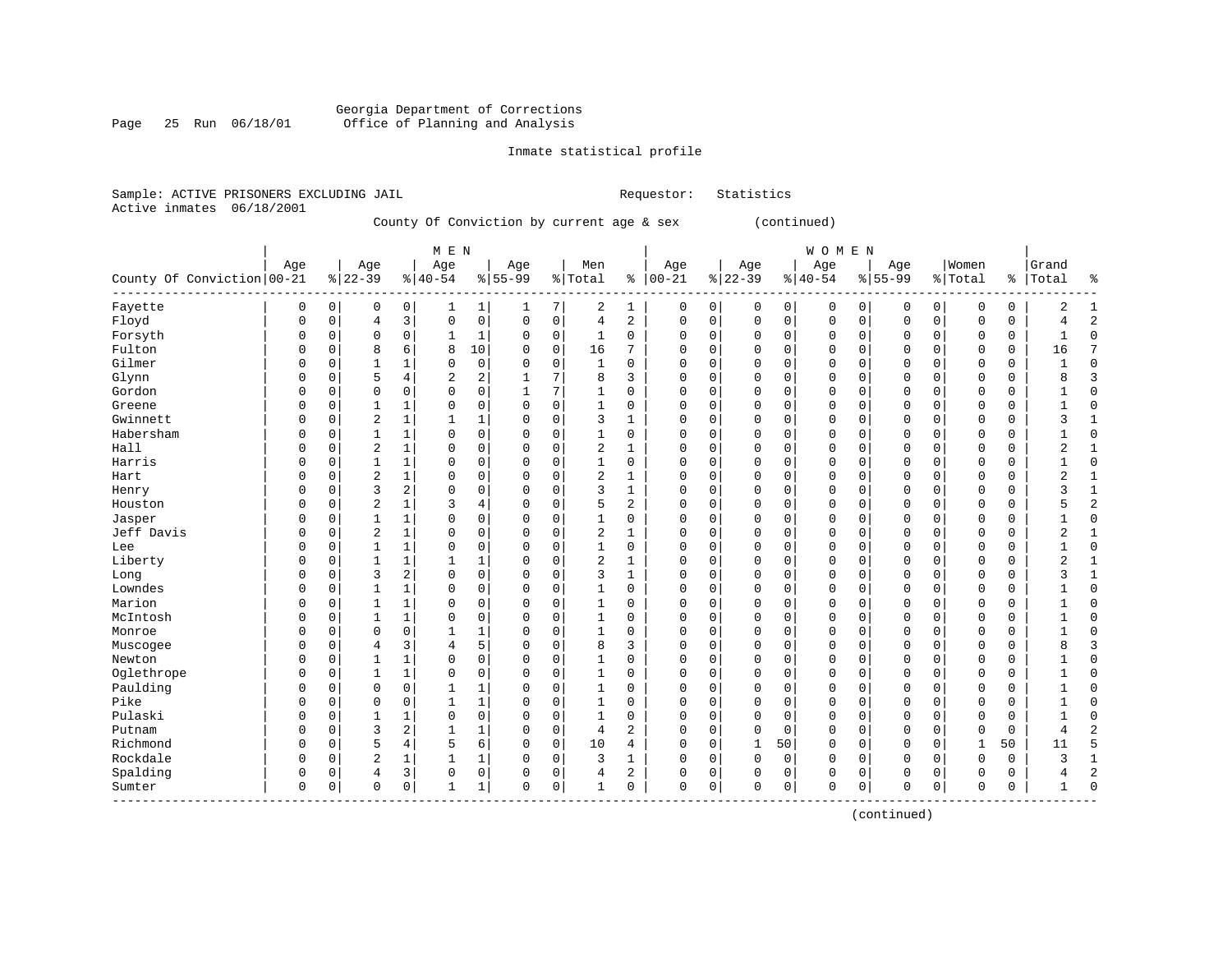Georgia Department of Corrections
Office of Planning and Analysis

Inmate statistical profile

Sample: ACTIVE PRISONERS EXCLUDING JAIL　　　　Requestor: Statistics
Active inmates 06/18/2001

County Of Conviction by current age & sex (continued)

| County Of Conviction | MEN Age 00-21 | % | Age 22-39 | % | Age 40-54 | % | Age 55-99 | % | Men Total | % | WOMEN Age 00-21 | % | Age 22-39 | % | Age 40-54 | % | Age 55-99 | % | Women Total | % | Grand Total | % |
|---|---|---|---|---|---|---|---|---|---|---|---|---|---|---|---|---|---|---|---|---|---|---|
| Fayette | 0 | 0 | 0 | 0 | 1 | 1 | 1 | 7 | 2 | 1 | 0 | 0 | 0 | 0 | 0 | 0 | 0 | 0 | 0 | 0 | 2 | 1 |
| Floyd | 0 | 0 | 4 | 3 | 0 | 0 | 0 | 0 | 4 | 2 | 0 | 0 | 0 | 0 | 0 | 0 | 0 | 0 | 0 | 0 | 4 | 2 |
| Forsyth | 0 | 0 | 0 | 0 | 1 | 1 | 0 | 0 | 1 | 0 | 0 | 0 | 0 | 0 | 0 | 0 | 0 | 0 | 0 | 0 | 1 | 0 |
| Fulton | 0 | 0 | 8 | 6 | 8 | 10 | 0 | 0 | 16 | 7 | 0 | 0 | 0 | 0 | 0 | 0 | 0 | 0 | 0 | 0 | 16 | 7 |
| Gilmer | 0 | 0 | 1 | 1 | 0 | 0 | 0 | 0 | 1 | 0 | 0 | 0 | 0 | 0 | 0 | 0 | 0 | 0 | 0 | 0 | 1 | 0 |
| Glynn | 0 | 0 | 5 | 4 | 2 | 2 | 1 | 7 | 8 | 3 | 0 | 0 | 0 | 0 | 0 | 0 | 0 | 0 | 0 | 0 | 8 | 3 |
| Gordon | 0 | 0 | 0 | 0 | 0 | 0 | 1 | 7 | 1 | 0 | 0 | 0 | 0 | 0 | 0 | 0 | 0 | 0 | 0 | 0 | 1 | 0 |
| Greene | 0 | 0 | 1 | 1 | 0 | 0 | 0 | 0 | 1 | 0 | 0 | 0 | 0 | 0 | 0 | 0 | 0 | 0 | 0 | 0 | 1 | 0 |
| Gwinnett | 0 | 0 | 2 | 1 | 1 | 1 | 0 | 0 | 3 | 1 | 0 | 0 | 0 | 0 | 0 | 0 | 0 | 0 | 0 | 0 | 3 | 1 |
| Habersham | 0 | 0 | 1 | 1 | 0 | 0 | 0 | 0 | 1 | 0 | 0 | 0 | 0 | 0 | 0 | 0 | 0 | 0 | 0 | 0 | 1 | 0 |
| Hall | 0 | 0 | 2 | 1 | 0 | 0 | 0 | 0 | 2 | 1 | 0 | 0 | 0 | 0 | 0 | 0 | 0 | 0 | 0 | 0 | 2 | 1 |
| Harris | 0 | 0 | 1 | 1 | 0 | 0 | 0 | 0 | 1 | 0 | 0 | 0 | 0 | 0 | 0 | 0 | 0 | 0 | 0 | 0 | 1 | 0 |
| Hart | 0 | 0 | 2 | 1 | 0 | 0 | 0 | 0 | 2 | 1 | 0 | 0 | 0 | 0 | 0 | 0 | 0 | 0 | 0 | 0 | 2 | 1 |
| Henry | 0 | 0 | 3 | 2 | 0 | 0 | 0 | 0 | 3 | 1 | 0 | 0 | 0 | 0 | 0 | 0 | 0 | 0 | 0 | 0 | 3 | 1 |
| Houston | 0 | 0 | 2 | 1 | 3 | 4 | 0 | 0 | 5 | 2 | 0 | 0 | 0 | 0 | 0 | 0 | 0 | 0 | 0 | 0 | 5 | 2 |
| Jasper | 0 | 0 | 1 | 1 | 0 | 0 | 0 | 0 | 1 | 0 | 0 | 0 | 0 | 0 | 0 | 0 | 0 | 0 | 0 | 0 | 1 | 0 |
| Jeff Davis | 0 | 0 | 2 | 1 | 0 | 0 | 0 | 0 | 2 | 1 | 0 | 0 | 0 | 0 | 0 | 0 | 0 | 0 | 0 | 0 | 2 | 1 |
| Lee | 0 | 0 | 1 | 1 | 0 | 0 | 0 | 0 | 1 | 0 | 0 | 0 | 0 | 0 | 0 | 0 | 0 | 0 | 0 | 0 | 1 | 0 |
| Liberty | 0 | 0 | 1 | 1 | 1 | 1 | 0 | 0 | 2 | 1 | 0 | 0 | 0 | 0 | 0 | 0 | 0 | 0 | 0 | 0 | 2 | 1 |
| Long | 0 | 0 | 3 | 2 | 0 | 0 | 0 | 0 | 3 | 1 | 0 | 0 | 0 | 0 | 0 | 0 | 0 | 0 | 0 | 0 | 3 | 1 |
| Lowndes | 0 | 0 | 1 | 1 | 0 | 0 | 0 | 0 | 1 | 0 | 0 | 0 | 0 | 0 | 0 | 0 | 0 | 0 | 0 | 0 | 1 | 0 |
| Marion | 0 | 0 | 1 | 1 | 0 | 0 | 0 | 0 | 1 | 0 | 0 | 0 | 0 | 0 | 0 | 0 | 0 | 0 | 0 | 0 | 1 | 0 |
| McIntosh | 0 | 0 | 1 | 1 | 0 | 0 | 0 | 0 | 1 | 0 | 0 | 0 | 0 | 0 | 0 | 0 | 0 | 0 | 0 | 0 | 1 | 0 |
| Monroe | 0 | 0 | 0 | 0 | 1 | 1 | 0 | 0 | 1 | 0 | 0 | 0 | 0 | 0 | 0 | 0 | 0 | 0 | 0 | 0 | 1 | 0 |
| Muscogee | 0 | 0 | 4 | 3 | 4 | 5 | 0 | 0 | 8 | 3 | 0 | 0 | 0 | 0 | 0 | 0 | 0 | 0 | 0 | 0 | 8 | 3 |
| Newton | 0 | 0 | 1 | 1 | 0 | 0 | 0 | 0 | 1 | 0 | 0 | 0 | 0 | 0 | 0 | 0 | 0 | 0 | 0 | 0 | 1 | 0 |
| Oglethrope | 0 | 0 | 1 | 1 | 0 | 0 | 0 | 0 | 1 | 0 | 0 | 0 | 0 | 0 | 0 | 0 | 0 | 0 | 0 | 0 | 1 | 0 |
| Paulding | 0 | 0 | 0 | 0 | 1 | 1 | 0 | 0 | 1 | 0 | 0 | 0 | 0 | 0 | 0 | 0 | 0 | 0 | 0 | 0 | 1 | 0 |
| Pike | 0 | 0 | 0 | 0 | 1 | 1 | 0 | 0 | 1 | 0 | 0 | 0 | 0 | 0 | 0 | 0 | 0 | 0 | 0 | 0 | 1 | 0 |
| Pulaski | 0 | 0 | 1 | 1 | 0 | 0 | 0 | 0 | 1 | 0 | 0 | 0 | 0 | 0 | 0 | 0 | 0 | 0 | 0 | 0 | 1 | 0 |
| Putnam | 0 | 0 | 3 | 2 | 1 | 1 | 0 | 0 | 4 | 2 | 0 | 0 | 0 | 0 | 0 | 0 | 0 | 0 | 0 | 0 | 4 | 2 |
| Richmond | 0 | 0 | 5 | 4 | 5 | 6 | 0 | 0 | 10 | 4 | 0 | 0 | 1 | 50 | 0 | 0 | 0 | 0 | 1 | 50 | 11 | 5 |
| Rockdale | 0 | 0 | 2 | 1 | 1 | 1 | 0 | 0 | 3 | 1 | 0 | 0 | 0 | 0 | 0 | 0 | 0 | 0 | 0 | 0 | 3 | 1 |
| Spalding | 0 | 0 | 4 | 3 | 0 | 0 | 0 | 0 | 4 | 2 | 0 | 0 | 0 | 0 | 0 | 0 | 0 | 0 | 0 | 0 | 4 | 2 |
| Sumter | 0 | 0 | 0 | 0 | 1 | 1 | 0 | 0 | 1 | 0 | 0 | 0 | 0 | 0 | 0 | 0 | 0 | 0 | 0 | 0 | 1 | 0 |

(continued)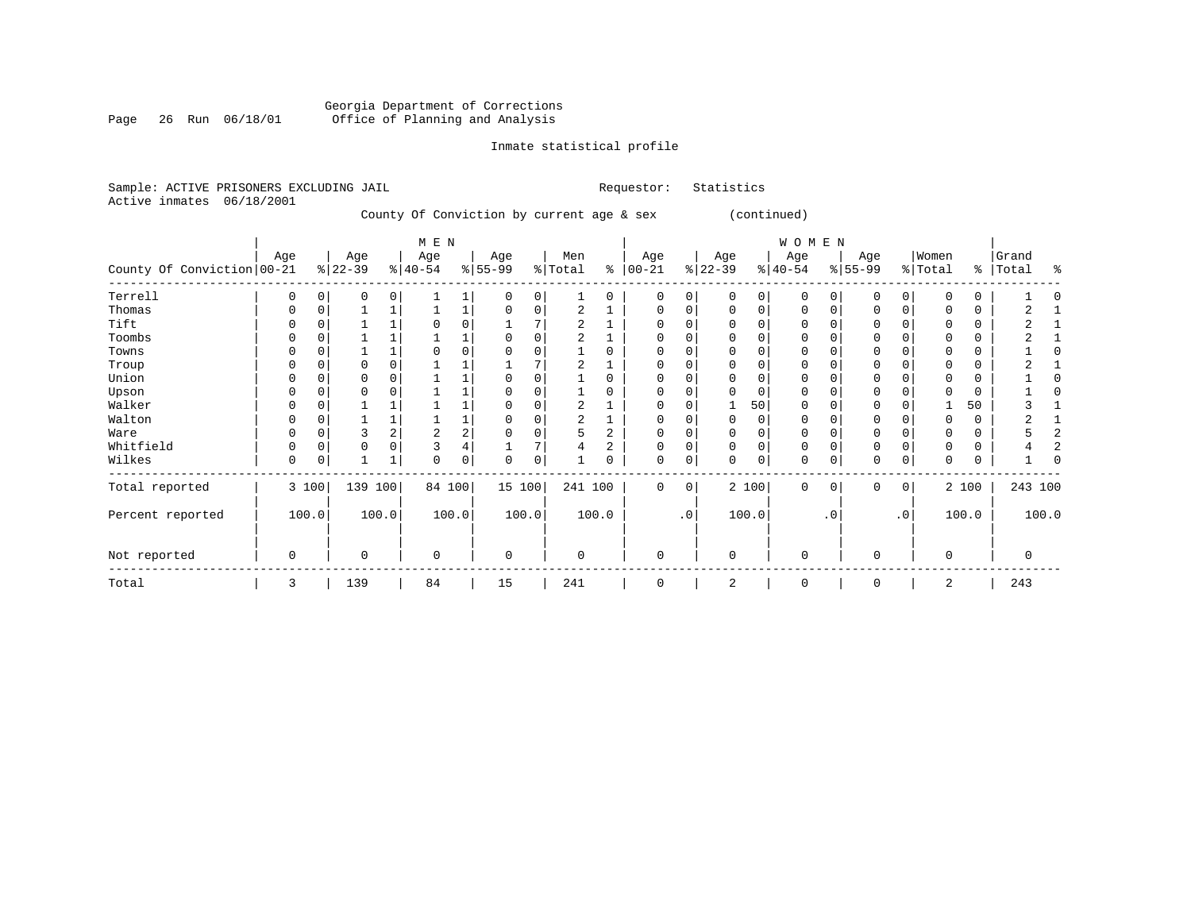Georgia Department of Corrections
Office of Planning and Analysis

Inmate statistical profile

Sample: ACTIVE PRISONERS EXCLUDING JAIL          Requestor: Statistics
Active inmates 06/18/2001

County Of Conviction by current age & sex (continued)

| County Of Conviction | MEN Age 00-21 | % | Age 22-39 | % | Age 40-54 | % | Age 55-99 | % | Men Total | % | WOMEN Age 00-21 | % | Age 22-39 | % | Age 40-54 | % | Age 55-99 | % | Women Total | % | Grand Total | % |
|---|---|---|---|---|---|---|---|---|---|---|---|---|---|---|---|---|---|---|---|---|---|---|
| Terrell | 0 | 0 | 0 | 0 | 1 | 1 | 0 | 0 | 1 | 0 | 0 | 0 | 0 | 0 | 0 | 0 | 0 | 0 | 0 | 0 | 1 | 0 |
| Thomas | 0 | 0 | 1 | 1 | 1 | 1 | 0 | 0 | 2 | 1 | 0 | 0 | 0 | 0 | 0 | 0 | 0 | 0 | 0 | 0 | 2 | 1 |
| Tift | 0 | 0 | 1 | 1 | 0 | 0 | 1 | 7 | 2 | 1 | 0 | 0 | 0 | 0 | 0 | 0 | 0 | 0 | 0 | 0 | 2 | 1 |
| Toombs | 0 | 0 | 1 | 1 | 1 | 1 | 0 | 0 | 2 | 1 | 0 | 0 | 0 | 0 | 0 | 0 | 0 | 0 | 0 | 0 | 2 | 1 |
| Towns | 0 | 0 | 1 | 1 | 0 | 0 | 0 | 0 | 1 | 0 | 0 | 0 | 0 | 0 | 0 | 0 | 0 | 0 | 0 | 0 | 1 | 0 |
| Troup | 0 | 0 | 0 | 0 | 1 | 1 | 1 | 7 | 2 | 1 | 0 | 0 | 0 | 0 | 0 | 0 | 0 | 0 | 0 | 0 | 2 | 1 |
| Union | 0 | 0 | 0 | 0 | 1 | 1 | 0 | 0 | 1 | 0 | 0 | 0 | 0 | 0 | 0 | 0 | 0 | 0 | 0 | 0 | 1 | 0 |
| Upson | 0 | 0 | 0 | 0 | 1 | 1 | 0 | 0 | 1 | 0 | 0 | 0 | 0 | 0 | 0 | 0 | 0 | 0 | 0 | 0 | 1 | 0 |
| Walker | 0 | 0 | 1 | 1 | 1 | 1 | 0 | 0 | 2 | 1 | 0 | 0 | 1 | 50 | 0 | 0 | 0 | 0 | 1 | 50 | 3 | 1 |
| Walton | 0 | 0 | 1 | 1 | 1 | 1 | 0 | 0 | 2 | 1 | 0 | 0 | 0 | 0 | 0 | 0 | 0 | 0 | 0 | 0 | 2 | 1 |
| Ware | 0 | 0 | 3 | 2 | 2 | 2 | 0 | 0 | 5 | 2 | 0 | 0 | 0 | 0 | 0 | 0 | 0 | 0 | 0 | 0 | 5 | 2 |
| Whitfield | 0 | 0 | 0 | 0 | 3 | 4 | 1 | 7 | 4 | 2 | 0 | 0 | 0 | 0 | 0 | 0 | 0 | 0 | 0 | 0 | 4 | 2 |
| Wilkes | 0 | 0 | 1 | 1 | 0 | 0 | 0 | 0 | 1 | 0 | 0 | 0 | 0 | 0 | 0 | 0 | 0 | 0 | 0 | 0 | 1 | 0 |
| Total reported | 3 | 100 | 139 | 100 | 84 | 100 | 15 | 100 | 241 | 100 | 0 | 0 | 2 | 100 | 0 | 0 | 0 | 0 | 2 | 100 | 243 | 100 |
| Percent reported | | 100.0 | | 100.0 | | 100.0 | | 100.0 | | 100.0 | | .0 | | 100.0 | | .0 | | .0 | | 100.0 | | 100.0 |
| Not reported | 0 | | 0 | | 0 | | 0 | | 0 | | 0 | | 0 | | 0 | | 0 | | 0 | | 0 | |
| Total | 3 | | 139 | | 84 | | 15 | | 241 | | 0 | | 2 | | 0 | | 0 | | 2 | | 243 | |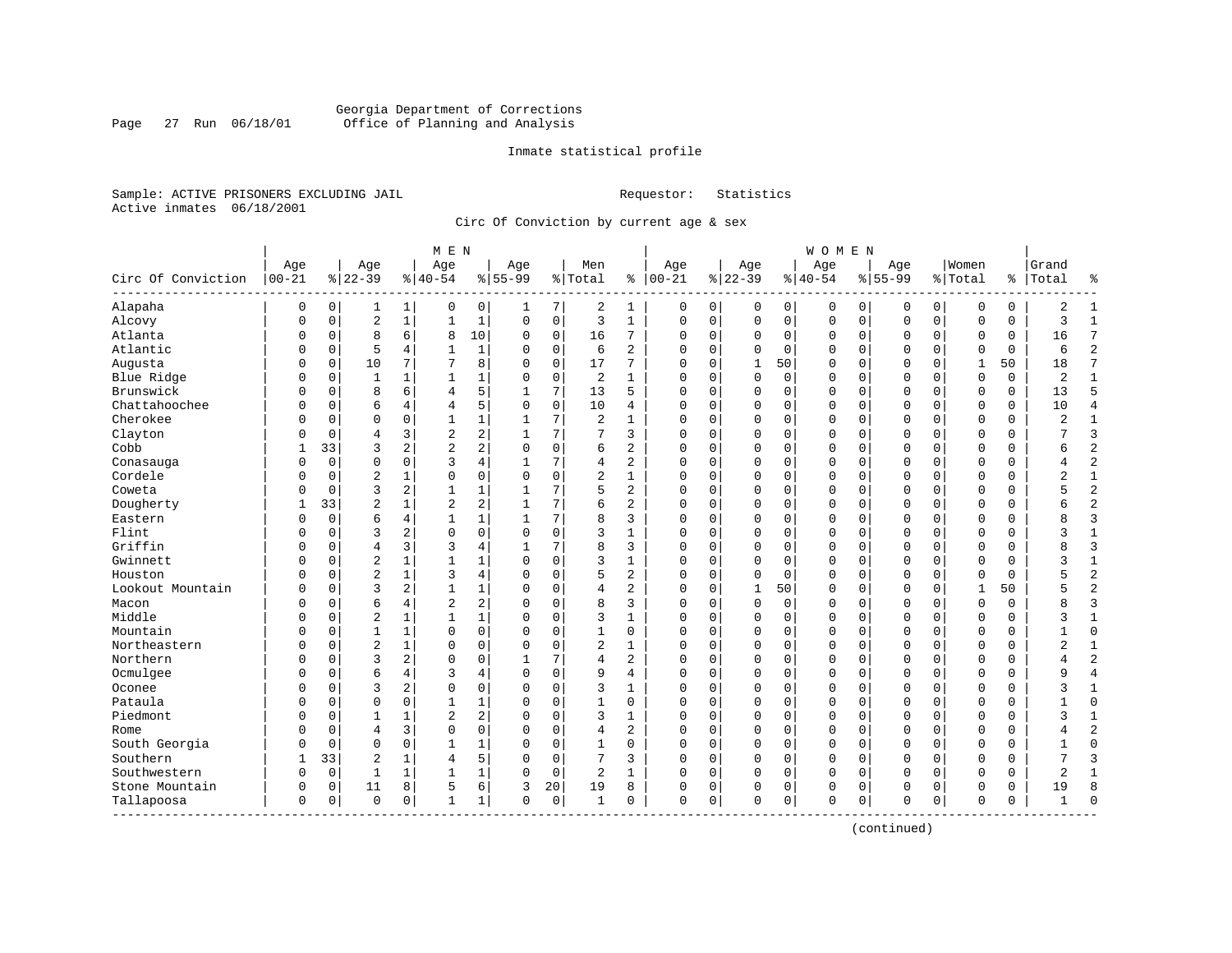Georgia Department of Corrections
Office of Planning and Analysis

Inmate statistical profile

Sample: ACTIVE PRISONERS EXCLUDING JAIL                    Requestor: Statistics
Active inmates 06/18/2001

Circ Of Conviction by current age & sex

| Circ Of Conviction | MEN Age 00-21 | % | Age 22-39 | % | Age 40-54 | % | Age 55-99 | % | Men Total | % | WOMEN Age 00-21 | % | Age 22-39 | % | Age 40-54 | % | Age 55-99 | % | Women Total | % | Grand Total | % |
|---|---|---|---|---|---|---|---|---|---|---|---|---|---|---|---|---|---|---|---|---|---|---|
| Alapaha | 0 | 0 | 1 | 1 | 0 | 0 | 1 | 7 | 2 | 1 | 0 | 0 | 0 | 0 | 0 | 0 | 0 | 0 | 0 | 0 | 2 | 1 |
| Alcovy | 0 | 0 | 2 | 1 | 1 | 1 | 0 | 0 | 3 | 1 | 0 | 0 | 0 | 0 | 0 | 0 | 0 | 0 | 0 | 0 | 3 | 1 |
| Atlanta | 0 | 0 | 8 | 6 | 8 | 10 | 0 | 0 | 16 | 7 | 0 | 0 | 0 | 0 | 0 | 0 | 0 | 0 | 0 | 0 | 16 | 7 |
| Atlantic | 0 | 0 | 5 | 4 | 1 | 1 | 0 | 0 | 6 | 2 | 0 | 0 | 0 | 0 | 0 | 0 | 0 | 0 | 0 | 0 | 6 | 2 |
| Augusta | 0 | 0 | 10 | 7 | 7 | 8 | 0 | 0 | 17 | 7 | 0 | 0 | 1 | 50 | 0 | 0 | 0 | 0 | 1 | 50 | 18 | 7 |
| Blue Ridge | 0 | 0 | 1 | 1 | 1 | 1 | 0 | 0 | 2 | 1 | 0 | 0 | 0 | 0 | 0 | 0 | 0 | 0 | 0 | 0 | 2 | 1 |
| Brunswick | 0 | 0 | 8 | 6 | 4 | 5 | 1 | 7 | 13 | 5 | 0 | 0 | 0 | 0 | 0 | 0 | 0 | 0 | 0 | 0 | 13 | 5 |
| Chattahoochee | 0 | 0 | 6 | 4 | 4 | 5 | 0 | 0 | 10 | 4 | 0 | 0 | 0 | 0 | 0 | 0 | 0 | 0 | 0 | 0 | 10 | 4 |
| Cherokee | 0 | 0 | 0 | 0 | 1 | 1 | 1 | 7 | 2 | 1 | 0 | 0 | 0 | 0 | 0 | 0 | 0 | 0 | 0 | 0 | 2 | 1 |
| Clayton | 0 | 0 | 4 | 3 | 2 | 2 | 1 | 7 | 7 | 3 | 0 | 0 | 0 | 0 | 0 | 0 | 0 | 0 | 0 | 0 | 7 | 3 |
| Cobb | 1 | 33 | 3 | 2 | 2 | 2 | 0 | 0 | 6 | 2 | 0 | 0 | 0 | 0 | 0 | 0 | 0 | 0 | 0 | 0 | 6 | 2 |
| Conasauga | 0 | 0 | 0 | 0 | 3 | 4 | 1 | 7 | 4 | 2 | 0 | 0 | 0 | 0 | 0 | 0 | 0 | 0 | 0 | 0 | 4 | 2 |
| Cordele | 0 | 0 | 2 | 1 | 0 | 0 | 0 | 0 | 2 | 1 | 0 | 0 | 0 | 0 | 0 | 0 | 0 | 0 | 0 | 0 | 2 | 1 |
| Coweta | 0 | 0 | 3 | 2 | 1 | 1 | 1 | 7 | 5 | 2 | 0 | 0 | 0 | 0 | 0 | 0 | 0 | 0 | 0 | 0 | 5 | 2 |
| Dougherty | 1 | 33 | 2 | 1 | 2 | 2 | 1 | 7 | 6 | 2 | 0 | 0 | 0 | 0 | 0 | 0 | 0 | 0 | 0 | 0 | 6 | 2 |
| Eastern | 0 | 0 | 6 | 4 | 1 | 1 | 1 | 7 | 8 | 3 | 0 | 0 | 0 | 0 | 0 | 0 | 0 | 0 | 0 | 0 | 8 | 3 |
| Flint | 0 | 0 | 3 | 2 | 0 | 0 | 0 | 0 | 3 | 1 | 0 | 0 | 0 | 0 | 0 | 0 | 0 | 0 | 0 | 0 | 3 | 1 |
| Griffin | 0 | 0 | 4 | 3 | 3 | 4 | 1 | 7 | 8 | 3 | 0 | 0 | 0 | 0 | 0 | 0 | 0 | 0 | 0 | 0 | 8 | 3 |
| Gwinnett | 0 | 0 | 2 | 1 | 1 | 1 | 0 | 0 | 3 | 1 | 0 | 0 | 0 | 0 | 0 | 0 | 0 | 0 | 0 | 0 | 3 | 1 |
| Houston | 0 | 0 | 2 | 1 | 3 | 4 | 0 | 0 | 5 | 2 | 0 | 0 | 0 | 0 | 0 | 0 | 0 | 0 | 0 | 0 | 5 | 2 |
| Lookout Mountain | 0 | 0 | 3 | 2 | 1 | 1 | 0 | 0 | 4 | 2 | 0 | 0 | 1 | 50 | 0 | 0 | 0 | 0 | 1 | 50 | 5 | 2 |
| Macon | 0 | 0 | 6 | 4 | 2 | 2 | 0 | 0 | 8 | 3 | 0 | 0 | 0 | 0 | 0 | 0 | 0 | 0 | 0 | 0 | 8 | 3 |
| Middle | 0 | 0 | 2 | 1 | 1 | 1 | 0 | 0 | 3 | 1 | 0 | 0 | 0 | 0 | 0 | 0 | 0 | 0 | 0 | 0 | 3 | 1 |
| Mountain | 0 | 0 | 1 | 1 | 0 | 0 | 0 | 0 | 1 | 0 | 0 | 0 | 0 | 0 | 0 | 0 | 0 | 0 | 0 | 0 | 1 | 0 |
| Northeastern | 0 | 0 | 2 | 1 | 0 | 0 | 0 | 0 | 2 | 1 | 0 | 0 | 0 | 0 | 0 | 0 | 0 | 0 | 0 | 0 | 2 | 1 |
| Northern | 0 | 0 | 3 | 2 | 0 | 0 | 1 | 7 | 4 | 2 | 0 | 0 | 0 | 0 | 0 | 0 | 0 | 0 | 0 | 0 | 4 | 2 |
| Ocmulgee | 0 | 0 | 6 | 4 | 3 | 4 | 0 | 0 | 9 | 4 | 0 | 0 | 0 | 0 | 0 | 0 | 0 | 0 | 0 | 0 | 9 | 4 |
| Oconee | 0 | 0 | 3 | 2 | 0 | 0 | 0 | 0 | 3 | 1 | 0 | 0 | 0 | 0 | 0 | 0 | 0 | 0 | 0 | 0 | 3 | 1 |
| Pataula | 0 | 0 | 0 | 0 | 1 | 1 | 0 | 0 | 1 | 0 | 0 | 0 | 0 | 0 | 0 | 0 | 0 | 0 | 0 | 0 | 1 | 0 |
| Piedmont | 0 | 0 | 1 | 1 | 2 | 2 | 0 | 0 | 3 | 1 | 0 | 0 | 0 | 0 | 0 | 0 | 0 | 0 | 0 | 0 | 3 | 1 |
| Rome | 0 | 0 | 4 | 3 | 0 | 0 | 0 | 0 | 4 | 2 | 0 | 0 | 0 | 0 | 0 | 0 | 0 | 0 | 0 | 0 | 4 | 2 |
| South Georgia | 0 | 0 | 0 | 0 | 1 | 1 | 0 | 0 | 1 | 0 | 0 | 0 | 0 | 0 | 0 | 0 | 0 | 0 | 0 | 0 | 1 | 0 |
| Southern | 1 | 33 | 2 | 1 | 4 | 5 | 0 | 0 | 7 | 3 | 0 | 0 | 0 | 0 | 0 | 0 | 0 | 0 | 0 | 0 | 7 | 3 |
| Southwestern | 0 | 0 | 1 | 1 | 1 | 1 | 0 | 0 | 2 | 1 | 0 | 0 | 0 | 0 | 0 | 0 | 0 | 0 | 0 | 0 | 2 | 1 |
| Stone Mountain | 0 | 0 | 11 | 8 | 5 | 6 | 3 | 20 | 19 | 8 | 0 | 0 | 0 | 0 | 0 | 0 | 0 | 0 | 0 | 0 | 19 | 8 |
| Tallapoosa | 0 | 0 | 0 | 0 | 1 | 1 | 0 | 0 | 1 | 0 | 0 | 0 | 0 | 0 | 0 | 0 | 0 | 0 | 0 | 0 | 1 | 0 |

(continued)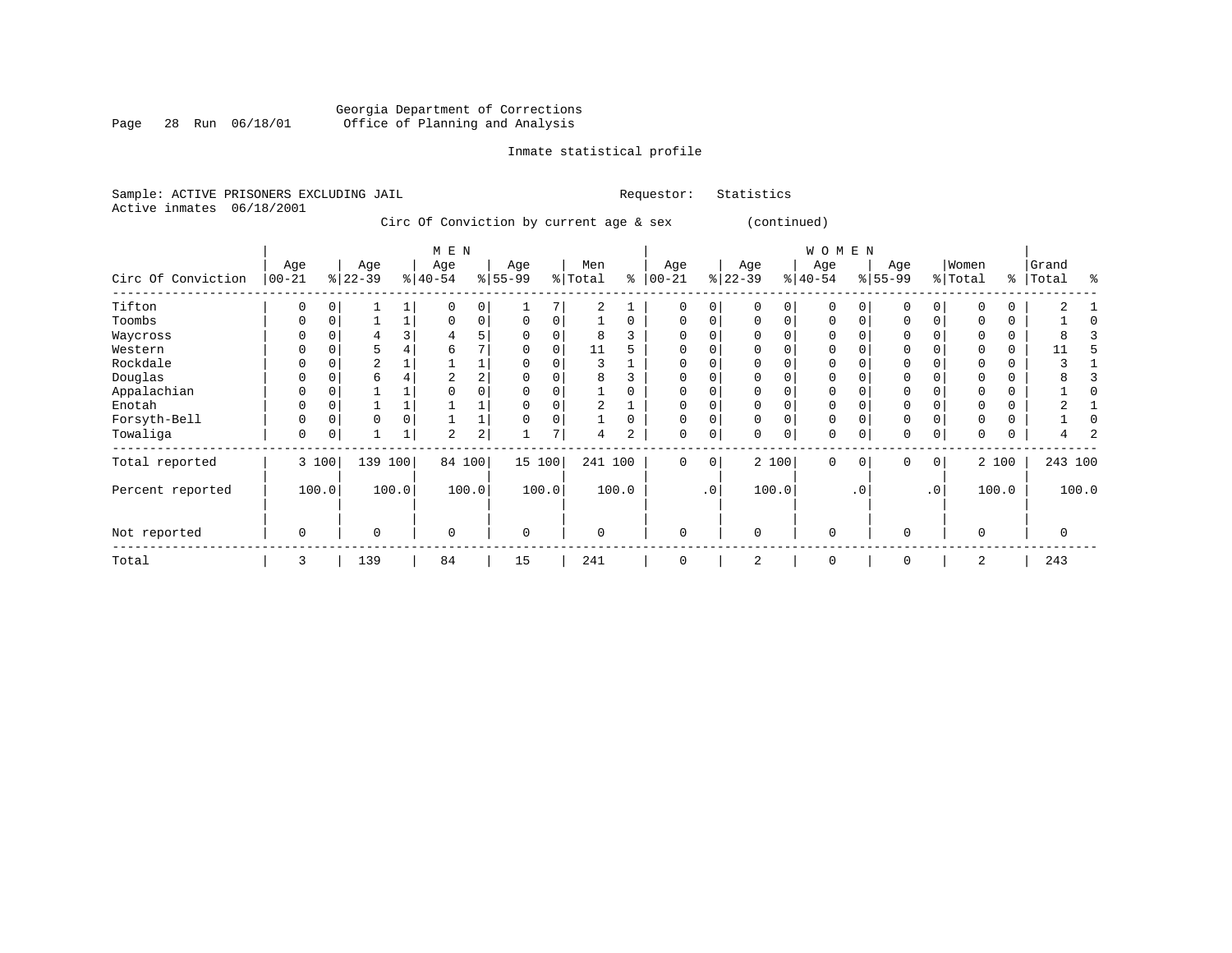Georgia Department of Corrections
Office of Planning and Analysis

Inmate statistical profile

Sample: ACTIVE PRISONERS EXCLUDING JAIL　　　　Requestor: Statistics
Active inmates 06/18/2001

Circ Of Conviction by current age & sex (continued)

| Circ Of Conviction | MEN Age 00-21 | % | Age 22-39 | % | Age 40-54 | % | Age 55-99 | % | Men Total | % | WOMEN Age 00-21 | % | Age 22-39 | % | Age 40-54 | % | Age 55-99 | % | Women Total | % | Grand Total | % |
|---|---|---|---|---|---|---|---|---|---|---|---|---|---|---|---|---|---|---|---|---|---|---|
| Tifton | 0 | 0 | 1 | 1 | 0 | 0 | 1 | 7 | 2 | 1 | 0 | 0 | 0 | 0 | 0 | 0 | 0 | 0 | 0 | 0 | 2 | 1 |
| Toombs | 0 | 0 | 1 | 1 | 0 | 0 | 0 | 0 | 1 | 0 | 0 | 0 | 0 | 0 | 0 | 0 | 0 | 0 | 0 | 0 | 1 | 0 |
| Waycross | 0 | 0 | 4 | 3 | 4 | 5 | 0 | 0 | 8 | 3 | 0 | 0 | 0 | 0 | 0 | 0 | 0 | 0 | 0 | 0 | 8 | 3 |
| Western | 0 | 0 | 5 | 4 | 6 | 7 | 0 | 0 | 11 | 5 | 0 | 0 | 0 | 0 | 0 | 0 | 0 | 0 | 0 | 0 | 11 | 5 |
| Rockdale | 0 | 0 | 2 | 1 | 1 | 1 | 0 | 0 | 3 | 1 | 0 | 0 | 0 | 0 | 0 | 0 | 0 | 0 | 0 | 0 | 3 | 1 |
| Douglas | 0 | 0 | 6 | 4 | 2 | 2 | 0 | 0 | 8 | 3 | 0 | 0 | 0 | 0 | 0 | 0 | 0 | 0 | 0 | 0 | 8 | 3 |
| Appalachian | 0 | 0 | 1 | 1 | 0 | 0 | 0 | 0 | 1 | 0 | 0 | 0 | 0 | 0 | 0 | 0 | 0 | 0 | 0 | 0 | 1 | 0 |
| Enotah | 0 | 0 | 1 | 1 | 1 | 1 | 0 | 0 | 2 | 1 | 0 | 0 | 0 | 0 | 0 | 0 | 0 | 0 | 0 | 0 | 2 | 1 |
| Forsyth-Bell | 0 | 0 | 0 | 0 | 1 | 1 | 0 | 0 | 1 | 0 | 0 | 0 | 0 | 0 | 0 | 0 | 0 | 0 | 0 | 0 | 1 | 0 |
| Towaliga | 0 | 0 | 1 | 1 | 2 | 2 | 1 | 7 | 4 | 2 | 0 | 0 | 0 | 0 | 0 | 0 | 0 | 0 | 0 | 0 | 4 | 2 |
| Total reported | 3 | 100 | 139 | 100 | 84 | 100 | 15 | 100 | 241 | 100 | 0 | 0 | 2 | 100 | 0 | 0 | 0 | 0 | 2 | 100 | 243 | 100 |
| Percent reported | | 100.0 | | 100.0 | | 100.0 | | 100.0 | | 100.0 | | .0 | | 100.0 | | .0 | | .0 | | 100.0 | | 100.0 |
| Not reported | 0 | | 0 | | 0 | | 0 | | 0 | | 0 | | 0 | | 0 | | 0 | | 0 | | 0 | |
| Total | 3 | | 139 | | 84 | | 15 | | 241 | | 0 | | 2 | | 0 | | 0 | | 2 | | 243 | |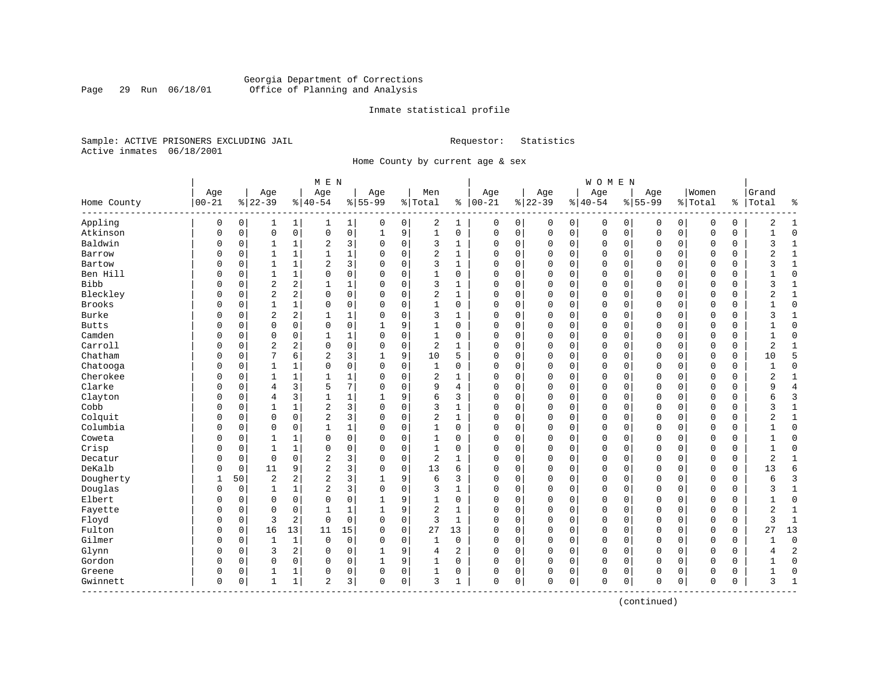Georgia Department of Corrections
Office of Planning and Analysis

Inmate statistical profile

Sample: ACTIVE PRISONERS EXCLUDING JAIL

Requestor: Statistics

Active inmates 06/18/2001

Home County by current age & sex

| | MEN | | | | | | | | | | WOMEN | | | | | | | | | | Grand | |
|---|---|---|---|---|---|---|---|---|---|---|---|---|---|---|---|---|---|---|---|---|---|---|
| Home County | Age 00-21 | % | Age 22-39 | % | Age 40-54 | % | Age 55-99 | % | Men Total | % | Age 00-21 | % | Age 22-39 | % | Age 40-54 | % | Age 55-99 | % | Women Total | % | Total | % |
| Appling | 0 | 0 | 1 | 1 | 1 | 1 | 0 | 0 | 2 | 1 | 0 | 0 | 0 | 0 | 0 | 0 | 0 | 0 | 0 | 0 | 2 | 1 |
| Atkinson | 0 | 0 | 0 | 0 | 0 | 0 | 1 | 9 | 1 | 0 | 0 | 0 | 0 | 0 | 0 | 0 | 0 | 0 | 0 | 0 | 1 | 0 |
| Baldwin | 0 | 0 | 1 | 1 | 2 | 3 | 0 | 0 | 3 | 1 | 0 | 0 | 0 | 0 | 0 | 0 | 0 | 0 | 0 | 0 | 3 | 1 |
| Barrow | 0 | 0 | 1 | 1 | 1 | 1 | 0 | 0 | 2 | 1 | 0 | 0 | 0 | 0 | 0 | 0 | 0 | 0 | 0 | 0 | 2 | 1 |
| Bartow | 0 | 0 | 1 | 1 | 2 | 3 | 0 | 0 | 3 | 1 | 0 | 0 | 0 | 0 | 0 | 0 | 0 | 0 | 0 | 0 | 3 | 1 |
| Ben Hill | 0 | 0 | 1 | 1 | 0 | 0 | 0 | 0 | 1 | 0 | 0 | 0 | 0 | 0 | 0 | 0 | 0 | 0 | 0 | 0 | 1 | 0 |
| Bibb | 0 | 0 | 2 | 2 | 1 | 1 | 0 | 0 | 3 | 1 | 0 | 0 | 0 | 0 | 0 | 0 | 0 | 0 | 0 | 0 | 3 | 1 |
| Bleckley | 0 | 0 | 2 | 2 | 0 | 0 | 0 | 0 | 2 | 1 | 0 | 0 | 0 | 0 | 0 | 0 | 0 | 0 | 0 | 0 | 2 | 1 |
| Brooks | 0 | 0 | 1 | 1 | 0 | 0 | 0 | 0 | 1 | 0 | 0 | 0 | 0 | 0 | 0 | 0 | 0 | 0 | 0 | 0 | 1 | 0 |
| Burke | 0 | 0 | 2 | 2 | 1 | 1 | 0 | 0 | 3 | 1 | 0 | 0 | 0 | 0 | 0 | 0 | 0 | 0 | 0 | 0 | 3 | 1 |
| Butts | 0 | 0 | 0 | 0 | 0 | 0 | 1 | 9 | 1 | 0 | 0 | 0 | 0 | 0 | 0 | 0 | 0 | 0 | 0 | 0 | 1 | 0 |
| Camden | 0 | 0 | 0 | 0 | 1 | 1 | 0 | 0 | 1 | 0 | 0 | 0 | 0 | 0 | 0 | 0 | 0 | 0 | 0 | 0 | 1 | 0 |
| Carroll | 0 | 0 | 2 | 2 | 0 | 0 | 0 | 0 | 2 | 1 | 0 | 0 | 0 | 0 | 0 | 0 | 0 | 0 | 0 | 0 | 2 | 1 |
| Chatham | 0 | 0 | 7 | 6 | 2 | 3 | 1 | 9 | 10 | 5 | 0 | 0 | 0 | 0 | 0 | 0 | 0 | 0 | 0 | 0 | 10 | 5 |
| Chatooga | 0 | 0 | 1 | 1 | 0 | 0 | 0 | 0 | 1 | 0 | 0 | 0 | 0 | 0 | 0 | 0 | 0 | 0 | 0 | 0 | 1 | 0 |
| Cherokee | 0 | 0 | 1 | 1 | 1 | 1 | 0 | 0 | 2 | 1 | 0 | 0 | 0 | 0 | 0 | 0 | 0 | 0 | 0 | 0 | 2 | 1 |
| Clarke | 0 | 0 | 4 | 3 | 5 | 7 | 0 | 0 | 9 | 4 | 0 | 0 | 0 | 0 | 0 | 0 | 0 | 0 | 0 | 0 | 9 | 4 |
| Clayton | 0 | 0 | 4 | 3 | 1 | 1 | 1 | 9 | 6 | 3 | 0 | 0 | 0 | 0 | 0 | 0 | 0 | 0 | 0 | 0 | 6 | 3 |
| Cobb | 0 | 0 | 1 | 1 | 2 | 3 | 0 | 0 | 3 | 1 | 0 | 0 | 0 | 0 | 0 | 0 | 0 | 0 | 0 | 0 | 3 | 1 |
| Colquit | 0 | 0 | 0 | 0 | 2 | 3 | 0 | 0 | 2 | 1 | 0 | 0 | 0 | 0 | 0 | 0 | 0 | 0 | 0 | 0 | 2 | 1 |
| Columbia | 0 | 0 | 0 | 0 | 1 | 1 | 0 | 0 | 1 | 0 | 0 | 0 | 0 | 0 | 0 | 0 | 0 | 0 | 0 | 0 | 1 | 0 |
| Coweta | 0 | 0 | 1 | 1 | 0 | 0 | 0 | 0 | 1 | 0 | 0 | 0 | 0 | 0 | 0 | 0 | 0 | 0 | 0 | 0 | 1 | 0 |
| Crisp | 0 | 0 | 1 | 1 | 0 | 0 | 0 | 0 | 1 | 0 | 0 | 0 | 0 | 0 | 0 | 0 | 0 | 0 | 0 | 0 | 1 | 0 |
| Decatur | 0 | 0 | 0 | 0 | 2 | 3 | 0 | 0 | 2 | 1 | 0 | 0 | 0 | 0 | 0 | 0 | 0 | 0 | 0 | 0 | 2 | 1 |
| DeKalb | 0 | 0 | 11 | 9 | 2 | 3 | 0 | 0 | 13 | 6 | 0 | 0 | 0 | 0 | 0 | 0 | 0 | 0 | 0 | 0 | 13 | 6 |
| Dougherty | 1 | 50 | 2 | 2 | 2 | 3 | 1 | 9 | 6 | 3 | 0 | 0 | 0 | 0 | 0 | 0 | 0 | 0 | 0 | 0 | 6 | 3 |
| Douglas | 0 | 0 | 1 | 1 | 2 | 3 | 0 | 0 | 3 | 1 | 0 | 0 | 0 | 0 | 0 | 0 | 0 | 0 | 0 | 0 | 3 | 1 |
| Elbert | 0 | 0 | 0 | 0 | 0 | 0 | 1 | 9 | 1 | 0 | 0 | 0 | 0 | 0 | 0 | 0 | 0 | 0 | 0 | 0 | 1 | 0 |
| Fayette | 0 | 0 | 0 | 0 | 1 | 1 | 1 | 9 | 2 | 1 | 0 | 0 | 0 | 0 | 0 | 0 | 0 | 0 | 0 | 0 | 2 | 1 |
| Floyd | 0 | 0 | 3 | 2 | 0 | 0 | 0 | 0 | 3 | 1 | 0 | 0 | 0 | 0 | 0 | 0 | 0 | 0 | 0 | 0 | 3 | 1 |
| Fulton | 0 | 0 | 16 | 13 | 11 | 15 | 0 | 0 | 27 | 13 | 0 | 0 | 0 | 0 | 0 | 0 | 0 | 0 | 0 | 0 | 27 | 13 |
| Gilmer | 0 | 0 | 1 | 1 | 0 | 0 | 0 | 0 | 1 | 0 | 0 | 0 | 0 | 0 | 0 | 0 | 0 | 0 | 0 | 0 | 1 | 0 |
| Glynn | 0 | 0 | 3 | 2 | 0 | 0 | 1 | 9 | 4 | 2 | 0 | 0 | 0 | 0 | 0 | 0 | 0 | 0 | 0 | 0 | 4 | 2 |
| Gordon | 0 | 0 | 0 | 0 | 0 | 0 | 1 | 9 | 1 | 0 | 0 | 0 | 0 | 0 | 0 | 0 | 0 | 0 | 0 | 0 | 1 | 0 |
| Greene | 0 | 0 | 1 | 1 | 0 | 0 | 0 | 0 | 1 | 0 | 0 | 0 | 0 | 0 | 0 | 0 | 0 | 0 | 0 | 0 | 1 | 0 |
| Gwinnett | 0 | 0 | 1 | 1 | 2 | 3 | 0 | 0 | 3 | 1 | 0 | 0 | 0 | 0 | 0 | 0 | 0 | 0 | 0 | 0 | 3 | 1 |

(continued)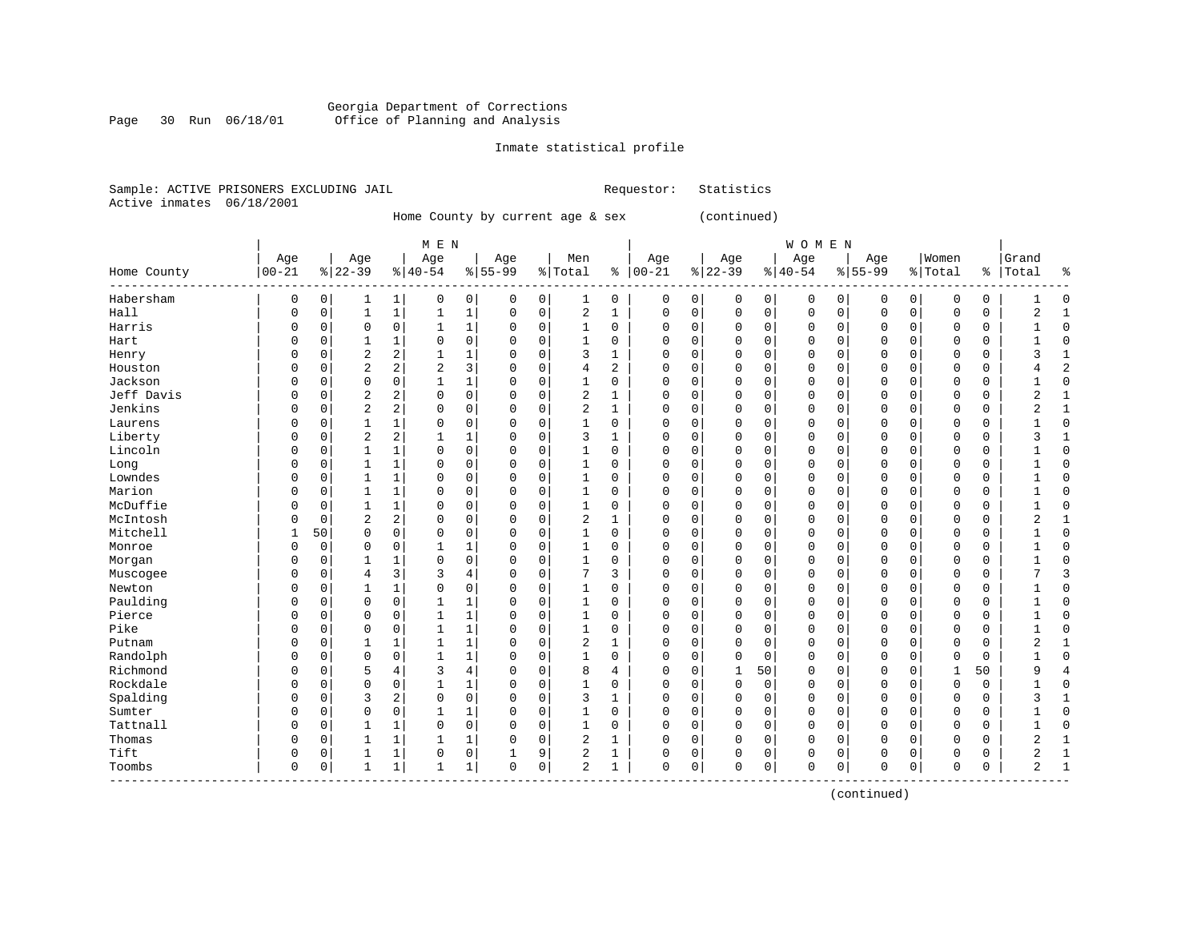Georgia Department of Corrections
Office of Planning and Analysis

Inmate statistical profile

Sample: ACTIVE PRISONERS EXCLUDING JAIL

Requestor: Statistics

Active inmates 06/18/2001

Home County by current age & sex (continued)

| Home County | MEN Age 00-21 | % | Age 22-39 | % | Age 40-54 | % | Age 55-99 | % | Men Total | % | WOMEN Age 00-21 | % | Age 22-39 | % | Age 40-54 | % | Age 55-99 | % | Women Total | % | Grand Total | % |
|---|---|---|---|---|---|---|---|---|---|---|---|---|---|---|---|---|---|---|---|---|---|---|
| Habersham | 0 | 0 | 1 | 1 | 0 | 0 | 0 | 0 | 1 | 0 | 0 | 0 | 0 | 0 | 0 | 0 | 0 | 0 | 0 | 0 | 1 | 0 |
| Hall | 0 | 0 | 1 | 1 | 1 | 1 | 0 | 0 | 2 | 1 | 0 | 0 | 0 | 0 | 0 | 0 | 0 | 0 | 0 | 0 | 2 | 1 |
| Harris | 0 | 0 | 0 | 0 | 1 | 1 | 0 | 0 | 1 | 0 | 0 | 0 | 0 | 0 | 0 | 0 | 0 | 0 | 0 | 0 | 1 | 0 |
| Hart | 0 | 0 | 1 | 1 | 0 | 0 | 0 | 0 | 1 | 0 | 0 | 0 | 0 | 0 | 0 | 0 | 0 | 0 | 0 | 0 | 1 | 0 |
| Henry | 0 | 0 | 2 | 2 | 1 | 1 | 0 | 0 | 3 | 1 | 0 | 0 | 0 | 0 | 0 | 0 | 0 | 0 | 0 | 0 | 3 | 1 |
| Houston | 0 | 0 | 2 | 2 | 2 | 3 | 0 | 0 | 4 | 2 | 0 | 0 | 0 | 0 | 0 | 0 | 0 | 0 | 0 | 0 | 4 | 2 |
| Jackson | 0 | 0 | 0 | 0 | 1 | 1 | 0 | 0 | 1 | 0 | 0 | 0 | 0 | 0 | 0 | 0 | 0 | 0 | 0 | 0 | 1 | 0 |
| Jeff Davis | 0 | 0 | 2 | 2 | 0 | 0 | 0 | 0 | 2 | 1 | 0 | 0 | 0 | 0 | 0 | 0 | 0 | 0 | 0 | 0 | 2 | 1 |
| Jenkins | 0 | 0 | 2 | 2 | 0 | 0 | 0 | 0 | 2 | 1 | 0 | 0 | 0 | 0 | 0 | 0 | 0 | 0 | 0 | 0 | 2 | 1 |
| Laurens | 0 | 0 | 1 | 1 | 0 | 0 | 0 | 0 | 1 | 0 | 0 | 0 | 0 | 0 | 0 | 0 | 0 | 0 | 0 | 0 | 1 | 0 |
| Liberty | 0 | 0 | 2 | 2 | 1 | 1 | 0 | 0 | 3 | 1 | 0 | 0 | 0 | 0 | 0 | 0 | 0 | 0 | 0 | 0 | 3 | 1 |
| Lincoln | 0 | 0 | 1 | 1 | 0 | 0 | 0 | 0 | 1 | 0 | 0 | 0 | 0 | 0 | 0 | 0 | 0 | 0 | 0 | 0 | 1 | 0 |
| Long | 0 | 0 | 1 | 1 | 0 | 0 | 0 | 0 | 1 | 0 | 0 | 0 | 0 | 0 | 0 | 0 | 0 | 0 | 0 | 0 | 1 | 0 |
| Lowndes | 0 | 0 | 1 | 1 | 0 | 0 | 0 | 0 | 1 | 0 | 0 | 0 | 0 | 0 | 0 | 0 | 0 | 0 | 0 | 0 | 1 | 0 |
| Marion | 0 | 0 | 1 | 1 | 0 | 0 | 0 | 0 | 1 | 0 | 0 | 0 | 0 | 0 | 0 | 0 | 0 | 0 | 0 | 0 | 1 | 0 |
| McDuffie | 0 | 0 | 1 | 1 | 0 | 0 | 0 | 0 | 1 | 0 | 0 | 0 | 0 | 0 | 0 | 0 | 0 | 0 | 0 | 0 | 1 | 0 |
| McIntosh | 0 | 0 | 2 | 2 | 0 | 0 | 0 | 0 | 2 | 1 | 0 | 0 | 0 | 0 | 0 | 0 | 0 | 0 | 0 | 0 | 2 | 1 |
| Mitchell | 1 | 50 | 0 | 0 | 0 | 0 | 0 | 0 | 1 | 0 | 0 | 0 | 0 | 0 | 0 | 0 | 0 | 0 | 0 | 0 | 1 | 0 |
| Monroe | 0 | 0 | 0 | 0 | 1 | 1 | 0 | 0 | 1 | 0 | 0 | 0 | 0 | 0 | 0 | 0 | 0 | 0 | 0 | 0 | 1 | 0 |
| Morgan | 0 | 0 | 1 | 1 | 0 | 0 | 0 | 0 | 1 | 0 | 0 | 0 | 0 | 0 | 0 | 0 | 0 | 0 | 0 | 0 | 1 | 0 |
| Muscogee | 0 | 0 | 4 | 3 | 3 | 4 | 0 | 0 | 7 | 3 | 0 | 0 | 0 | 0 | 0 | 0 | 0 | 0 | 0 | 0 | 7 | 3 |
| Newton | 0 | 0 | 1 | 1 | 0 | 0 | 0 | 0 | 1 | 0 | 0 | 0 | 0 | 0 | 0 | 0 | 0 | 0 | 0 | 0 | 1 | 0 |
| Paulding | 0 | 0 | 0 | 0 | 1 | 1 | 0 | 0 | 1 | 0 | 0 | 0 | 0 | 0 | 0 | 0 | 0 | 0 | 0 | 0 | 1 | 0 |
| Pierce | 0 | 0 | 0 | 0 | 1 | 1 | 0 | 0 | 1 | 0 | 0 | 0 | 0 | 0 | 0 | 0 | 0 | 0 | 0 | 0 | 1 | 0 |
| Pike | 0 | 0 | 0 | 0 | 1 | 1 | 0 | 0 | 1 | 0 | 0 | 0 | 0 | 0 | 0 | 0 | 0 | 0 | 0 | 0 | 1 | 0 |
| Putnam | 0 | 0 | 1 | 1 | 1 | 1 | 0 | 0 | 2 | 1 | 0 | 0 | 0 | 0 | 0 | 0 | 0 | 0 | 0 | 0 | 2 | 1 |
| Randolph | 0 | 0 | 0 | 0 | 1 | 1 | 0 | 0 | 1 | 0 | 0 | 0 | 0 | 0 | 0 | 0 | 0 | 0 | 0 | 0 | 1 | 0 |
| Richmond | 0 | 0 | 5 | 4 | 3 | 4 | 0 | 0 | 8 | 4 | 0 | 0 | 1 | 50 | 0 | 0 | 0 | 0 | 1 | 50 | 9 | 4 |
| Rockdale | 0 | 0 | 0 | 0 | 1 | 1 | 0 | 0 | 1 | 0 | 0 | 0 | 0 | 0 | 0 | 0 | 0 | 0 | 0 | 0 | 1 | 0 |
| Spalding | 0 | 0 | 3 | 2 | 0 | 0 | 0 | 0 | 3 | 1 | 0 | 0 | 0 | 0 | 0 | 0 | 0 | 0 | 0 | 0 | 3 | 1 |
| Sumter | 0 | 0 | 0 | 0 | 1 | 1 | 0 | 0 | 1 | 0 | 0 | 0 | 0 | 0 | 0 | 0 | 0 | 0 | 0 | 0 | 1 | 0 |
| Tattnall | 0 | 0 | 1 | 1 | 0 | 0 | 0 | 0 | 1 | 0 | 0 | 0 | 0 | 0 | 0 | 0 | 0 | 0 | 0 | 0 | 1 | 0 |
| Thomas | 0 | 0 | 1 | 1 | 1 | 1 | 0 | 0 | 2 | 1 | 0 | 0 | 0 | 0 | 0 | 0 | 0 | 0 | 0 | 0 | 2 | 1 |
| Tift | 0 | 0 | 1 | 1 | 0 | 0 | 1 | 9 | 2 | 1 | 0 | 0 | 0 | 0 | 0 | 0 | 0 | 0 | 0 | 0 | 2 | 1 |
| Toombs | 0 | 0 | 1 | 1 | 1 | 1 | 0 | 0 | 2 | 1 | 0 | 0 | 0 | 0 | 0 | 0 | 0 | 0 | 0 | 0 | 2 | 1 |

(continued)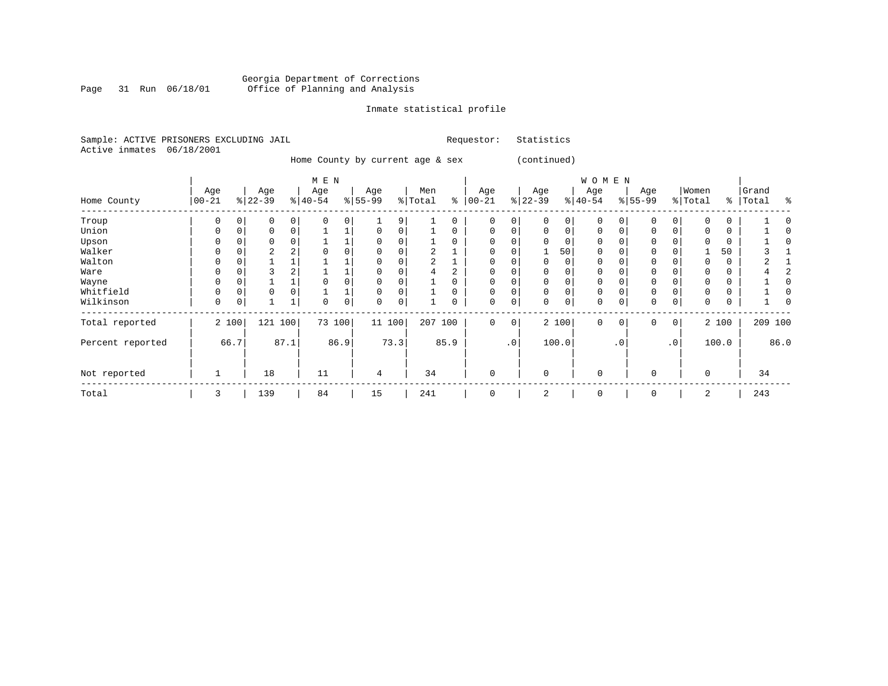Georgia Department of Corrections
Office of Planning and Analysis

Inmate statistical profile

Sample: ACTIVE PRISONERS EXCLUDING JAIL                Requestor: Statistics
Active inmates 06/18/2001

Home County by current age & sex (continued)

| Home County | MEN Age 00-21 | % | Age 22-39 | % | Age 40-54 | % | Age 55-99 | % | Men Total | % | WOMEN Age 00-21 | % | Age 22-39 | % | Age 40-54 | % | Age 55-99 | % | Women Total | % | Grand Total | % |
|---|---|---|---|---|---|---|---|---|---|---|---|---|---|---|---|---|---|---|---|---|---|---|
| Troup | 0 | 0 | 0 | 0 | 0 | 0 | 1 | 9 | 1 | 0 | 0 | 0 | 0 | 0 | 0 | 0 | 0 | 0 | 0 | 0 | 1 | 0 |
| Union | 0 | 0 | 0 | 0 | 1 | 1 | 0 | 0 | 1 | 0 | 0 | 0 | 0 | 0 | 0 | 0 | 0 | 0 | 0 | 0 | 1 | 0 |
| Upson | 0 | 0 | 0 | 0 | 1 | 1 | 0 | 0 | 1 | 0 | 0 | 0 | 0 | 0 | 0 | 0 | 0 | 0 | 0 | 0 | 1 | 0 |
| Walker | 0 | 0 | 2 | 2 | 0 | 0 | 0 | 0 | 2 | 1 | 0 | 0 | 1 | 50 | 0 | 0 | 0 | 0 | 1 | 50 | 3 | 1 |
| Walton | 0 | 0 | 1 | 1 | 1 | 1 | 0 | 0 | 2 | 1 | 0 | 0 | 0 | 0 | 0 | 0 | 0 | 0 | 0 | 0 | 2 | 1 |
| Ware | 0 | 0 | 3 | 2 | 1 | 1 | 0 | 0 | 4 | 2 | 0 | 0 | 0 | 0 | 0 | 0 | 0 | 0 | 0 | 0 | 4 | 2 |
| Wayne | 0 | 0 | 1 | 1 | 0 | 0 | 0 | 0 | 1 | 0 | 0 | 0 | 0 | 0 | 0 | 0 | 0 | 0 | 0 | 0 | 1 | 0 |
| Whitfield | 0 | 0 | 0 | 0 | 1 | 1 | 0 | 0 | 1 | 0 | 0 | 0 | 0 | 0 | 0 | 0 | 0 | 0 | 0 | 0 | 1 | 0 |
| Wilkinson | 0 | 0 | 1 | 1 | 0 | 0 | 0 | 0 | 1 | 0 | 0 | 0 | 0 | 0 | 0 | 0 | 0 | 0 | 0 | 0 | 1 | 0 |
| Total reported | 2 | 100 | 121 | 100 | 73 | 100 | 11 | 100 | 207 | 100 | 0 | 0 | 2 | 100 | 0 | 0 | 0 | 0 | 2 | 100 | 209 | 100 |
| Percent reported | | 66.7 | | 87.1 | | 86.9 | | 73.3 | | 85.9 | | .0 | | 100.0 | | .0 | | .0 | | 100.0 | | 86.0 |
| Not reported | 1 | | 18 | | 11 | | 4 | | 34 | | 0 | | 0 | | 0 | | 0 | | 0 | | 34 | |
| Total | 3 | | 139 | | 84 | | 15 | | 241 | | 0 | | 2 | | 0 | | 0 | | 2 | | 243 | |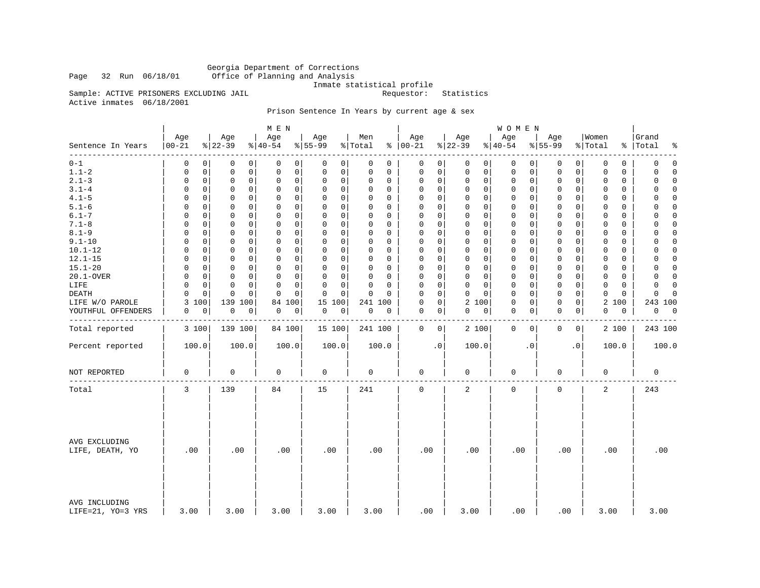Georgia Department of Corrections
Office of Planning and Analysis
Inmate statistical profile

Sample: ACTIVE PRISONERS EXCLUDING JAIL    Requestor: Statistics
Active inmates 06/18/2001

Prison Sentence In Years by current age & sex

| | MEN | | | | | | | | | | WOMEN | | | | | | | | | | | |
|---|---|---|---|---|---|---|---|---|---|---|---|---|---|---|---|---|---|---|---|---|---|---|
| Sentence In Years | Age 00-21 | % | Age 22-39 | % | Age 40-54 | % | Age 55-99 | % | Men Total | % | Age 00-21 | % | Age 22-39 | % | Age 40-54 | % | Age 55-99 | % | Women Total | % | Grand Total | % |
| 0-1 | 0 | 0 | 0 | 0 | 0 | 0 | 0 | 0 | 0 | 0 | 0 | 0 | 0 | 0 | 0 | 0 | 0 | 0 | 0 | 0 | 0 | 0 |
| 1.1-2 | 0 | 0 | 0 | 0 | 0 | 0 | 0 | 0 | 0 | 0 | 0 | 0 | 0 | 0 | 0 | 0 | 0 | 0 | 0 | 0 | 0 | 0 |
| 2.1-3 | 0 | 0 | 0 | 0 | 0 | 0 | 0 | 0 | 0 | 0 | 0 | 0 | 0 | 0 | 0 | 0 | 0 | 0 | 0 | 0 | 0 | 0 |
| 3.1-4 | 0 | 0 | 0 | 0 | 0 | 0 | 0 | 0 | 0 | 0 | 0 | 0 | 0 | 0 | 0 | 0 | 0 | 0 | 0 | 0 | 0 | 0 |
| 4.1-5 | 0 | 0 | 0 | 0 | 0 | 0 | 0 | 0 | 0 | 0 | 0 | 0 | 0 | 0 | 0 | 0 | 0 | 0 | 0 | 0 | 0 | 0 |
| 5.1-6 | 0 | 0 | 0 | 0 | 0 | 0 | 0 | 0 | 0 | 0 | 0 | 0 | 0 | 0 | 0 | 0 | 0 | 0 | 0 | 0 | 0 | 0 |
| 6.1-7 | 0 | 0 | 0 | 0 | 0 | 0 | 0 | 0 | 0 | 0 | 0 | 0 | 0 | 0 | 0 | 0 | 0 | 0 | 0 | 0 | 0 | 0 |
| 7.1-8 | 0 | 0 | 0 | 0 | 0 | 0 | 0 | 0 | 0 | 0 | 0 | 0 | 0 | 0 | 0 | 0 | 0 | 0 | 0 | 0 | 0 | 0 |
| 8.1-9 | 0 | 0 | 0 | 0 | 0 | 0 | 0 | 0 | 0 | 0 | 0 | 0 | 0 | 0 | 0 | 0 | 0 | 0 | 0 | 0 | 0 | 0 |
| 9.1-10 | 0 | 0 | 0 | 0 | 0 | 0 | 0 | 0 | 0 | 0 | 0 | 0 | 0 | 0 | 0 | 0 | 0 | 0 | 0 | 0 | 0 | 0 |
| 10.1-12 | 0 | 0 | 0 | 0 | 0 | 0 | 0 | 0 | 0 | 0 | 0 | 0 | 0 | 0 | 0 | 0 | 0 | 0 | 0 | 0 | 0 | 0 |
| 12.1-15 | 0 | 0 | 0 | 0 | 0 | 0 | 0 | 0 | 0 | 0 | 0 | 0 | 0 | 0 | 0 | 0 | 0 | 0 | 0 | 0 | 0 | 0 |
| 15.1-20 | 0 | 0 | 0 | 0 | 0 | 0 | 0 | 0 | 0 | 0 | 0 | 0 | 0 | 0 | 0 | 0 | 0 | 0 | 0 | 0 | 0 | 0 |
| 20.1-OVER | 0 | 0 | 0 | 0 | 0 | 0 | 0 | 0 | 0 | 0 | 0 | 0 | 0 | 0 | 0 | 0 | 0 | 0 | 0 | 0 | 0 | 0 |
| LIFE | 0 | 0 | 0 | 0 | 0 | 0 | 0 | 0 | 0 | 0 | 0 | 0 | 0 | 0 | 0 | 0 | 0 | 0 | 0 | 0 | 0 | 0 |
| DEATH | 0 | 0 | 0 | 0 | 0 | 0 | 0 | 0 | 0 | 0 | 0 | 0 | 0 | 0 | 0 | 0 | 0 | 0 | 0 | 0 | 0 | 0 |
| LIFE W/O PAROLE | 3 | 100 | 139 | 100 | 84 | 100 | 15 | 100 | 241 | 100 | 0 | 0 | 2 | 100 | 0 | 0 | 0 | 0 | 2 | 100 | 243 | 100 |
| YOUTHFUL OFFENDERS | 0 | 0 | 0 | 0 | 0 | 0 | 0 | 0 | 0 | 0 | 0 | 0 | 0 | 0 | 0 | 0 | 0 | 0 | 0 | 0 | 0 | 0 |
| Total reported | 3 | 100 | 139 | 100 | 84 | 100 | 15 | 100 | 241 | 100 | 0 | 0 | 2 | 100 | 0 | 0 | 0 | 0 | 2 | 100 | 243 | 100 |
| Percent reported | 100.0 | | 100.0 | | 100.0 | | 100.0 | | 100.0 | | .0 | | 100.0 | | .0 | | .0 | | 100.0 | | 100.0 | |
| NOT REPORTED | 0 | | 0 | | 0 | | 0 | | 0 | | 0 | | 0 | | 0 | | 0 | | 0 | | 0 | |
| Total | 3 | | 139 | | 84 | | 15 | | 241 | | 0 | | 2 | | 0 | | 0 | | 2 | | 243 | |
| AVG EXCLUDING LIFE, DEATH, YO | .00 | | .00 | | .00 | | .00 | | .00 | | .00 | | .00 | | .00 | | .00 | | .00 | | .00 | |
| AVG INCLUDING LIFE=21, YO=3 YRS | 3.00 | | 3.00 | | 3.00 | | 3.00 | | 3.00 | | .00 | | 3.00 | | .00 | | .00 | | 3.00 | | 3.00 | |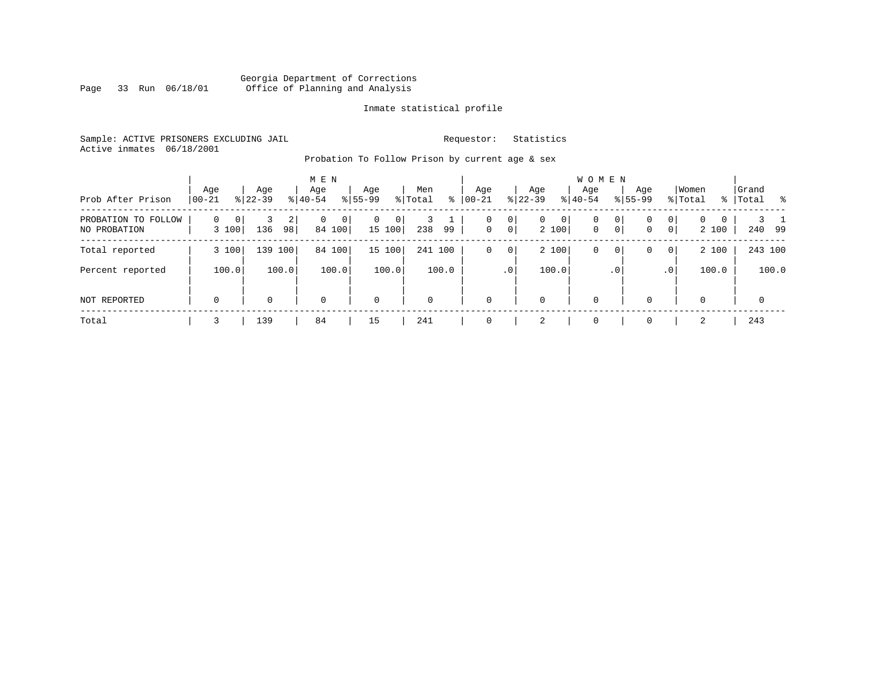Georgia Department of Corrections
Office of Planning and Analysis

Inmate statistical profile

Sample: ACTIVE PRISONERS EXCLUDING JAIL

Requestor: Statistics

Active inmates 06/18/2001

Probation To Follow Prison by current age & sex

| Prob After Prison | MEN Age 00-21 | % | Age 22-39 | % | Age 40-54 | % | Age 55-99 | % | Men Total | % | WOMEN Age 00-21 | % | Age 22-39 | % | Age 40-54 | % | Age 55-99 | % | Women Total | % | Grand Total | % |
|---|---|---|---|---|---|---|---|---|---|---|---|---|---|---|---|---|---|---|---|---|---|---|
| PROBATION TO FOLLOW | 0 | 0 | 3 | 2 | 0 | 0 | 0 | 0 | 3 | 1 | 0 | 0 | 0 | 0 | 0 | 0 | 0 | 0 | 0 | 0 | 3 | 1 |
| NO PROBATION | 3 | 100 | 136 | 98 | 84 | 100 | 15 | 100 | 238 | 99 | 0 | 0 | 2 | 100 | 0 | 0 | 0 | 0 | 2 | 100 | 240 | 99 |
| Total reported | 3 | 100 | 139 | 100 | 84 | 100 | 15 | 100 | 241 | 100 | 0 | 0 | 2 | 100 | 0 | 0 | 0 | 0 | 2 | 100 | 243 | 100 |
| Percent reported | | 100.0 | | 100.0 | | 100.0 | | 100.0 | | 100.0 | | .0 | | 100.0 | | .0 | | .0 | | 100.0 | | 100.0 |
| NOT REPORTED | 0 | | 0 | | 0 | | 0 | | 0 | | 0 | | 0 | | 0 | | 0 | | 0 | | 0 | |
| Total | 3 | | 139 | | 84 | | 15 | | 241 | | 0 | | 2 | | 0 | | 0 | | 2 | | 243 | |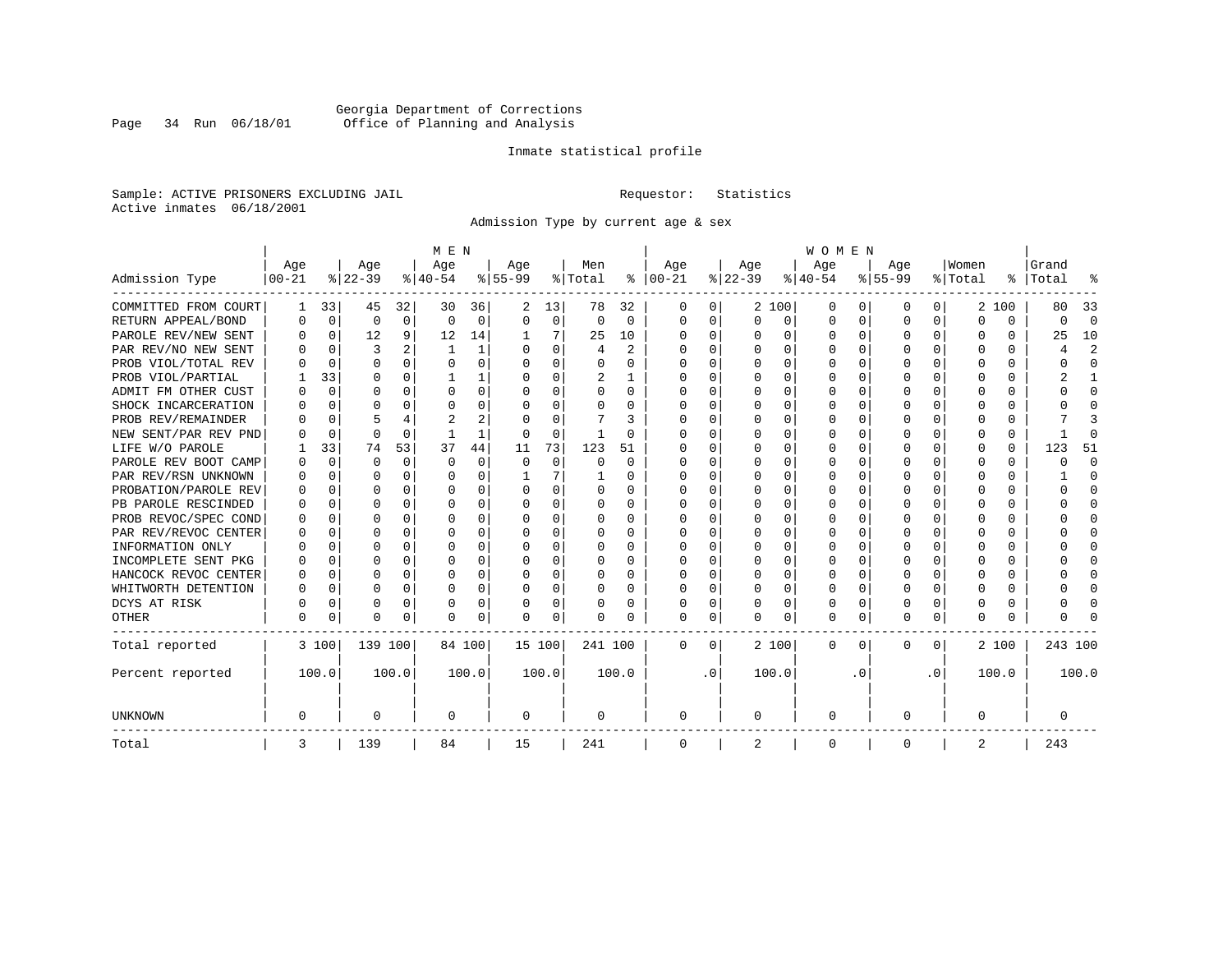Georgia Department of Corrections
Office of Planning and Analysis

Inmate statistical profile

Sample: ACTIVE PRISONERS EXCLUDING JAIL    Requestor: Statistics
Active inmates 06/18/2001

Admission Type by current age & sex

| Admission Type | MEN Age 00-21 | % | Age 22-39 | % | Age 40-54 | % | Age 55-99 | % | Men Total | % | WOMEN Age 00-21 | % | Age 22-39 | % | Age 40-54 | % | Age 55-99 | % | Women Total | % | Grand Total | % |
|---|---|---|---|---|---|---|---|---|---|---|---|---|---|---|---|---|---|---|---|---|---|---|
| COMMITTED FROM COURT | 1 | 33 | 45 | 32 | 30 | 36 | 2 | 13 | 78 | 32 | 0 | 0 | 2 | 100 | 0 | 0 | 0 | 0 | 2 | 100 | 80 | 33 |
| RETURN APPEAL/BOND | 0 | 0 | 0 | 0 | 0 | 0 | 0 | 0 | 0 | 0 | 0 | 0 | 0 | 0 | 0 | 0 | 0 | 0 | 0 | 0 | 0 | 0 |
| PAROLE REV/NEW SENT | 0 | 0 | 12 | 9 | 12 | 14 | 1 | 7 | 25 | 10 | 0 | 0 | 0 | 0 | 0 | 0 | 0 | 0 | 0 | 0 | 25 | 10 |
| PAR REV/NO NEW SENT | 0 | 0 | 3 | 2 | 1 | 1 | 0 | 0 | 4 | 2 | 0 | 0 | 0 | 0 | 0 | 0 | 0 | 0 | 0 | 0 | 4 | 2 |
| PROB VIOL/TOTAL REV | 0 | 0 | 0 | 0 | 0 | 0 | 0 | 0 | 0 | 0 | 0 | 0 | 0 | 0 | 0 | 0 | 0 | 0 | 0 | 0 | 0 | 0 |
| PROB VIOL/PARTIAL | 1 | 33 | 0 | 0 | 1 | 1 | 0 | 0 | 2 | 1 | 0 | 0 | 0 | 0 | 0 | 0 | 0 | 0 | 0 | 0 | 2 | 1 |
| ADMIT FM OTHER CUST | 0 | 0 | 0 | 0 | 0 | 0 | 0 | 0 | 0 | 0 | 0 | 0 | 0 | 0 | 0 | 0 | 0 | 0 | 0 | 0 | 0 | 0 |
| SHOCK INCARCERATION | 0 | 0 | 0 | 0 | 0 | 0 | 0 | 0 | 0 | 0 | 0 | 0 | 0 | 0 | 0 | 0 | 0 | 0 | 0 | 0 | 0 | 0 |
| PROB REV/REMAINDER | 0 | 0 | 5 | 4 | 2 | 2 | 0 | 0 | 7 | 3 | 0 | 0 | 0 | 0 | 0 | 0 | 0 | 0 | 0 | 0 | 7 | 3 |
| NEW SENT/PAR REV PND | 0 | 0 | 0 | 0 | 1 | 1 | 0 | 0 | 1 | 0 | 0 | 0 | 0 | 0 | 0 | 0 | 0 | 0 | 0 | 0 | 1 | 0 |
| LIFE W/O PAROLE | 1 | 33 | 74 | 53 | 37 | 44 | 11 | 73 | 123 | 51 | 0 | 0 | 0 | 0 | 0 | 0 | 0 | 0 | 0 | 0 | 123 | 51 |
| PAROLE REV BOOT CAMP | 0 | 0 | 0 | 0 | 0 | 0 | 0 | 0 | 0 | 0 | 0 | 0 | 0 | 0 | 0 | 0 | 0 | 0 | 0 | 0 | 0 | 0 |
| PAR REV/RSN UNKNOWN | 0 | 0 | 0 | 0 | 0 | 0 | 1 | 7 | 1 | 0 | 0 | 0 | 0 | 0 | 0 | 0 | 0 | 0 | 0 | 0 | 1 | 0 |
| PROBATION/PAROLE REV | 0 | 0 | 0 | 0 | 0 | 0 | 0 | 0 | 0 | 0 | 0 | 0 | 0 | 0 | 0 | 0 | 0 | 0 | 0 | 0 | 0 | 0 |
| PB PAROLE RESCINDED | 0 | 0 | 0 | 0 | 0 | 0 | 0 | 0 | 0 | 0 | 0 | 0 | 0 | 0 | 0 | 0 | 0 | 0 | 0 | 0 | 0 | 0 |
| PROB REVOC/SPEC COND | 0 | 0 | 0 | 0 | 0 | 0 | 0 | 0 | 0 | 0 | 0 | 0 | 0 | 0 | 0 | 0 | 0 | 0 | 0 | 0 | 0 | 0 |
| PAR REV/REVOC CENTER | 0 | 0 | 0 | 0 | 0 | 0 | 0 | 0 | 0 | 0 | 0 | 0 | 0 | 0 | 0 | 0 | 0 | 0 | 0 | 0 | 0 | 0 |
| INFORMATION ONLY | 0 | 0 | 0 | 0 | 0 | 0 | 0 | 0 | 0 | 0 | 0 | 0 | 0 | 0 | 0 | 0 | 0 | 0 | 0 | 0 | 0 | 0 |
| INCOMPLETE SENT PKG | 0 | 0 | 0 | 0 | 0 | 0 | 0 | 0 | 0 | 0 | 0 | 0 | 0 | 0 | 0 | 0 | 0 | 0 | 0 | 0 | 0 | 0 |
| HANCOCK REVOC CENTER | 0 | 0 | 0 | 0 | 0 | 0 | 0 | 0 | 0 | 0 | 0 | 0 | 0 | 0 | 0 | 0 | 0 | 0 | 0 | 0 | 0 | 0 |
| WHITWORTH DETENTION | 0 | 0 | 0 | 0 | 0 | 0 | 0 | 0 | 0 | 0 | 0 | 0 | 0 | 0 | 0 | 0 | 0 | 0 | 0 | 0 | 0 | 0 |
| DCYS AT RISK | 0 | 0 | 0 | 0 | 0 | 0 | 0 | 0 | 0 | 0 | 0 | 0 | 0 | 0 | 0 | 0 | 0 | 0 | 0 | 0 | 0 | 0 |
| OTHER | 0 | 0 | 0 | 0 | 0 | 0 | 0 | 0 | 0 | 0 | 0 | 0 | 0 | 0 | 0 | 0 | 0 | 0 | 0 | 0 | 0 | 0 |
| Total reported | 3 | 100 | 139 | 100 | 84 | 100 | 15 | 100 | 241 | 100 | 0 | 0 | 2 | 100 | 0 | 0 | 0 | 0 | 2 | 100 | 243 | 100 |
| Percent reported | | 100.0 | | 100.0 | | 100.0 | | 100.0 | | 100.0 | | .0 | | 100.0 | | .0 | | .0 | | 100.0 | | 100.0 |
| UNKNOWN | 0 | | 0 | | 0 | | 0 | | 0 | | 0 | | 0 | | 0 | | 0 | | 0 | | 0 | |
| Total | 3 | | 139 | | 84 | | 15 | | 241 | | 0 | | 2 | | 0 | | 0 | | 2 | | 243 | |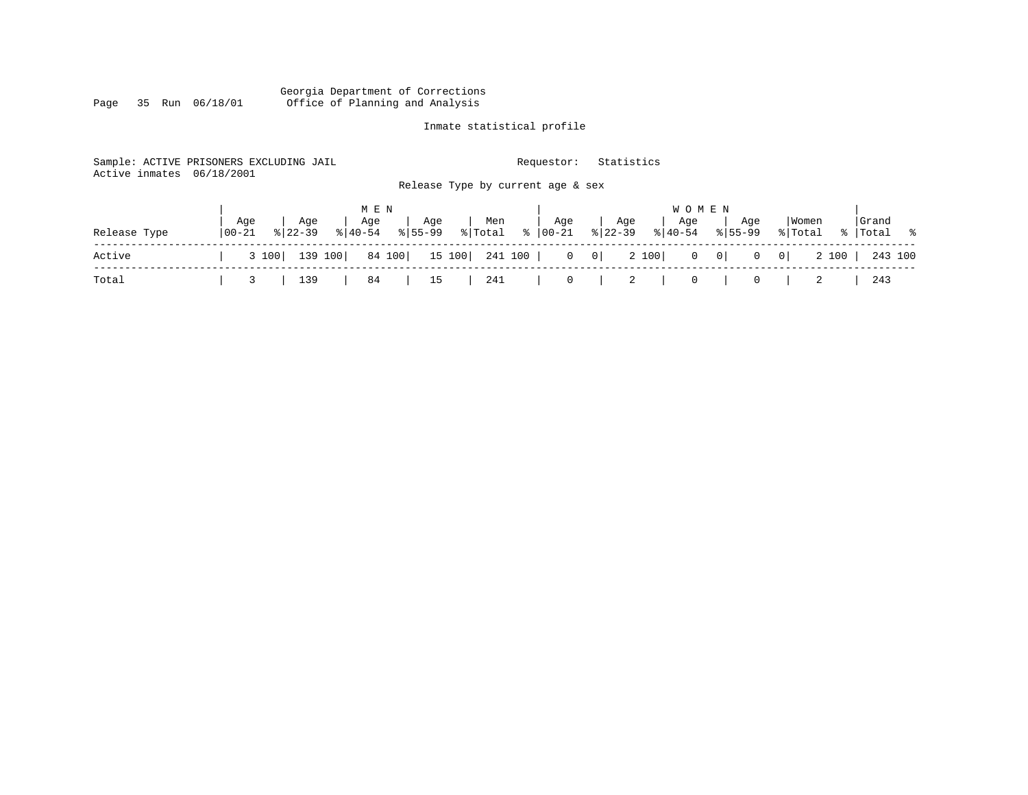Georgia Department of Corrections
Office of Planning and Analysis

Inmate statistical profile

Sample: ACTIVE PRISONERS EXCLUDING JAIL    Requestor: Statistics
Active inmates 06/18/2001

Release Type by current age & sex

| Release Type | MEN Age 00-21 | % | Age 22-39 | % | Age 40-54 | % | Age 55-99 | % | Men Total | % | WOMEN Age 00-21 | % | Age 22-39 | % | Age 40-54 | % | Age 55-99 | % | Women Total | % | Grand Total | % |
|---|---|---|---|---|---|---|---|---|---|---|---|---|---|---|---|---|---|---|---|---|---|---|
| Active | 3 | 100 | 139 | 100 | 84 | 100 | 15 | 100 | 241 | 100 | 0 | 0 | 2 | 100 | 0 | 0 | 0 | 0 | 2 | 100 | 243 | 100 |
| Total | 3 | | 139 | | 84 | | 15 | | 241 | | 0 | | 2 | | 0 | | 0 | | 2 | | 243 | |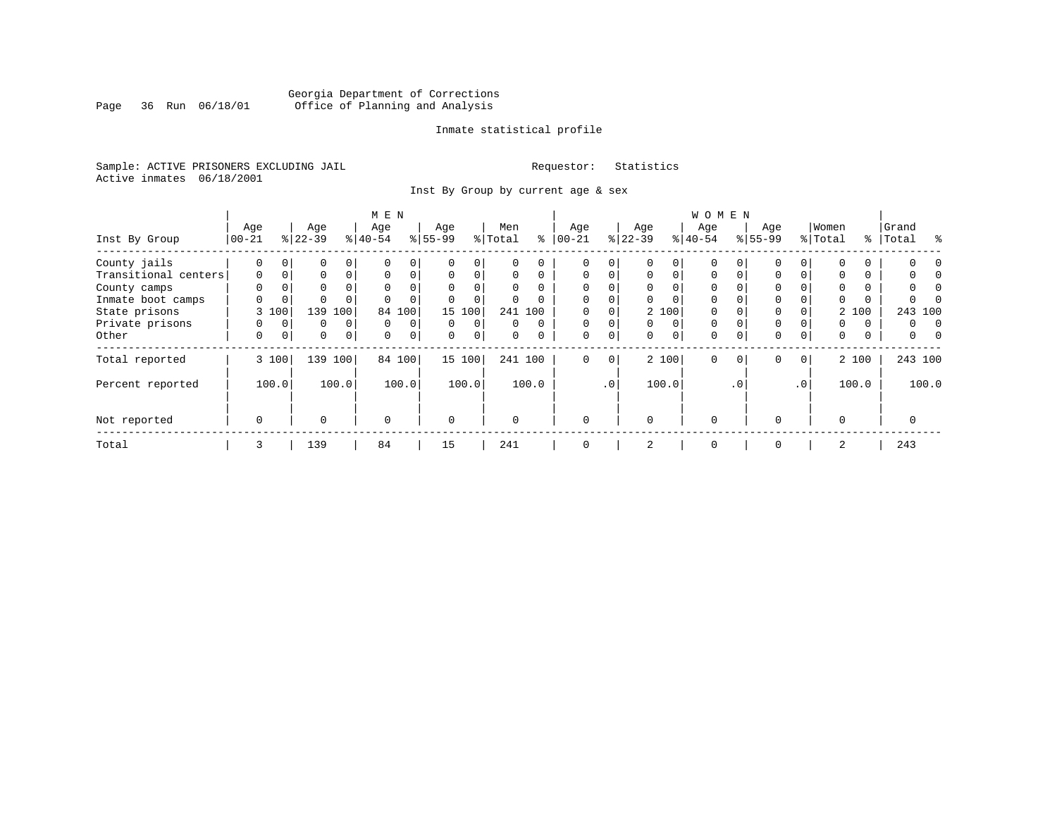Georgia Department of Corrections
Office of Planning and Analysis

Inmate statistical profile

Sample: ACTIVE PRISONERS EXCLUDING JAIL

Requestor: Statistics

Active inmates 06/18/2001

Inst By Group by current age & sex

| Inst By Group | MEN Age 00-21 | % | Age 22-39 | % | Age 40-54 | % | Age 55-99 | % | Men Total | % | WOMEN Age 00-21 | % | Age 22-39 | % | Age 40-54 | % | Age 55-99 | % | Women Total | % | Grand Total | % |
|---|---|---|---|---|---|---|---|---|---|---|---|---|---|---|---|---|---|---|---|---|---|---|
| County jails | 0 | 0 | 0 | 0 | 0 | 0 | 0 | 0 | 0 | 0 | 0 | 0 | 0 | 0 | 0 | 0 | 0 | 0 | 0 | 0 | 0 | 0 |
| Transitional centers | 0 | 0 | 0 | 0 | 0 | 0 | 0 | 0 | 0 | 0 | 0 | 0 | 0 | 0 | 0 | 0 | 0 | 0 | 0 | 0 | 0 | 0 |
| County camps | 0 | 0 | 0 | 0 | 0 | 0 | 0 | 0 | 0 | 0 | 0 | 0 | 0 | 0 | 0 | 0 | 0 | 0 | 0 | 0 | 0 | 0 |
| Inmate boot camps | 0 | 0 | 0 | 0 | 0 | 0 | 0 | 0 | 0 | 0 | 0 | 0 | 0 | 0 | 0 | 0 | 0 | 0 | 0 | 0 | 0 | 0 |
| State prisons | 3 | 100 | 139 | 100 | 84 | 100 | 15 | 100 | 241 | 100 | 0 | 0 | 2 | 100 | 0 | 0 | 0 | 0 | 2 | 100 | 243 | 100 |
| Private prisons | 0 | 0 | 0 | 0 | 0 | 0 | 0 | 0 | 0 | 0 | 0 | 0 | 0 | 0 | 0 | 0 | 0 | 0 | 0 | 0 | 0 | 0 |
| Other | 0 | 0 | 0 | 0 | 0 | 0 | 0 | 0 | 0 | 0 | 0 | 0 | 0 | 0 | 0 | 0 | 0 | 0 | 0 | 0 | 0 | 0 |
| Total reported | 3 | 100 | 139 | 100 | 84 | 100 | 15 | 100 | 241 | 100 | 0 | 0 | 2 | 100 | 0 | 0 | 0 | 0 | 2 | 100 | 243 | 100 |
| Percent reported | | 100.0 | | 100.0 | | 100.0 | | 100.0 | | 100.0 | | .0 | | 100.0 | | .0 | | .0 | | 100.0 | | 100.0 |
| Not reported | 0 | | 0 | | 0 | | 0 | | 0 | | 0 | | 0 | | 0 | | 0 | | 0 | | 0 | |
| Total | 3 | | 139 | | 84 | | 15 | | 241 | | 0 | | 2 | | 0 | | 0 | | 2 | | 243 | |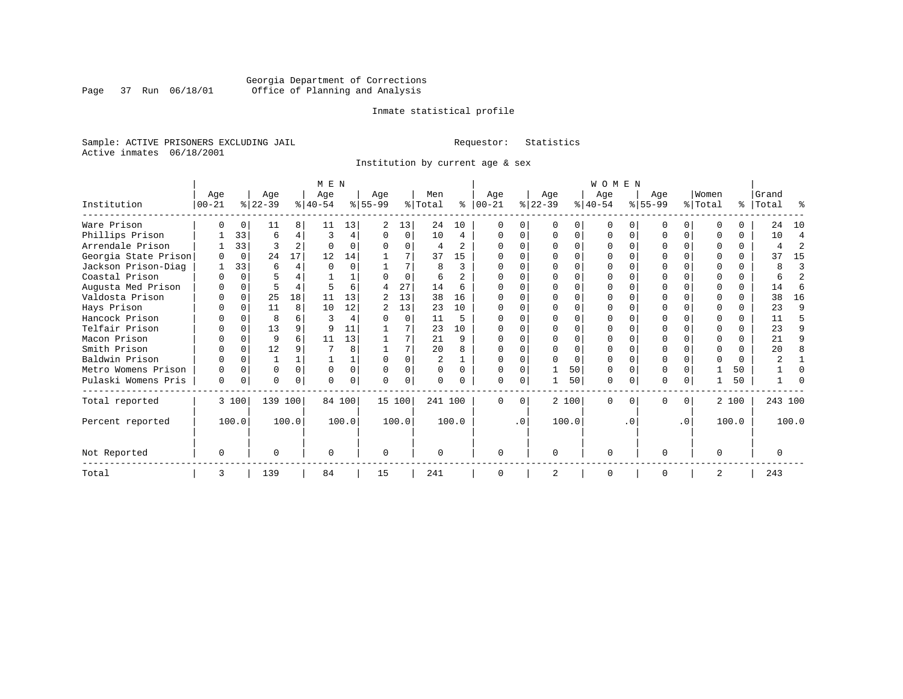Georgia Department of Corrections
Office of Planning and Analysis

Inmate statistical profile

Sample: ACTIVE PRISONERS EXCLUDING JAIL    Requestor: Statistics
Active inmates 06/18/2001

Institution by current age & sex

| Institution | MEN Age 00-21 | % | Age 22-39 | % | Age 40-54 | % | Age 55-99 | % | Men Total | % | WOMEN Age 00-21 | % | Age 22-39 | % | Age 40-54 | % | Age 55-99 | % | Women Total | % | Grand Total | % |
|---|---|---|---|---|---|---|---|---|---|---|---|---|---|---|---|---|---|---|---|---|---|---|
| Ware Prison | 0 | 0 | 11 | 8 | 11 | 13 | 2 | 13 | 24 | 10 | 0 | 0 | 0 | 0 | 0 | 0 | 0 | 0 | 0 | 0 | 24 | 10 |
| Phillips Prison | 1 | 33 | 6 | 4 | 3 | 4 | 0 | 0 | 10 | 4 | 0 | 0 | 0 | 0 | 0 | 0 | 0 | 0 | 0 | 0 | 10 | 4 |
| Arrendale Prison | 1 | 33 | 3 | 2 | 0 | 0 | 0 | 0 | 4 | 2 | 0 | 0 | 0 | 0 | 0 | 0 | 0 | 0 | 0 | 0 | 4 | 2 |
| Georgia State Prison | 0 | 0 | 24 | 17 | 12 | 14 | 1 | 7 | 37 | 15 | 0 | 0 | 0 | 0 | 0 | 0 | 0 | 0 | 0 | 0 | 37 | 15 |
| Jackson Prison-Diag | 1 | 33 | 6 | 4 | 0 | 0 | 1 | 7 | 8 | 3 | 0 | 0 | 0 | 0 | 0 | 0 | 0 | 0 | 0 | 0 | 8 | 3 |
| Coastal Prison | 0 | 0 | 5 | 4 | 1 | 1 | 0 | 0 | 6 | 2 | 0 | 0 | 0 | 0 | 0 | 0 | 0 | 0 | 0 | 0 | 6 | 2 |
| Augusta Med Prison | 0 | 0 | 5 | 4 | 5 | 6 | 4 | 27 | 14 | 6 | 0 | 0 | 0 | 0 | 0 | 0 | 0 | 0 | 0 | 0 | 14 | 6 |
| Valdosta Prison | 0 | 0 | 25 | 18 | 11 | 13 | 2 | 13 | 38 | 16 | 0 | 0 | 0 | 0 | 0 | 0 | 0 | 0 | 0 | 0 | 38 | 16 |
| Hays Prison | 0 | 0 | 11 | 8 | 10 | 12 | 2 | 13 | 23 | 10 | 0 | 0 | 0 | 0 | 0 | 0 | 0 | 0 | 0 | 0 | 23 | 9 |
| Hancock Prison | 0 | 0 | 8 | 6 | 3 | 4 | 0 | 0 | 11 | 5 | 0 | 0 | 0 | 0 | 0 | 0 | 0 | 0 | 0 | 0 | 11 | 5 |
| Telfair Prison | 0 | 0 | 13 | 9 | 9 | 11 | 1 | 7 | 23 | 10 | 0 | 0 | 0 | 0 | 0 | 0 | 0 | 0 | 0 | 0 | 23 | 9 |
| Macon Prison | 0 | 0 | 9 | 6 | 11 | 13 | 1 | 7 | 21 | 9 | 0 | 0 | 0 | 0 | 0 | 0 | 0 | 0 | 0 | 0 | 21 | 9 |
| Smith Prison | 0 | 0 | 12 | 9 | 7 | 8 | 1 | 7 | 20 | 8 | 0 | 0 | 0 | 0 | 0 | 0 | 0 | 0 | 0 | 0 | 20 | 8 |
| Baldwin Prison | 0 | 0 | 1 | 1 | 1 | 1 | 0 | 0 | 2 | 1 | 0 | 0 | 0 | 0 | 0 | 0 | 0 | 0 | 0 | 0 | 2 | 1 |
| Metro Womens Prison | 0 | 0 | 0 | 0 | 0 | 0 | 0 | 0 | 0 | 0 | 0 | 0 | 1 | 50 | 0 | 0 | 0 | 0 | 1 | 50 | 1 | 0 |
| Pulaski Womens Pris | 0 | 0 | 0 | 0 | 0 | 0 | 0 | 0 | 0 | 0 | 0 | 0 | 1 | 50 | 0 | 0 | 0 | 0 | 1 | 50 | 1 | 0 |
| Total reported | 3 | 100 | 139 | 100 | 84 | 100 | 15 | 100 | 241 | 100 | 0 | 0 | 2 | 100 | 0 | 0 | 0 | 0 | 2 | 100 | 243 | 100 |
| Percent reported | | 100.0 | | 100.0 | | 100.0 | | 100.0 | | 100.0 | | .0 | | 100.0 | | .0 | | .0 | | 100.0 | | 100.0 |
| Not Reported | 0 | | 0 | | 0 | | 0 | | 0 | | 0 | | 0 | | 0 | | 0 | | 0 | | 0 | |
| Total | 3 | | 139 | | 84 | | 15 | | 241 | | 0 | | 2 | | 0 | | 0 | | 2 | | 243 | |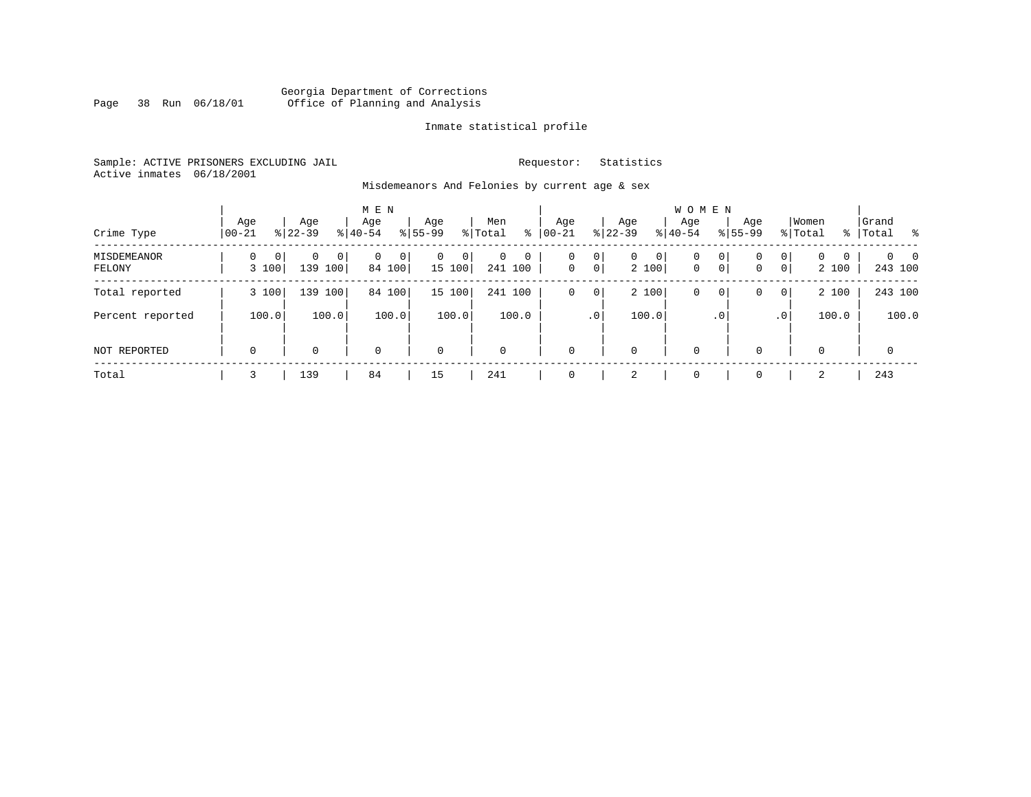Georgia Department of Corrections
Office of Planning and Analysis

Inmate statistical profile

Sample: ACTIVE PRISONERS EXCLUDING JAIL

Requestor: Statistics

Active inmates 06/18/2001

Misdemeanors And Felonies by current age & sex

| Crime Type | MEN Age 00-21 | % | Age 22-39 | % | Age 40-54 | % | Age 55-99 | % | Men Total | % | WOMEN Age 00-21 | % | Age 22-39 | % | Age 40-54 | % | Age 55-99 | % | Women Total | % | Grand Total | % |
|---|---|---|---|---|---|---|---|---|---|---|---|---|---|---|---|---|---|---|---|---|---|---|
| MISDEMEANOR | 0 | 0 | 0 | 0 | 0 | 0 | 0 | 0 | 0 | 0 | 0 | 0 | 0 | 0 | 0 | 0 | 0 | 0 | 0 | 0 | 0 | 0 |
| FELONY | 3 | 100 | 139 | 100 | 84 | 100 | 15 | 100 | 241 | 100 | 0 | 0 | 2 | 100 | 0 | 0 | 0 | 0 | 2 | 100 | 243 | 100 |
| Total reported | 3 | 100 | 139 | 100 | 84 | 100 | 15 | 100 | 241 | 100 | 0 | 0 | 2 | 100 | 0 | 0 | 0 | 0 | 2 | 100 | 243 | 100 |
| Percent reported | | 100.0 | | 100.0 | | 100.0 | | 100.0 | | 100.0 | | .0 | | 100.0 | | .0 | | .0 | | 100.0 | | 100.0 |
| NOT REPORTED | 0 | | 0 | | 0 | | 0 | | 0 | | 0 | | 0 | | 0 | | 0 | | 0 | | 0 | |
| Total | 3 | | 139 | | 84 | | 15 | | 241 | | 0 | | 2 | | 0 | | 0 | | 2 | | 243 | |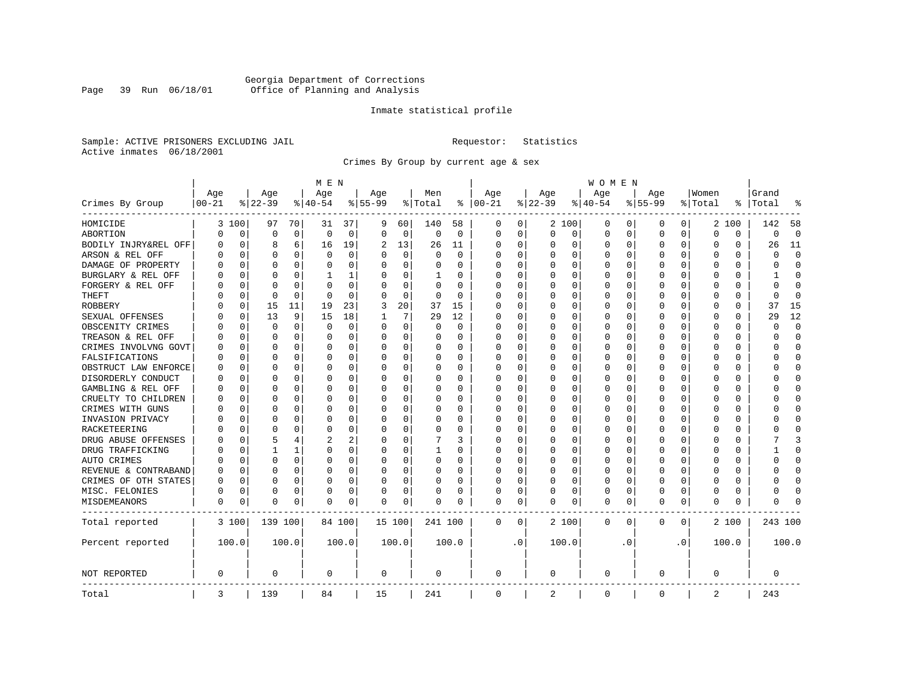Georgia Department of Corrections
Office of Planning and Analysis

Inmate statistical profile

Sample: ACTIVE PRISONERS EXCLUDING JAIL    Requestor: Statistics
Active inmates 06/18/2001

Crimes By Group by current age & sex

| Crimes By Group | MEN Age 00-21 | % | Age 22-39 | % | Age 40-54 | % | Age 55-99 | % | Men Total | % | WOMEN Age 00-21 | % | Age 22-39 | % | Age 40-54 | % | Age 55-99 | % | Women Total | % | Grand Total | % |
|---|---|---|---|---|---|---|---|---|---|---|---|---|---|---|---|---|---|---|---|---|---|---|
| HOMICIDE | 3 | 100 | 97 | 70 | 31 | 37 | 9 | 60 | 140 | 58 | 0 | 0 | 2 | 100 | 0 | 0 | 0 | 0 | 2 | 100 | 142 | 58 |
| ABORTION | 0 | 0 | 0 | 0 | 0 | 0 | 0 | 0 | 0 | 0 | 0 | 0 | 0 | 0 | 0 | 0 | 0 | 0 | 0 | 0 | 0 | 0 |
| BODILY INJRY&REL OFF | 0 | 0 | 8 | 6 | 16 | 19 | 2 | 13 | 26 | 11 | 0 | 0 | 0 | 0 | 0 | 0 | 0 | 0 | 0 | 0 | 26 | 11 |
| ARSON & REL OFF | 0 | 0 | 0 | 0 | 0 | 0 | 0 | 0 | 0 | 0 | 0 | 0 | 0 | 0 | 0 | 0 | 0 | 0 | 0 | 0 | 0 | 0 |
| DAMAGE OF PROPERTY | 0 | 0 | 0 | 0 | 0 | 0 | 0 | 0 | 0 | 0 | 0 | 0 | 0 | 0 | 0 | 0 | 0 | 0 | 0 | 0 | 0 | 0 |
| BURGLARY & REL OFF | 0 | 0 | 0 | 0 | 1 | 1 | 0 | 0 | 1 | 0 | 0 | 0 | 0 | 0 | 0 | 0 | 0 | 0 | 0 | 0 | 1 | 0 |
| FORGERY & REL OFF | 0 | 0 | 0 | 0 | 0 | 0 | 0 | 0 | 0 | 0 | 0 | 0 | 0 | 0 | 0 | 0 | 0 | 0 | 0 | 0 | 0 | 0 |
| THEFT | 0 | 0 | 0 | 0 | 0 | 0 | 0 | 0 | 0 | 0 | 0 | 0 | 0 | 0 | 0 | 0 | 0 | 0 | 0 | 0 | 0 | 0 |
| ROBBERY | 0 | 0 | 15 | 11 | 19 | 23 | 3 | 20 | 37 | 15 | 0 | 0 | 0 | 0 | 0 | 0 | 0 | 0 | 0 | 0 | 37 | 15 |
| SEXUAL OFFENSES | 0 | 0 | 13 | 9 | 15 | 18 | 1 | 7 | 29 | 12 | 0 | 0 | 0 | 0 | 0 | 0 | 0 | 0 | 0 | 0 | 29 | 12 |
| OBSCENITY CRIMES | 0 | 0 | 0 | 0 | 0 | 0 | 0 | 0 | 0 | 0 | 0 | 0 | 0 | 0 | 0 | 0 | 0 | 0 | 0 | 0 | 0 | 0 |
| TREASON & REL OFF | 0 | 0 | 0 | 0 | 0 | 0 | 0 | 0 | 0 | 0 | 0 | 0 | 0 | 0 | 0 | 0 | 0 | 0 | 0 | 0 | 0 | 0 |
| CRIMES INVOLVNG GOVT | 0 | 0 | 0 | 0 | 0 | 0 | 0 | 0 | 0 | 0 | 0 | 0 | 0 | 0 | 0 | 0 | 0 | 0 | 0 | 0 | 0 | 0 |
| FALSIFICATIONS | 0 | 0 | 0 | 0 | 0 | 0 | 0 | 0 | 0 | 0 | 0 | 0 | 0 | 0 | 0 | 0 | 0 | 0 | 0 | 0 | 0 | 0 |
| OBSTRUCT LAW ENFORCE | 0 | 0 | 0 | 0 | 0 | 0 | 0 | 0 | 0 | 0 | 0 | 0 | 0 | 0 | 0 | 0 | 0 | 0 | 0 | 0 | 0 | 0 |
| DISORDERLY CONDUCT | 0 | 0 | 0 | 0 | 0 | 0 | 0 | 0 | 0 | 0 | 0 | 0 | 0 | 0 | 0 | 0 | 0 | 0 | 0 | 0 | 0 | 0 |
| GAMBLING & REL OFF | 0 | 0 | 0 | 0 | 0 | 0 | 0 | 0 | 0 | 0 | 0 | 0 | 0 | 0 | 0 | 0 | 0 | 0 | 0 | 0 | 0 | 0 |
| CRUELTY TO CHILDREN | 0 | 0 | 0 | 0 | 0 | 0 | 0 | 0 | 0 | 0 | 0 | 0 | 0 | 0 | 0 | 0 | 0 | 0 | 0 | 0 | 0 | 0 |
| CRIMES WITH GUNS | 0 | 0 | 0 | 0 | 0 | 0 | 0 | 0 | 0 | 0 | 0 | 0 | 0 | 0 | 0 | 0 | 0 | 0 | 0 | 0 | 0 | 0 |
| INVASION PRIVACY | 0 | 0 | 0 | 0 | 0 | 0 | 0 | 0 | 0 | 0 | 0 | 0 | 0 | 0 | 0 | 0 | 0 | 0 | 0 | 0 | 0 | 0 |
| RACKETEERING | 0 | 0 | 0 | 0 | 0 | 0 | 0 | 0 | 0 | 0 | 0 | 0 | 0 | 0 | 0 | 0 | 0 | 0 | 0 | 0 | 0 | 0 |
| DRUG ABUSE OFFENSES | 0 | 0 | 5 | 4 | 2 | 2 | 0 | 0 | 7 | 3 | 0 | 0 | 0 | 0 | 0 | 0 | 0 | 0 | 0 | 0 | 7 | 3 |
| DRUG TRAFFICKING | 0 | 0 | 1 | 1 | 0 | 0 | 0 | 0 | 1 | 0 | 0 | 0 | 0 | 0 | 0 | 0 | 0 | 0 | 0 | 0 | 1 | 0 |
| AUTO CRIMES | 0 | 0 | 0 | 0 | 0 | 0 | 0 | 0 | 0 | 0 | 0 | 0 | 0 | 0 | 0 | 0 | 0 | 0 | 0 | 0 | 0 | 0 |
| REVENUE & CONTRABAND | 0 | 0 | 0 | 0 | 0 | 0 | 0 | 0 | 0 | 0 | 0 | 0 | 0 | 0 | 0 | 0 | 0 | 0 | 0 | 0 | 0 | 0 |
| CRIMES OF OTH STATES | 0 | 0 | 0 | 0 | 0 | 0 | 0 | 0 | 0 | 0 | 0 | 0 | 0 | 0 | 0 | 0 | 0 | 0 | 0 | 0 | 0 | 0 |
| MISC. FELONIES | 0 | 0 | 0 | 0 | 0 | 0 | 0 | 0 | 0 | 0 | 0 | 0 | 0 | 0 | 0 | 0 | 0 | 0 | 0 | 0 | 0 | 0 |
| MISDEMEANORS | 0 | 0 | 0 | 0 | 0 | 0 | 0 | 0 | 0 | 0 | 0 | 0 | 0 | 0 | 0 | 0 | 0 | 0 | 0 | 0 | 0 | 0 |
| Total reported | 3 | 100 | 139 | 100 | 84 | 100 | 15 | 100 | 241 | 100 | 0 | 0 | 2 | 100 | 0 | 0 | 0 | 0 | 2 | 100 | 243 | 100 |
| Percent reported | 100.0 | | 100.0 | | 100.0 | | 100.0 | | 100.0 | | .0 | | 100.0 | | .0 | | .0 | | 100.0 | | 100.0 | |
| NOT REPORTED | 0 | | 0 | | 0 | | 0 | | 0 | | 0 | | 0 | | 0 | | 0 | | 0 | | 0 | |
| Total | 3 | | 139 | | 84 | | 15 | | 241 | | 0 | | 2 | | 0 | | 0 | | 2 | | 243 | |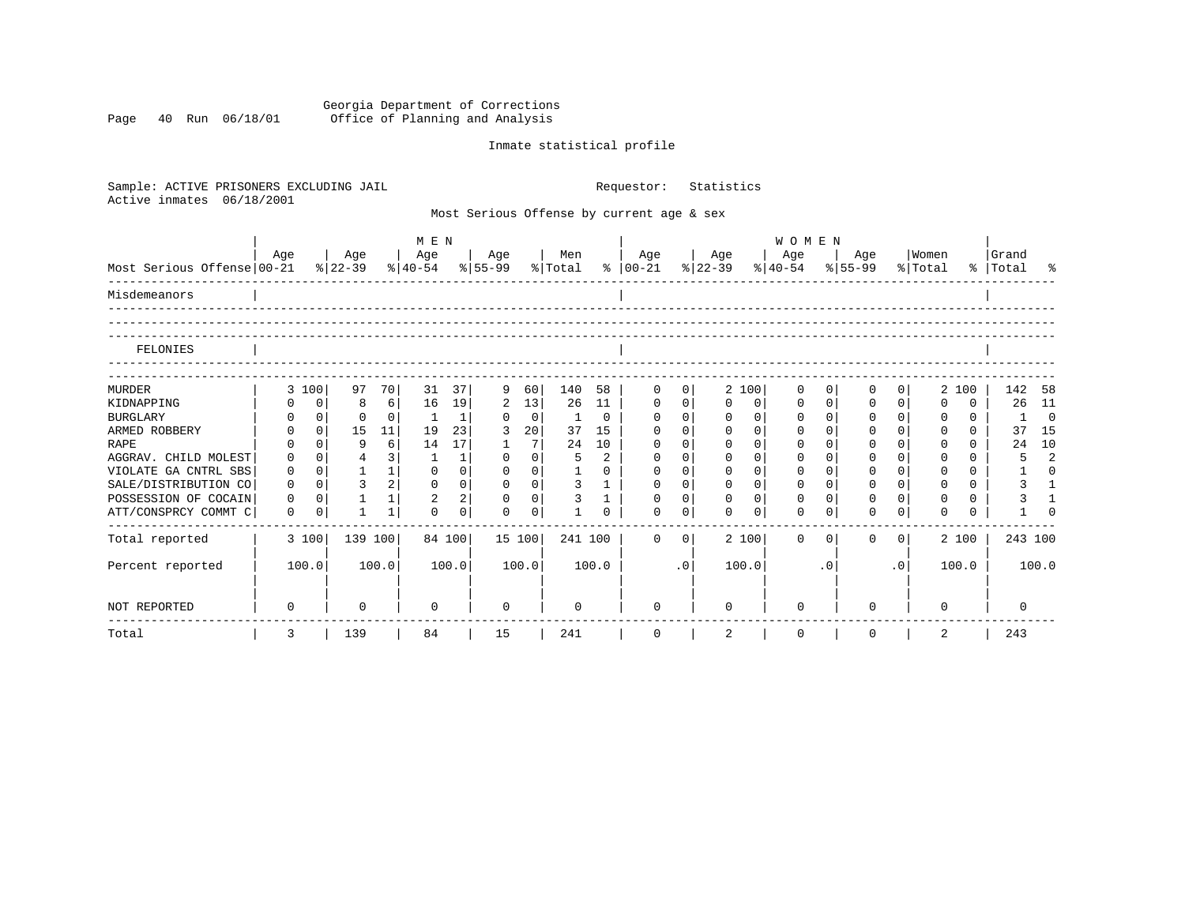Georgia Department of Corrections
Office of Planning and Analysis

Inmate statistical profile

Sample: ACTIVE PRISONERS EXCLUDING JAIL    Requestor: Statistics
Active inmates 06/18/2001

Most Serious Offense by current age & sex

| Most Serious Offense | MEN Age 00-21 | % | Age 22-39 | % | Age 40-54 | % | Age 55-99 | % | Men Total | % | WOMEN Age 00-21 | % | Age 22-39 | % | Age 40-54 | % | Age 55-99 | % | Women Total | % | Grand Total | % |
|---|---|---|---|---|---|---|---|---|---|---|---|---|---|---|---|---|---|---|---|---|---|---|
| Misdemeanors | | | | | | | | | | | | | | | | | | | | | | |
| FELONIES | | | | | | | | | | | | | | | | | | | | | | |
| MURDER | 3 | 100 | 97 | 70 | 31 | 37 | 9 | 60 | 140 | 58 | 0 | 0 | 2 | 100 | 0 | 0 | 0 | 0 | 2 | 100 | 142 | 58 |
| KIDNAPPING | 0 | 0 | 8 | 6 | 16 | 19 | 2 | 13 | 26 | 11 | 0 | 0 | 0 | 0 | 0 | 0 | 0 | 0 | 0 | 0 | 26 | 11 |
| BURGLARY | 0 | 0 | 0 | 0 | 1 | 1 | 0 | 0 | 1 | 0 | 0 | 0 | 0 | 0 | 0 | 0 | 0 | 0 | 0 | 0 | 1 | 0 |
| ARMED ROBBERY | 0 | 0 | 15 | 11 | 19 | 23 | 3 | 20 | 37 | 15 | 0 | 0 | 0 | 0 | 0 | 0 | 0 | 0 | 0 | 0 | 37 | 15 |
| RAPE | 0 | 0 | 9 | 6 | 14 | 17 | 1 | 7 | 24 | 10 | 0 | 0 | 0 | 0 | 0 | 0 | 0 | 0 | 0 | 0 | 24 | 10 |
| AGGRAV. CHILD MOLEST | 0 | 0 | 4 | 3 | 1 | 1 | 0 | 0 | 5 | 2 | 0 | 0 | 0 | 0 | 0 | 0 | 0 | 0 | 0 | 0 | 5 | 2 |
| VIOLATE GA CNTRL SBS | 0 | 0 | 1 | 1 | 0 | 0 | 0 | 0 | 1 | 0 | 0 | 0 | 0 | 0 | 0 | 0 | 0 | 0 | 0 | 0 | 1 | 0 |
| SALE/DISTRIBUTION CO | 0 | 0 | 3 | 2 | 0 | 0 | 0 | 0 | 3 | 1 | 0 | 0 | 0 | 0 | 0 | 0 | 0 | 0 | 0 | 0 | 3 | 1 |
| POSSESSION OF COCAIN | 0 | 0 | 1 | 1 | 2 | 2 | 0 | 0 | 3 | 1 | 0 | 0 | 0 | 0 | 0 | 0 | 0 | 0 | 0 | 0 | 3 | 1 |
| ATT/CONSPRCY COMMT C | 0 | 0 | 1 | 1 | 0 | 0 | 0 | 0 | 1 | 0 | 0 | 0 | 0 | 0 | 0 | 0 | 0 | 0 | 0 | 0 | 1 | 0 |
| Total reported | 3 | 100 | 139 | 100 | 84 | 100 | 15 | 100 | 241 | 100 | 0 | 0 | 2 | 100 | 0 | 0 | 0 | 0 | 2 | 100 | 243 | 100 |
| Percent reported | | 100.0 | | 100.0 | | 100.0 | | 100.0 | | 100.0 | | .0 | | 100.0 | | .0 | | .0 | | 100.0 | | 100.0 |
| NOT REPORTED | 0 | | 0 | | 0 | | 0 | | 0 | | 0 | | 0 | | 0 | | 0 | | 0 | | 0 | |
| Total | 3 | | 139 | | 84 | | 15 | | 241 | | 0 | | 2 | | 0 | | 0 | | 2 | | 243 | |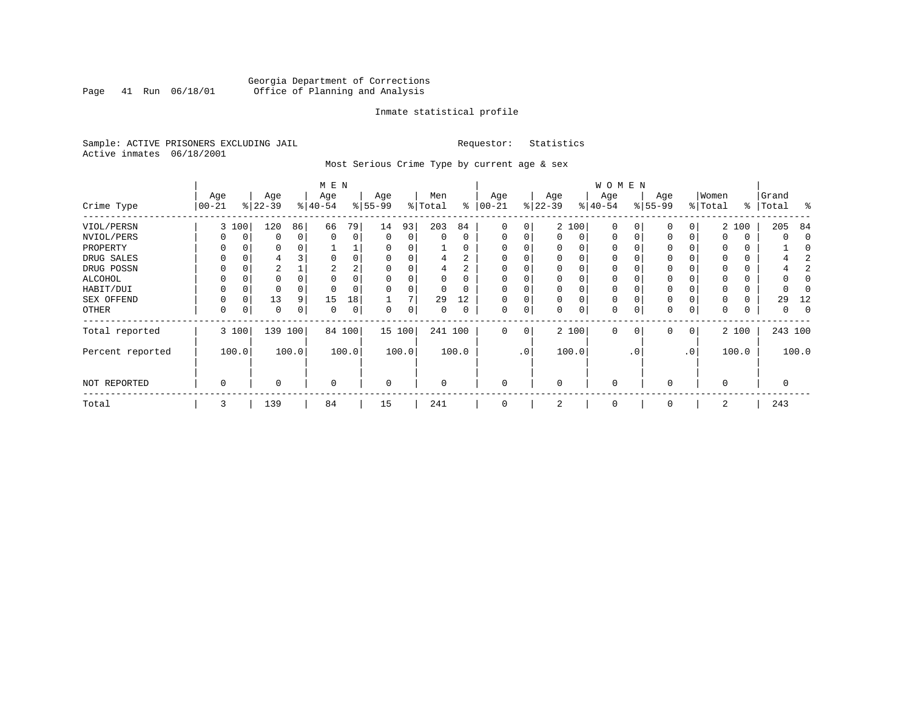Georgia Department of Corrections
Office of Planning and Analysis

Inmate statistical profile

Sample: ACTIVE PRISONERS EXCLUDING JAIL

Requestor: Statistics

Active inmates 06/18/2001

Most Serious Crime Type by current age & sex

| | MEN | | | | | | | | | | WOMEN | | | | | | | | | | | |
|---|---|---|---|---|---|---|---|---|---|---|---|---|---|---|---|---|---|---|---|---|---|---|
| Crime Type | Age 00-21 | % | Age 22-39 | % | Age 40-54 | % | Age 55-99 | % | Men Total | % | Age 00-21 | % | Age 22-39 | % | Age 40-54 | % | Age 55-99 | % | Women Total | % | Grand Total | % |
| VIOL/PERSN | 3 | 100 | 120 | 86 | 66 | 79 | 14 | 93 | 203 | 84 | 0 | 0 | 2 | 100 | 0 | 0 | 0 | 0 | 2 | 100 | 205 | 84 |
| NVIOL/PERS | 0 | 0 | 0 | 0 | 0 | 0 | 0 | 0 | 0 | 0 | 0 | 0 | 0 | 0 | 0 | 0 | 0 | 0 | 0 | 0 | 0 | 0 |
| PROPERTY | 0 | 0 | 0 | 0 | 1 | 1 | 0 | 0 | 1 | 0 | 0 | 0 | 0 | 0 | 0 | 0 | 0 | 0 | 0 | 0 | 1 | 0 |
| DRUG SALES | 0 | 0 | 4 | 3 | 0 | 0 | 0 | 0 | 4 | 2 | 0 | 0 | 0 | 0 | 0 | 0 | 0 | 0 | 0 | 0 | 4 | 2 |
| DRUG POSSN | 0 | 0 | 2 | 1 | 2 | 2 | 0 | 0 | 4 | 2 | 0 | 0 | 0 | 0 | 0 | 0 | 0 | 0 | 0 | 0 | 4 | 2 |
| ALCOHOL | 0 | 0 | 0 | 0 | 0 | 0 | 0 | 0 | 0 | 0 | 0 | 0 | 0 | 0 | 0 | 0 | 0 | 0 | 0 | 0 | 0 | 0 |
| HABIT/DUI | 0 | 0 | 0 | 0 | 0 | 0 | 0 | 0 | 0 | 0 | 0 | 0 | 0 | 0 | 0 | 0 | 0 | 0 | 0 | 0 | 0 | 0 |
| SEX OFFEND | 0 | 0 | 13 | 9 | 15 | 18 | 1 | 7 | 29 | 12 | 0 | 0 | 0 | 0 | 0 | 0 | 0 | 0 | 0 | 0 | 29 | 12 |
| OTHER | 0 | 0 | 0 | 0 | 0 | 0 | 0 | 0 | 0 | 0 | 0 | 0 | 0 | 0 | 0 | 0 | 0 | 0 | 0 | 0 | 0 | 0 |
| Total reported | 3 | 100 | 139 | 100 | 84 | 100 | 15 | 100 | 241 | 100 | 0 | 0 | 2 | 100 | 0 | 0 | 0 | 0 | 2 | 100 | 243 | 100 |
| Percent reported | | 100.0 | | 100.0 | | 100.0 | | 100.0 | | 100.0 | | .0 | | 100.0 | | .0 | | .0 | | 100.0 | | 100.0 |
| NOT REPORTED | 0 | | 0 | | 0 | | 0 | | 0 | | 0 | | 0 | | 0 | | 0 | | 0 | | 0 | |
| Total | 3 | | 139 | | 84 | | 15 | | 241 | | 0 | | 2 | | 0 | | 0 | | 2 | | 243 | |